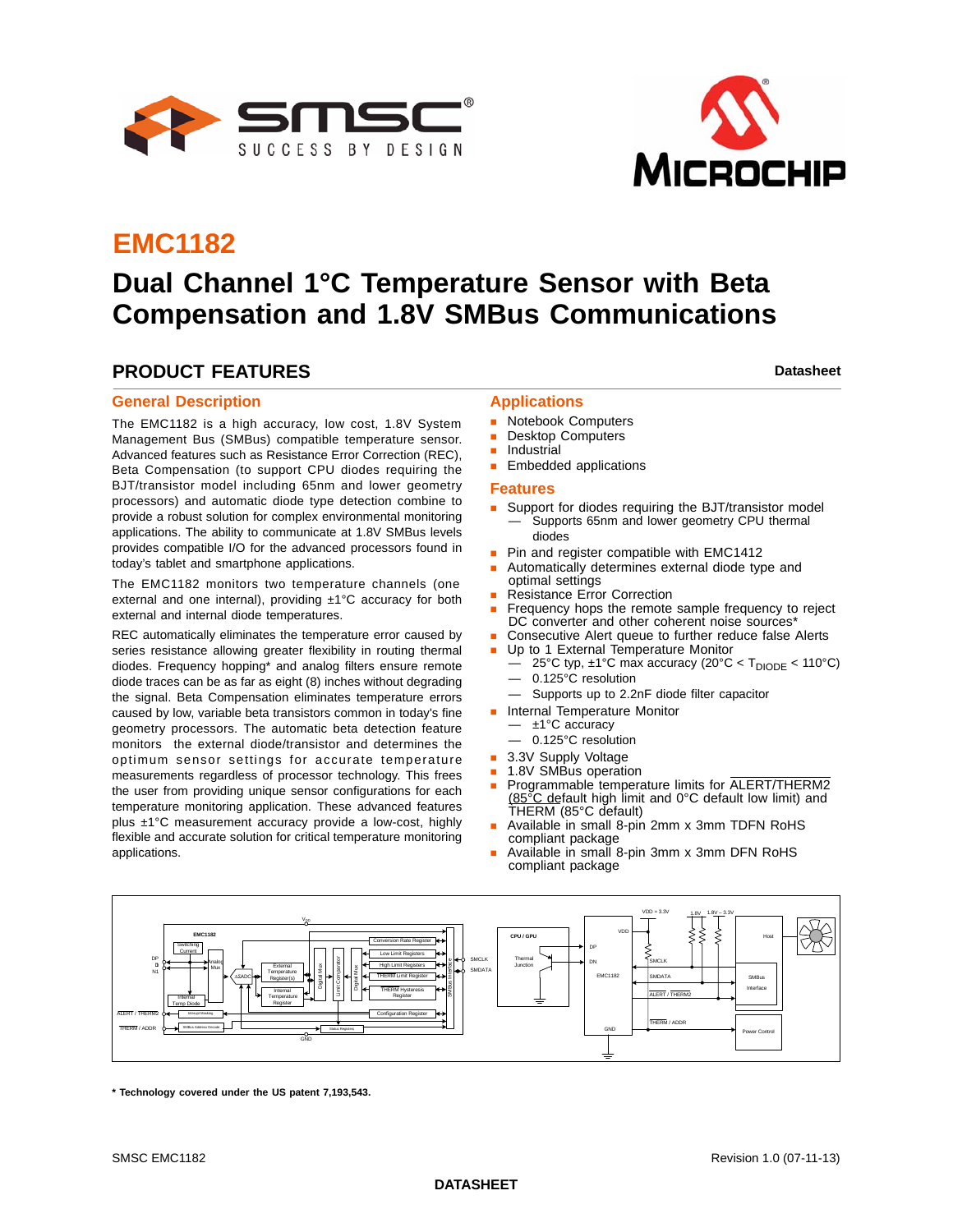# EMC1182

# Dual Channel 1°C Temperature Sensor with Beta Compensation and 1.8V SMBus Communications

## PRODUCT FEATURES

**Datasheet**

### General Description

The EMC1182 is a high accuracy, low cost, 1.8V System Management Bus (SMBus) compatible temperature sensor. Advanced features such as Resistance Error Correction (REC), Beta Compensation (to support CPU diodes requiring the BJT/transistor model including 65nm and lower geometry processors) and automatic diode type detection combine to provide a robust solution for complex environmental monitoring applications. The ability to communicate at 1.8V SMBus levels provides compatible I/O for the advanced processors found in today's tablet and smartphone applications.

The EMC1182 monitors two temperature channels (one external and one internal), providing ±1°C accuracy for both external and internal diode temperatures.

REC automatically eliminates the temperature error caused by series resistance allowing greater flexibility in routing thermal diodes. Frequency hopping* and analog filters ensure remote diode traces can be as far as eight (8) inches without degrading the signal. Beta Compensation eliminates temperature errors caused by low, variable beta transistors common in today's fine geometry processors. The automatic beta detection feature monitors the external diode/transistor and determines the optimum sensor settings for accurate temperature measurements regardless of processor technology. This frees the user from providing unique sensor configurations for each temperature monitoring application. These advanced features plus ±1°C measurement accuracy provide a low-cost, highly flexible and accurate solution for critical temperature monitoring applications.

### Applications

- Notebook Computers
- Desktop Computers
- Industrial
- Embedded applications

### Features

- Support for diodes requiring the BJT/transistor model
  - Supports 65nm and lower geometry CPU thermal diodes
- Pin and register compatible with EMC1412
- Automatically determines external diode type and optimal settings
- Resistance Error Correction
- Frequency hops the remote sample frequency to reject DC converter and other coherent noise sources*
- Consecutive Alert queue to further reduce false Alerts
- Up to 1 External Temperature Monitor
  - 25°C typ, ±1°C max accuracy (20°C < $T_{DIODE}$ < 110°C)
  - 0.125°C resolution
  - Supports up to 2.2nF diode filter capacitor
- Internal Temperature Monitor
  - ±1°C accuracy
  - 0.125°C resolution
- 3.3V Supply Voltage
- 1.8V SMBus operation
- Programmable temperature limits for ALERT/THERM2 (85°C default high limit and 0°C default low limit) and THERM (85°C default)
- Available in small 8-pin 2mm x 3mm TDFN RoHS compliant package
- Available in small 8-pin 3mm x 3mm DFN RoHS compliant package

**\* Technology covered under the US patent 7,193,543.**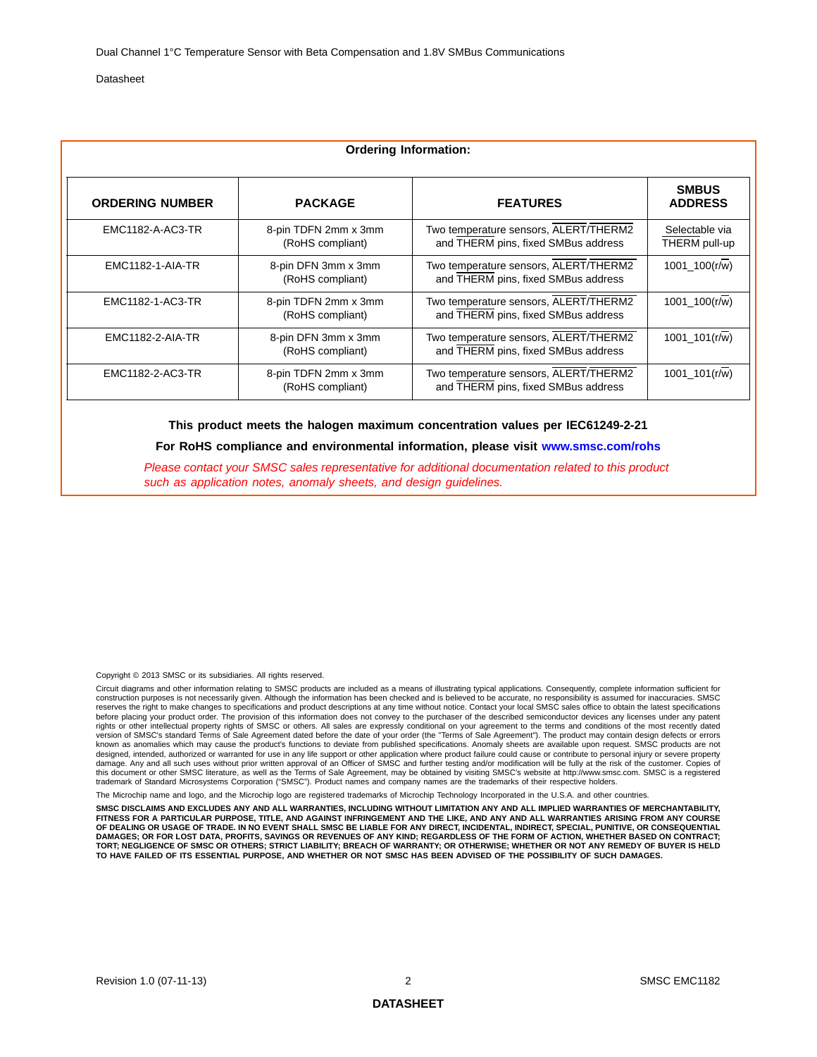**Ordering Information:**

| ORDERING NUMBER | PACKAGE | FEATURES | SMBUS ADDRESS |
|---|---|---|---|
| EMC1182-A-AC3-TR | 8-pin TDFN 2mm x 3mm (RoHS compliant) | Two temperature sensors, ALERT/THERM2 and THERM pins, fixed SMBus address | Selectable via THERM pull-up |
| EMC1182-1-AIA-TR | 8-pin DFN 3mm x 3mm (RoHS compliant) | Two temperature sensors, ALERT/THERM2 and THERM pins, fixed SMBus address | 1001_100(r/w) |
| EMC1182-1-AC3-TR | 8-pin TDFN 2mm x 3mm (RoHS compliant) | Two temperature sensors, ALERT/THERM2 and THERM pins, fixed SMBus address | 1001_100(r/w) |
| EMC1182-2-AIA-TR | 8-pin DFN 3mm x 3mm (RoHS compliant) | Two temperature sensors, ALERT/THERM2 and THERM pins, fixed SMBus address | 1001_101(r/w) |
| EMC1182-2-AC3-TR | 8-pin TDFN 2mm x 3mm (RoHS compliant) | Two temperature sensors, ALERT/THERM2 and THERM pins, fixed SMBus address | 1001_101(r/w) |

**This product meets the halogen maximum concentration values per IEC61249-2-21**

**For RoHS compliance and environmental information, please visit www.smsc.com/rohs**

*Please contact your SMSC sales representative for additional documentation related to this product such as application notes, anomaly sheets, and design guidelines.*

Copyright © 2013 SMSC or its subsidiaries. All rights reserved.

Circuit diagrams and other information relating to SMSC products are included as a means of illustrating typical applications. Consequently, complete information sufficient for construction purposes is not necessarily given. Although the information has been checked and is believed to be accurate, no responsibility is assumed for inaccuracies. SMSC reserves the right to make changes to specifications and product descriptions at any time without notice. Contact your local SMSC sales office to obtain the latest specifications before placing your product order. The provision of this information does not convey to the purchaser of the described semiconductor devices any licenses under any patent rights or other intellectual property rights of SMSC or others. All sales are expressly conditional on your agreement to the terms and conditions of the most recently dated version of SMSC's standard Terms of Sale Agreement dated before the date of your order (the "Terms of Sale Agreement"). The product may contain design defects or errors known as anomalies which may cause the product's functions to deviate from published specifications. Anomaly sheets are available upon request. SMSC products are not designed, intended, authorized or warranted for use in any life support or other application where product failure could cause or contribute to personal injury or severe property damage. Any and all such uses without prior written approval of an Officer of SMSC and further testing and/or modification will be fully at the risk of the customer. Copies of this document or other SMSC literature, as well as the Terms of Sale Agreement, may be obtained by visiting SMSC's website at http://www.smsc.com. SMSC is a registered trademark of Standard Microsystems Corporation ("SMSC"). Product names and company names are the trademarks of their respective holders.

The Microchip name and logo, and the Microchip logo are registered trademarks of Microchip Technology Incorporated in the U.S.A. and other countries.

**SMSC DISCLAIMS AND EXCLUDES ANY AND ALL WARRANTIES, INCLUDING WITHOUT LIMITATION ANY AND ALL IMPLIED WARRANTIES OF MERCHANTABILITY, FITNESS FOR A PARTICULAR PURPOSE, TITLE, AND AGAINST INFRINGEMENT AND THE LIKE, AND ANY AND ALL WARRANTIES ARISING FROM ANY COURSE OF DEALING OR USAGE OF TRADE. IN NO EVENT SHALL SMSC BE LIABLE FOR ANY DIRECT, INCIDENTAL, INDIRECT, SPECIAL, PUNITIVE, OR CONSEQUENTIAL DAMAGES; OR FOR LOST DATA, PROFITS, SAVINGS OR REVENUES OF ANY KIND; REGARDLESS OF THE FORM OF ACTION, WHETHER BASED ON CONTRACT; TORT; NEGLIGENCE OF SMSC OR OTHERS; STRICT LIABILITY; BREACH OF WARRANTY; OR OTHERWISE; WHETHER OR NOT ANY REMEDY OF BUYER IS HELD TO HAVE FAILED OF ITS ESSENTIAL PURPOSE, AND WHETHER OR NOT SMSC HAS BEEN ADVISED OF THE POSSIBILITY OF SUCH DAMAGES.**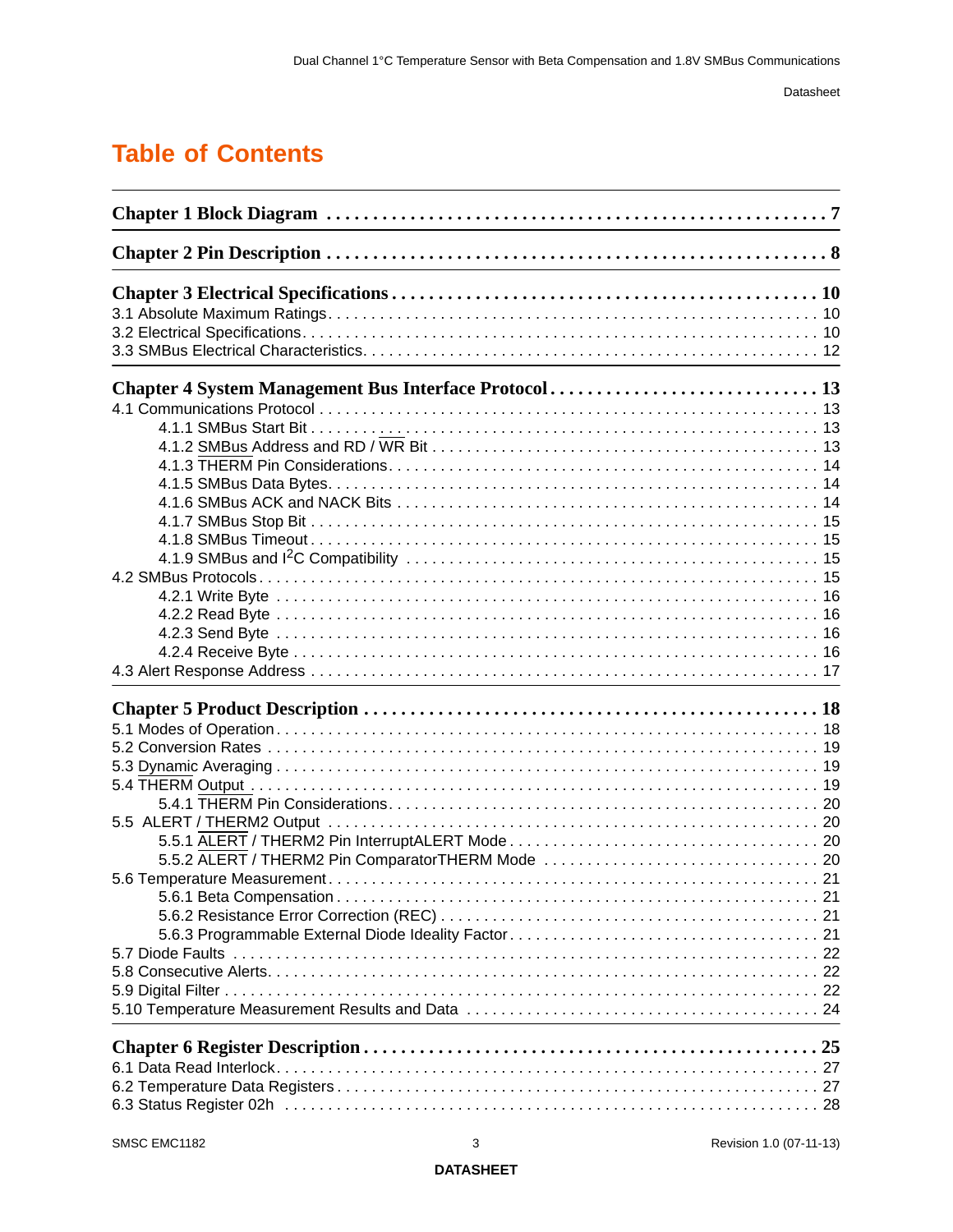# Table of Contents

**Chapter 1 Block Diagram . . . . . . . . . . 7**

**Chapter 2 Pin Description . . . . . . . . . . 8**

**Chapter 3 Electrical Specifications . . . . . . . . . . 10**

3.1 Absolute Maximum Ratings . . . . . . . . . . 10
3.2 Electrical Specifications . . . . . . . . . . 10
3.3 SMBus Electrical Characteristics . . . . . . . . . . 12

**Chapter 4 System Management Bus Interface Protocol . . . . . . . . . . 13**

4.1 Communications Protocol . . . . . . . . . . 13
  4.1.1 SMBus Start Bit . . . . . . . . . . 13
  4.1.2 SMBus Address and RD / WR Bit . . . . . . . . . . 13
  4.1.3 THERM Pin Considerations . . . . . . . . . . 14
  4.1.5 SMBus Data Bytes . . . . . . . . . . 14
  4.1.6 SMBus ACK and NACK Bits . . . . . . . . . . 14
  4.1.7 SMBus Stop Bit . . . . . . . . . . 15
  4.1.8 SMBus Timeout . . . . . . . . . . 15
  4.1.9 SMBus and I²C Compatibility . . . . . . . . . . 15
4.2 SMBus Protocols . . . . . . . . . . 15
  4.2.1 Write Byte . . . . . . . . . . 16
  4.2.2 Read Byte . . . . . . . . . . 16
  4.2.3 Send Byte . . . . . . . . . . 16
  4.2.4 Receive Byte . . . . . . . . . . 16
4.3 Alert Response Address . . . . . . . . . . 17

**Chapter 5 Product Description . . . . . . . . . . 18**

5.1 Modes of Operation . . . . . . . . . . 18
5.2 Conversion Rates . . . . . . . . . . 19
5.3 Dynamic Averaging . . . . . . . . . . 19
5.4 THERM Output . . . . . . . . . . 19
  5.4.1 THERM Pin Considerations . . . . . . . . . . 20
5.5 ALERT / THERM2 Output . . . . . . . . . . 20
  5.5.1 ALERT / THERM2 Pin InterruptALERT Mode . . . . . . . . . . 20
  5.5.2 ALERT / THERM2 Pin ComparatorTHERM Mode . . . . . . . . . . 20
5.6 Temperature Measurement . . . . . . . . . . 21
  5.6.1 Beta Compensation . . . . . . . . . . 21
  5.6.2 Resistance Error Correction (REC) . . . . . . . . . . 21
  5.6.3 Programmable External Diode Ideality Factor . . . . . . . . . . 21
5.7 Diode Faults . . . . . . . . . . 22
5.8 Consecutive Alerts . . . . . . . . . . 22
5.9 Digital Filter . . . . . . . . . . 22
5.10 Temperature Measurement Results and Data . . . . . . . . . . 24

**Chapter 6 Register Description . . . . . . . . . . 25**

6.1 Data Read Interlock . . . . . . . . . . 27
6.2 Temperature Data Registers . . . . . . . . . . 27
6.3 Status Register 02h . . . . . . . . . . 28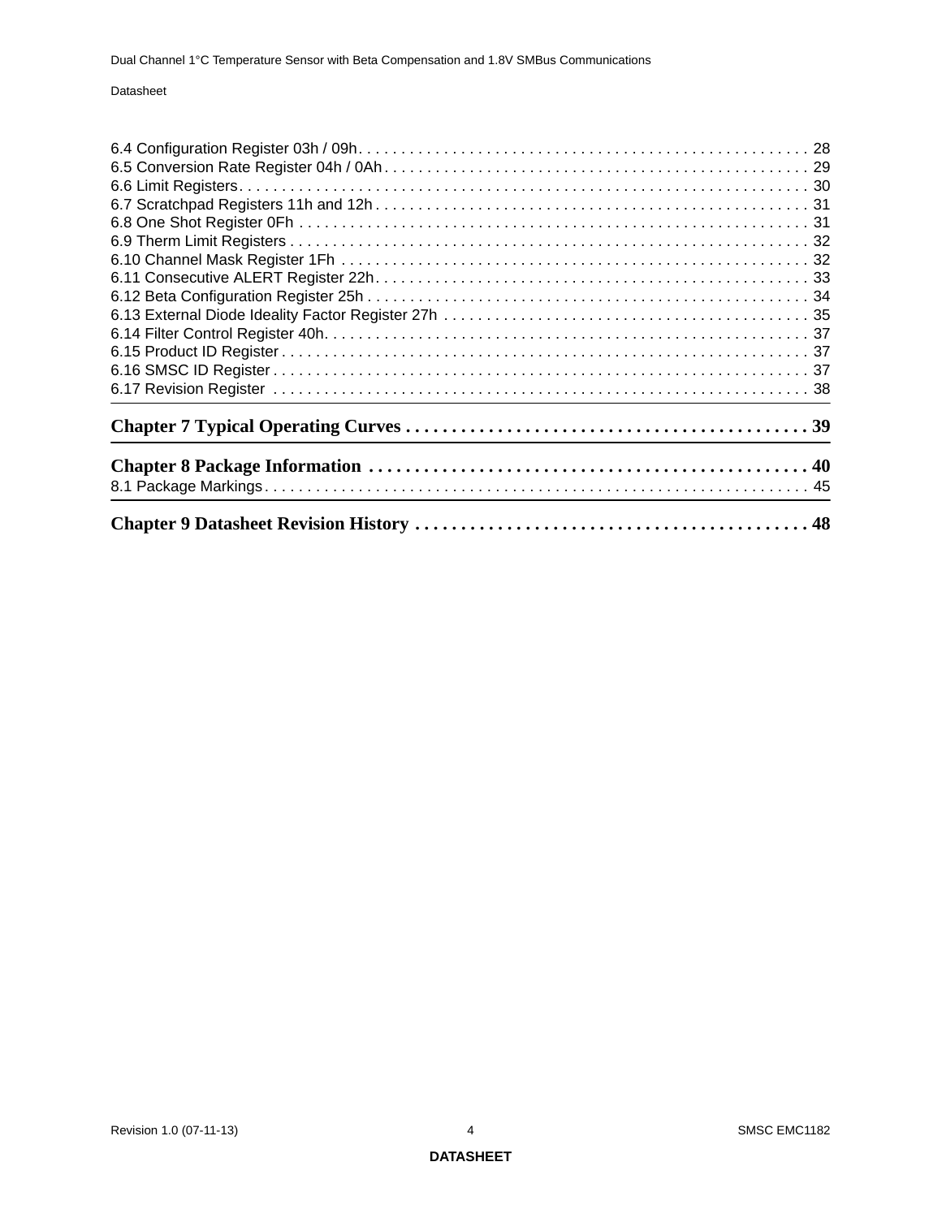6.4 Configuration Register 03h / 09h . . . . . . . . . . . . . . . . . . . . . . . . . . . . . . . . . . . . . . . . . . . . . . . . . . . . 28
6.5 Conversion Rate Register 04h / 0Ah . . . . . . . . . . . . . . . . . . . . . . . . . . . . . . . . . . . . . . . . . . . . . . . . . 29
6.6 Limit Registers . . . . . . . . . . . . . . . . . . . . . . . . . . . . . . . . . . . . . . . . . . . . . . . . . . . . . . . . . . . . . . . . . 30
6.7 Scratchpad Registers 11h and 12h . . . . . . . . . . . . . . . . . . . . . . . . . . . . . . . . . . . . . . . . . . . . . . . . . . . 31
6.8 One Shot Register 0Fh . . . . . . . . . . . . . . . . . . . . . . . . . . . . . . . . . . . . . . . . . . . . . . . . . . . . . . . . . . . . 31
6.9 Therm Limit Registers . . . . . . . . . . . . . . . . . . . . . . . . . . . . . . . . . . . . . . . . . . . . . . . . . . . . . . . . . . . . 32
6.10 Channel Mask Register 1Fh . . . . . . . . . . . . . . . . . . . . . . . . . . . . . . . . . . . . . . . . . . . . . . . . . . . . . . . 32
6.11 Consecutive ALERT Register 22h . . . . . . . . . . . . . . . . . . . . . . . . . . . . . . . . . . . . . . . . . . . . . . . . . . . 33
6.12 Beta Configuration Register 25h . . . . . . . . . . . . . . . . . . . . . . . . . . . . . . . . . . . . . . . . . . . . . . . . . . . . 34
6.13 External Diode Ideality Factor Register 27h . . . . . . . . . . . . . . . . . . . . . . . . . . . . . . . . . . . . . . . . . . . 35
6.14 Filter Control Register 40h . . . . . . . . . . . . . . . . . . . . . . . . . . . . . . . . . . . . . . . . . . . . . . . . . . . . . . . . . 37
6.15 Product ID Register . . . . . . . . . . . . . . . . . . . . . . . . . . . . . . . . . . . . . . . . . . . . . . . . . . . . . . . . . . . . . . 37
6.16 SMSC ID Register . . . . . . . . . . . . . . . . . . . . . . . . . . . . . . . . . . . . . . . . . . . . . . . . . . . . . . . . . . . . . . . 37
6.17 Revision Register . . . . . . . . . . . . . . . . . . . . . . . . . . . . . . . . . . . . . . . . . . . . . . . . . . . . . . . . . . . . . . . 38

**Chapter 7 Typical Operating Curves . . . . . . . . . . . . . . . . . . . . . . . . . . . . . . . . . . . . . . . . . . . . 39**

**Chapter 8 Package Information . . . . . . . . . . . . . . . . . . . . . . . . . . . . . . . . . . . . . . . . . . . . . . . . 40**

8.1 Package Markings . . . . . . . . . . . . . . . . . . . . . . . . . . . . . . . . . . . . . . . . . . . . . . . . . . . . . . . . . . . . . . . . 45

**Chapter 9 Datasheet Revision History . . . . . . . . . . . . . . . . . . . . . . . . . . . . . . . . . . . . . . . . . . . 48**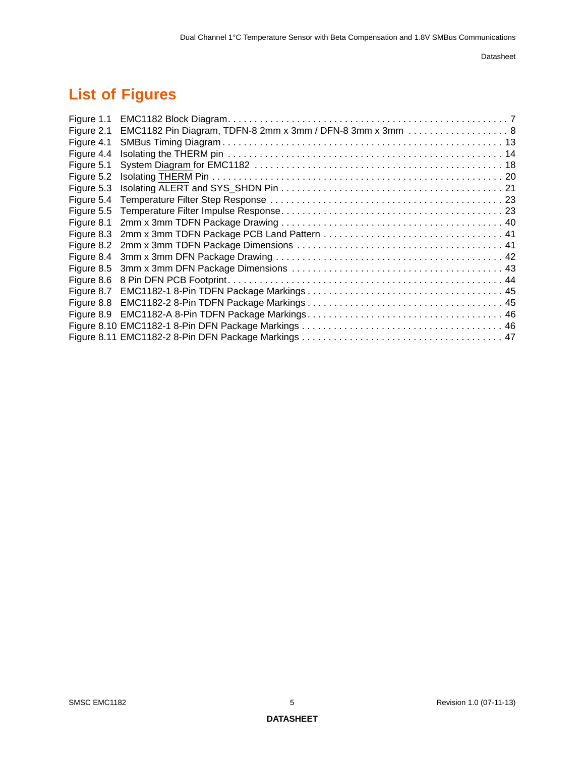# List of Figures

Figure 1.1 EMC1182 Block Diagram. . . . . . . . . . . . . . . . . . . . . . . . . . . . . . . . . . . . . . . . . . . . . . . . . . . . 7
Figure 2.1 EMC1182 Pin Diagram, TDFN-8 2mm x 3mm / DFN-8 3mm x 3mm . . . . . . . . . . . . . . . . . . . 8
Figure 4.1 SMBus Timing Diagram . . . . . . . . . . . . . . . . . . . . . . . . . . . . . . . . . . . . . . . . . . . . . . . . . . . 13
Figure 4.4 Isolating the THERM pin . . . . . . . . . . . . . . . . . . . . . . . . . . . . . . . . . . . . . . . . . . . . . . . . . . 14
Figure 5.1 System Diagram for EMC1182 . . . . . . . . . . . . . . . . . . . . . . . . . . . . . . . . . . . . . . . . . . . . . . 18
Figure 5.2 Isolating THERM Pin . . . . . . . . . . . . . . . . . . . . . . . . . . . . . . . . . . . . . . . . . . . . . . . . . . . . . 20
Figure 5.3 Isolating ALERT and SYS_SHDN Pin . . . . . . . . . . . . . . . . . . . . . . . . . . . . . . . . . . . . . . . . . 21
Figure 5.4 Temperature Filter Step Response . . . . . . . . . . . . . . . . . . . . . . . . . . . . . . . . . . . . . . . . . . . 23
Figure 5.5 Temperature Filter Impulse Response. . . . . . . . . . . . . . . . . . . . . . . . . . . . . . . . . . . . . . . . . 23
Figure 8.1 2mm x 3mm TDFN Package Drawing . . . . . . . . . . . . . . . . . . . . . . . . . . . . . . . . . . . . . . . . . 40
Figure 8.3 2mm x 3mm TDFN Package PCB Land Pattern . . . . . . . . . . . . . . . . . . . . . . . . . . . . . . . . . 41
Figure 8.2 2mm x 3mm TDFN Package Dimensions . . . . . . . . . . . . . . . . . . . . . . . . . . . . . . . . . . . . . . 41
Figure 8.4 3mm x 3mm DFN Package Drawing . . . . . . . . . . . . . . . . . . . . . . . . . . . . . . . . . . . . . . . . . . 42
Figure 8.5 3mm x 3mm DFN Package Dimensions . . . . . . . . . . . . . . . . . . . . . . . . . . . . . . . . . . . . . . . 43
Figure 8.6 8 Pin DFN PCB Footprint. . . . . . . . . . . . . . . . . . . . . . . . . . . . . . . . . . . . . . . . . . . . . . . . . . 44
Figure 8.7 EMC1182-1 8-Pin TDFN Package Markings . . . . . . . . . . . . . . . . . . . . . . . . . . . . . . . . . . . . 45
Figure 8.8 EMC1182-2 8-Pin TDFN Package Markings . . . . . . . . . . . . . . . . . . . . . . . . . . . . . . . . . . . . 45
Figure 8.9 EMC1182-A 8-Pin TDFN Package Markings. . . . . . . . . . . . . . . . . . . . . . . . . . . . . . . . . . . . 46
Figure 8.10 EMC1182-1 8-Pin DFN Package Markings . . . . . . . . . . . . . . . . . . . . . . . . . . . . . . . . . . . . 46
Figure 8.11 EMC1182-2 8-Pin DFN Package Markings . . . . . . . . . . . . . . . . . . . . . . . . . . . . . . . . . . . . 47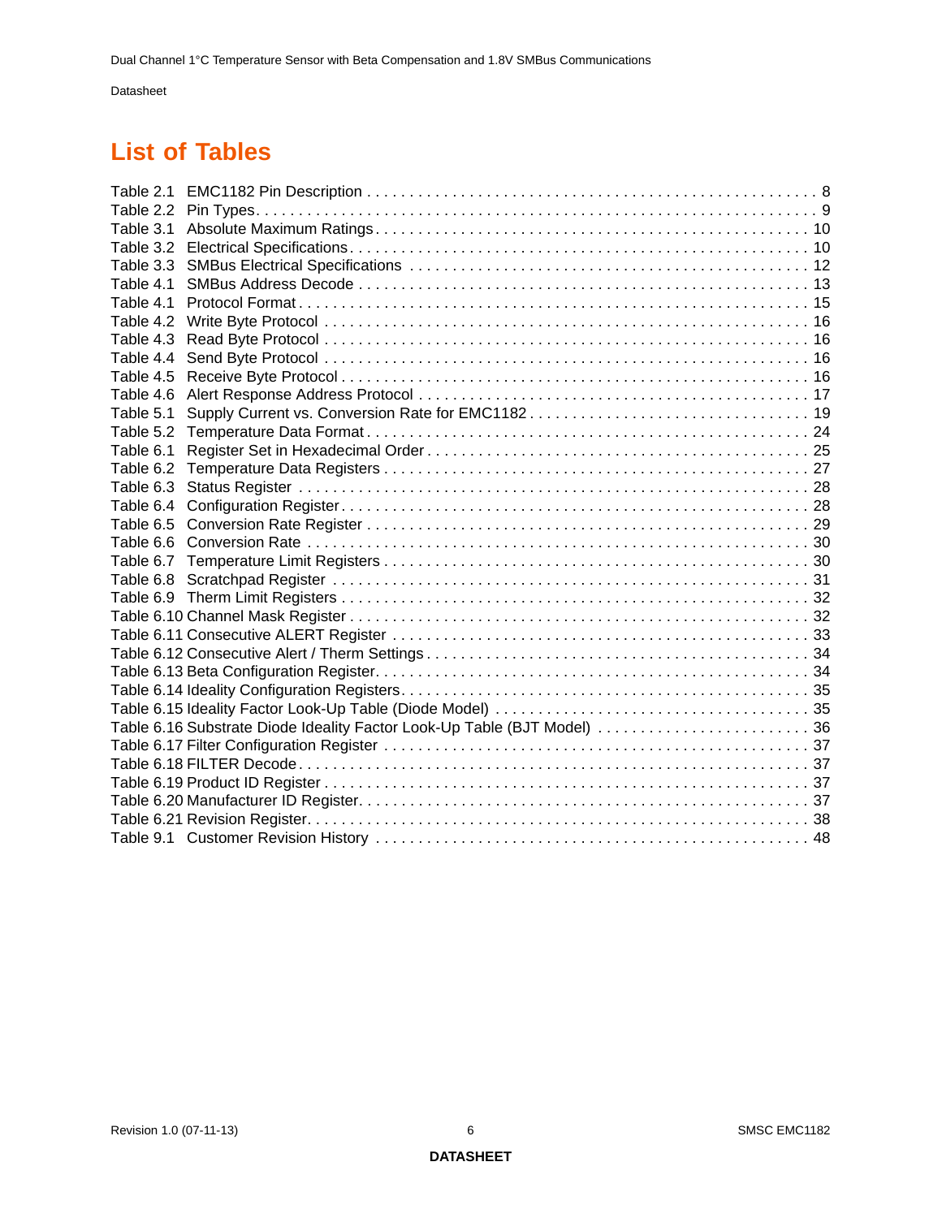# List of Tables

Table 2.1 EMC1182 Pin Description . . . . . . . . . . . . . . . . . . . . . . . . . . . . . . . . . . . . . . . . . . . . . . . . . . . . 8
Table 2.2 Pin Types. . . . . . . . . . . . . . . . . . . . . . . . . . . . . . . . . . . . . . . . . . . . . . . . . . . . . . . . . . . . . . . 9
Table 3.1 Absolute Maximum Ratings . . . . . . . . . . . . . . . . . . . . . . . . . . . . . . . . . . . . . . . . . . . . . . . . . . . 10
Table 3.2 Electrical Specifications. . . . . . . . . . . . . . . . . . . . . . . . . . . . . . . . . . . . . . . . . . . . . . . . . . . . . 10
Table 3.3 SMBus Electrical Specifications . . . . . . . . . . . . . . . . . . . . . . . . . . . . . . . . . . . . . . . . . . . . . . . 12
Table 4.1 SMBus Address Decode . . . . . . . . . . . . . . . . . . . . . . . . . . . . . . . . . . . . . . . . . . . . . . . . . . . . 13
Table 4.1 Protocol Format . . . . . . . . . . . . . . . . . . . . . . . . . . . . . . . . . . . . . . . . . . . . . . . . . . . . . . . . . . 15
Table 4.2 Write Byte Protocol . . . . . . . . . . . . . . . . . . . . . . . . . . . . . . . . . . . . . . . . . . . . . . . . . . . . . . . 16
Table 4.3 Read Byte Protocol . . . . . . . . . . . . . . . . . . . . . . . . . . . . . . . . . . . . . . . . . . . . . . . . . . . . . . . . 16
Table 4.4 Send Byte Protocol . . . . . . . . . . . . . . . . . . . . . . . . . . . . . . . . . . . . . . . . . . . . . . . . . . . . . . . . 16
Table 4.5 Receive Byte Protocol . . . . . . . . . . . . . . . . . . . . . . . . . . . . . . . . . . . . . . . . . . . . . . . . . . . . . . 16
Table 4.6 Alert Response Address Protocol . . . . . . . . . . . . . . . . . . . . . . . . . . . . . . . . . . . . . . . . . . . . . . 17
Table 5.1 Supply Current vs. Conversion Rate for EMC1182 . . . . . . . . . . . . . . . . . . . . . . . . . . . . . . . . . . 19
Table 5.2 Temperature Data Format . . . . . . . . . . . . . . . . . . . . . . . . . . . . . . . . . . . . . . . . . . . . . . . . . . . 24
Table 6.1 Register Set in Hexadecimal Order . . . . . . . . . . . . . . . . . . . . . . . . . . . . . . . . . . . . . . . . . . . . . 25
Table 6.2 Temperature Data Registers . . . . . . . . . . . . . . . . . . . . . . . . . . . . . . . . . . . . . . . . . . . . . . . . . . 27
Table 6.3 Status Register . . . . . . . . . . . . . . . . . . . . . . . . . . . . . . . . . . . . . . . . . . . . . . . . . . . . . . . . . . . 28
Table 6.4 Configuration Register . . . . . . . . . . . . . . . . . . . . . . . . . . . . . . . . . . . . . . . . . . . . . . . . . . . . . . 28
Table 6.5 Conversion Rate Register . . . . . . . . . . . . . . . . . . . . . . . . . . . . . . . . . . . . . . . . . . . . . . . . . . . . 29
Table 6.6 Conversion Rate . . . . . . . . . . . . . . . . . . . . . . . . . . . . . . . . . . . . . . . . . . . . . . . . . . . . . . . . . . . 30
Table 6.7 Temperature Limit Registers . . . . . . . . . . . . . . . . . . . . . . . . . . . . . . . . . . . . . . . . . . . . . . . . . . 30
Table 6.8 Scratchpad Register . . . . . . . . . . . . . . . . . . . . . . . . . . . . . . . . . . . . . . . . . . . . . . . . . . . . . . . . 31
Table 6.9 Therm Limit Registers . . . . . . . . . . . . . . . . . . . . . . . . . . . . . . . . . . . . . . . . . . . . . . . . . . . . . . 32
Table 6.10 Channel Mask Register . . . . . . . . . . . . . . . . . . . . . . . . . . . . . . . . . . . . . . . . . . . . . . . . . . . . . 32
Table 6.11 Consecutive ALERT Register . . . . . . . . . . . . . . . . . . . . . . . . . . . . . . . . . . . . . . . . . . . . . . . . . 33
Table 6.12 Consecutive Alert / Therm Settings . . . . . . . . . . . . . . . . . . . . . . . . . . . . . . . . . . . . . . . . . . . . . 34
Table 6.13 Beta Configuration Register. . . . . . . . . . . . . . . . . . . . . . . . . . . . . . . . . . . . . . . . . . . . . . . . . . . 34
Table 6.14 Ideality Configuration Registers. . . . . . . . . . . . . . . . . . . . . . . . . . . . . . . . . . . . . . . . . . . . . . . . 35
Table 6.15 Ideality Factor Look-Up Table (Diode Model) . . . . . . . . . . . . . . . . . . . . . . . . . . . . . . . . . . . . . . 35
Table 6.16 Substrate Diode Ideality Factor Look-Up Table (BJT Model) . . . . . . . . . . . . . . . . . . . . . . . . . . . 36
Table 6.17 Filter Configuration Register . . . . . . . . . . . . . . . . . . . . . . . . . . . . . . . . . . . . . . . . . . . . . . . . . . 37
Table 6.18 FILTER Decode. . . . . . . . . . . . . . . . . . . . . . . . . . . . . . . . . . . . . . . . . . . . . . . . . . . . . . . . . . . 37
Table 6.19 Product ID Register . . . . . . . . . . . . . . . . . . . . . . . . . . . . . . . . . . . . . . . . . . . . . . . . . . . . . . . . 37
Table 6.20 Manufacturer ID Register. . . . . . . . . . . . . . . . . . . . . . . . . . . . . . . . . . . . . . . . . . . . . . . . . . . . 37
Table 6.21 Revision Register. . . . . . . . . . . . . . . . . . . . . . . . . . . . . . . . . . . . . . . . . . . . . . . . . . . . . . . . . . 38
Table 9.1 Customer Revision History . . . . . . . . . . . . . . . . . . . . . . . . . . . . . . . . . . . . . . . . . . . . . . . . . . . 48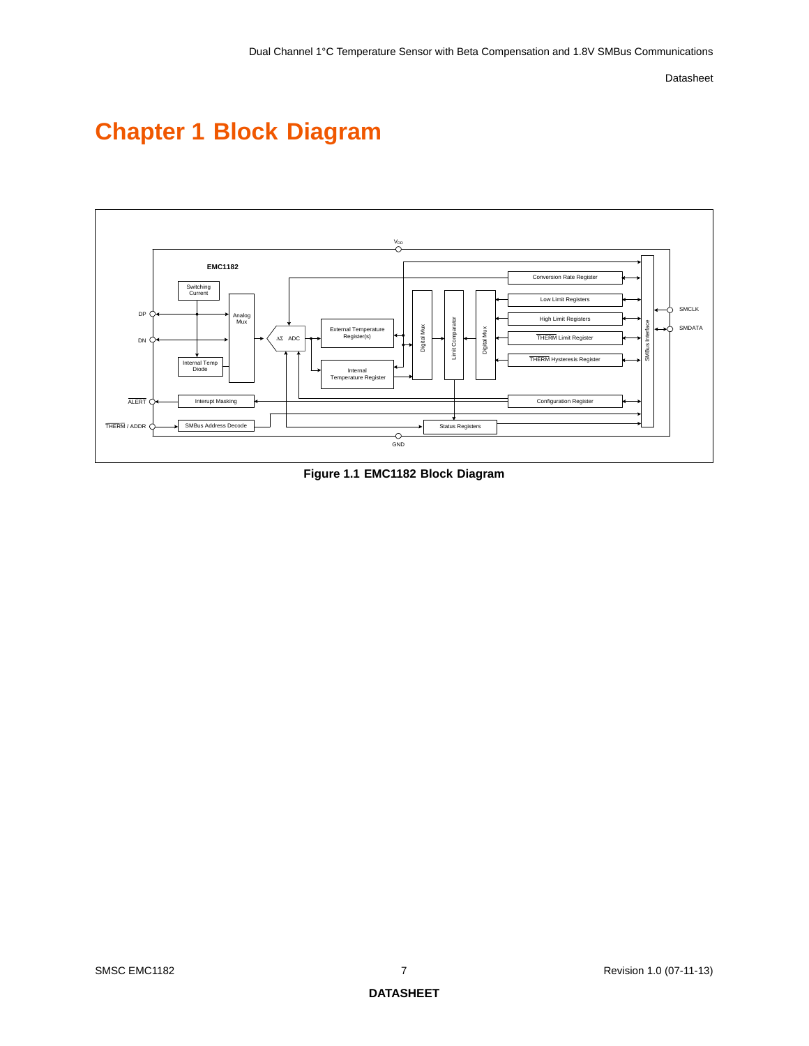# Chapter 1 Block Diagram

Figure 1.1 EMC1182 Block Diagram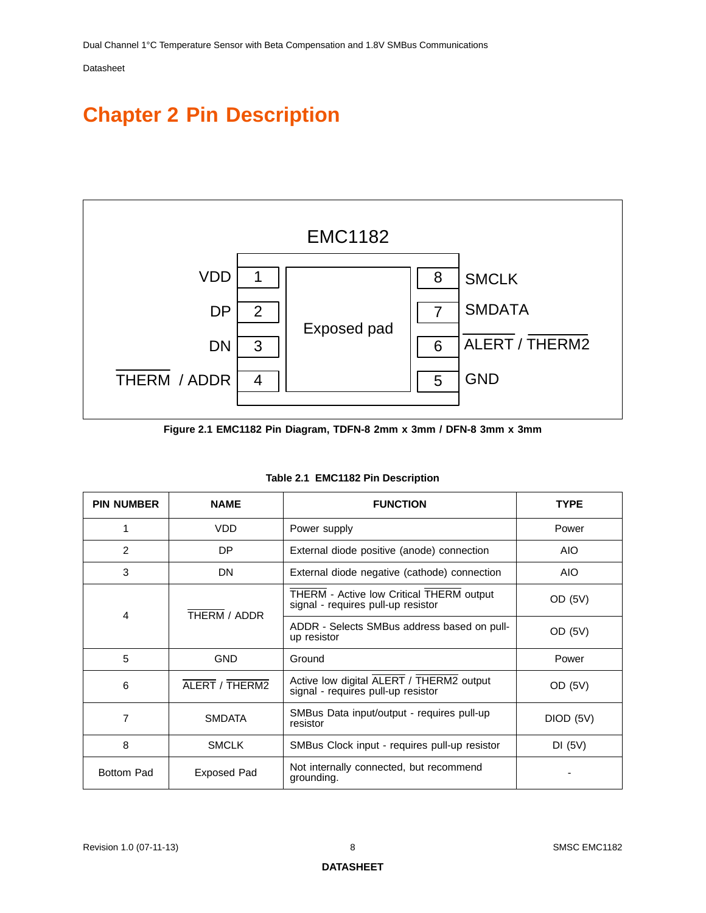# Chapter 2 Pin Description

EMC1182

| | | | | |
|---|---|---|---|---|
| VDD | 1 | Exposed pad | 8 | SMCLK |
| DP | 2 | | 7 | SMDATA |
| DN | 3 | | 6 | $\overline{\text{ALERT}}$ / $\overline{\text{THERM2}}$ |
| $\overline{\text{THERM}}$ / ADDR | 4 | | 5 | GND |

**Figure 2.1 EMC1182 Pin Diagram, TDFN-8 2mm x 3mm / DFN-8 3mm x 3mm**

**Table 2.1 EMC1182 Pin Description**

| PIN NUMBER | NAME | FUNCTION | TYPE |
|---|---|---|---|
| 1 | VDD | Power supply | Power |
| 2 | DP | External diode positive (anode) connection | AIO |
| 3 | DN | External diode negative (cathode) connection | AIO |
| 4 | $\overline{\text{THERM}}$ / ADDR | $\overline{\text{THERM}}$ - Active low Critical $\overline{\text{THERM}}$ output signal - requires pull-up resistor | OD (5V) |
| | | ADDR - Selects SMBus address based on pull-up resistor | OD (5V) |
| 5 | GND | Ground | Power |
| 6 | $\overline{\text{ALERT}}$ / $\overline{\text{THERM2}}$ | Active low digital $\overline{\text{ALERT}}$ / $\overline{\text{THERM2}}$ output signal - requires pull-up resistor | OD (5V) |
| 7 | SMDATA | SMBus Data input/output - requires pull-up resistor | DIOD (5V) |
| 8 | SMCLK | SMBus Clock input - requires pull-up resistor | DI (5V) |
| Bottom Pad | Exposed Pad | Not internally connected, but recommend grounding. | - |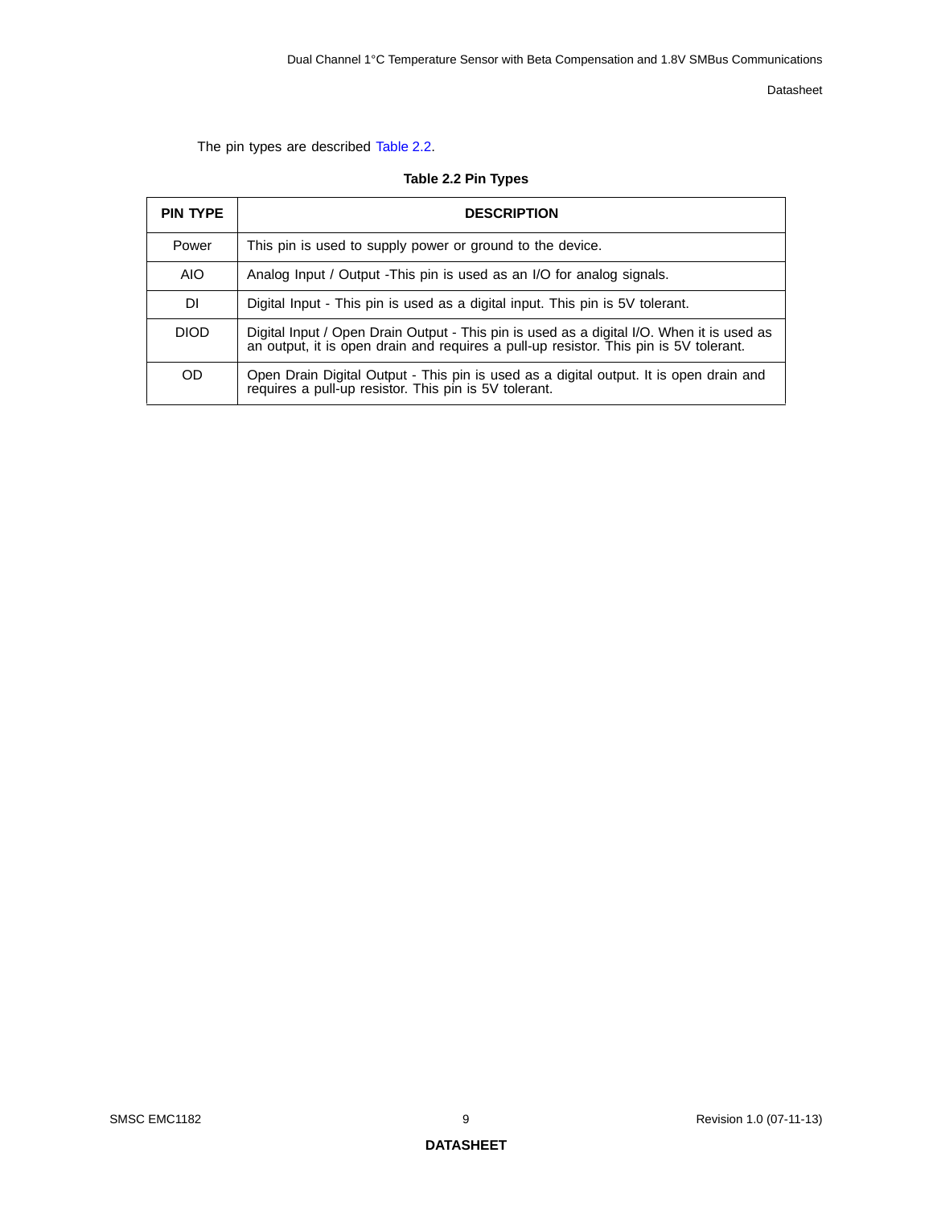The pin types are described Table 2.2.

**Table 2.2 Pin Types**

| PIN TYPE | DESCRIPTION |
|---|---|
| Power | This pin is used to supply power or ground to the device. |
| AIO | Analog Input / Output -This pin is used as an I/O for analog signals. |
| DI | Digital Input - This pin is used as a digital input. This pin is 5V tolerant. |
| DIOD | Digital Input / Open Drain Output - This pin is used as a digital I/O. When it is used as an output, it is open drain and requires a pull-up resistor. This pin is 5V tolerant. |
| OD | Open Drain Digital Output - This pin is used as a digital output. It is open drain and requires a pull-up resistor. This pin is 5V tolerant. |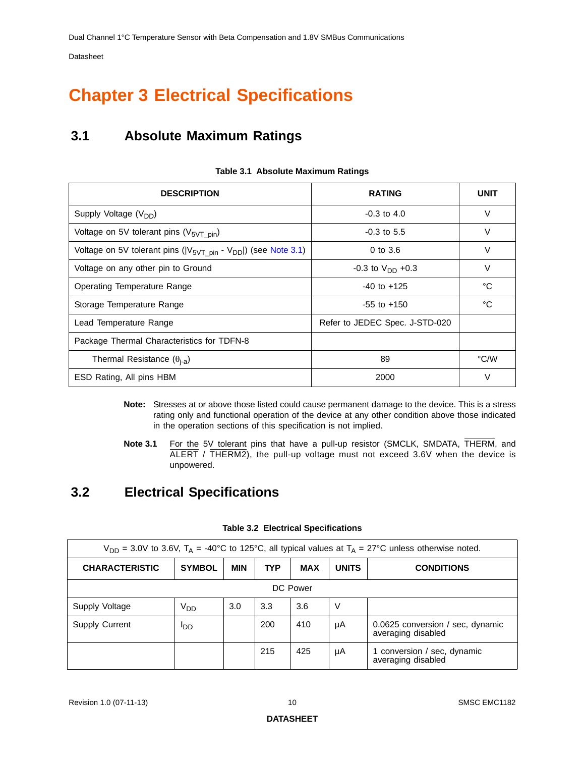# Chapter 3 Electrical Specifications

## 3.1 Absolute Maximum Ratings

**Table 3.1 Absolute Maximum Ratings**

| DESCRIPTION | RATING | UNIT |
|---|---|---|
| Supply Voltage ($V_{DD}$) | -0.3 to 4.0 | V |
| Voltage on 5V tolerant pins ($V_{5VT\_pin}$) | -0.3 to 5.5 | V |
| Voltage on 5V tolerant pins ($\|V_{5VT\_pin} - V_{DD}\|$) (see Note 3.1) | 0 to 3.6 | V |
| Voltage on any other pin to Ground | -0.3 to $V_{DD}$ +0.3 | V |
| Operating Temperature Range | -40 to +125 | °C |
| Storage Temperature Range | -55 to +150 | °C |
| Lead Temperature Range | Refer to JEDEC Spec. J-STD-020 | |
| Package Thermal Characteristics for TDFN-8 | | |
| Thermal Resistance ($\theta_{j-a}$) | 89 | °C/W |
| ESD Rating, All pins HBM | 2000 | V |

**Note:** Stresses at or above those listed could cause permanent damage to the device. This is a stress rating only and functional operation of the device at any other condition above those indicated in the operation sections of this specification is not implied.

**Note 3.1** For the 5V tolerant pins that have a pull-up resistor (SMCLK, SMDATA, THERM, and ALERT / THERM2), the pull-up voltage must not exceed 3.6V when the device is unpowered.

## 3.2 Electrical Specifications

**Table 3.2 Electrical Specifications**

| $V_{DD}$ = 3.0V to 3.6V, $T_A$ = -40°C to 125°C, all typical values at $T_A$ = 27°C unless otherwise noted. | | | | | | |
|---|---|---|---|---|---|---|
| **CHARACTERISTIC** | **SYMBOL** | **MIN** | **TYP** | **MAX** | **UNITS** | **CONDITIONS** |
| DC Power | | | | | | |
| Supply Voltage | $V_{DD}$ | 3.0 | 3.3 | 3.6 | V | |
| Supply Current | $I_{DD}$ | | 200 | 410 | µA | 0.0625 conversion / sec, dynamic averaging disabled |
| | | | 215 | 425 | µA | 1 conversion / sec, dynamic averaging disabled |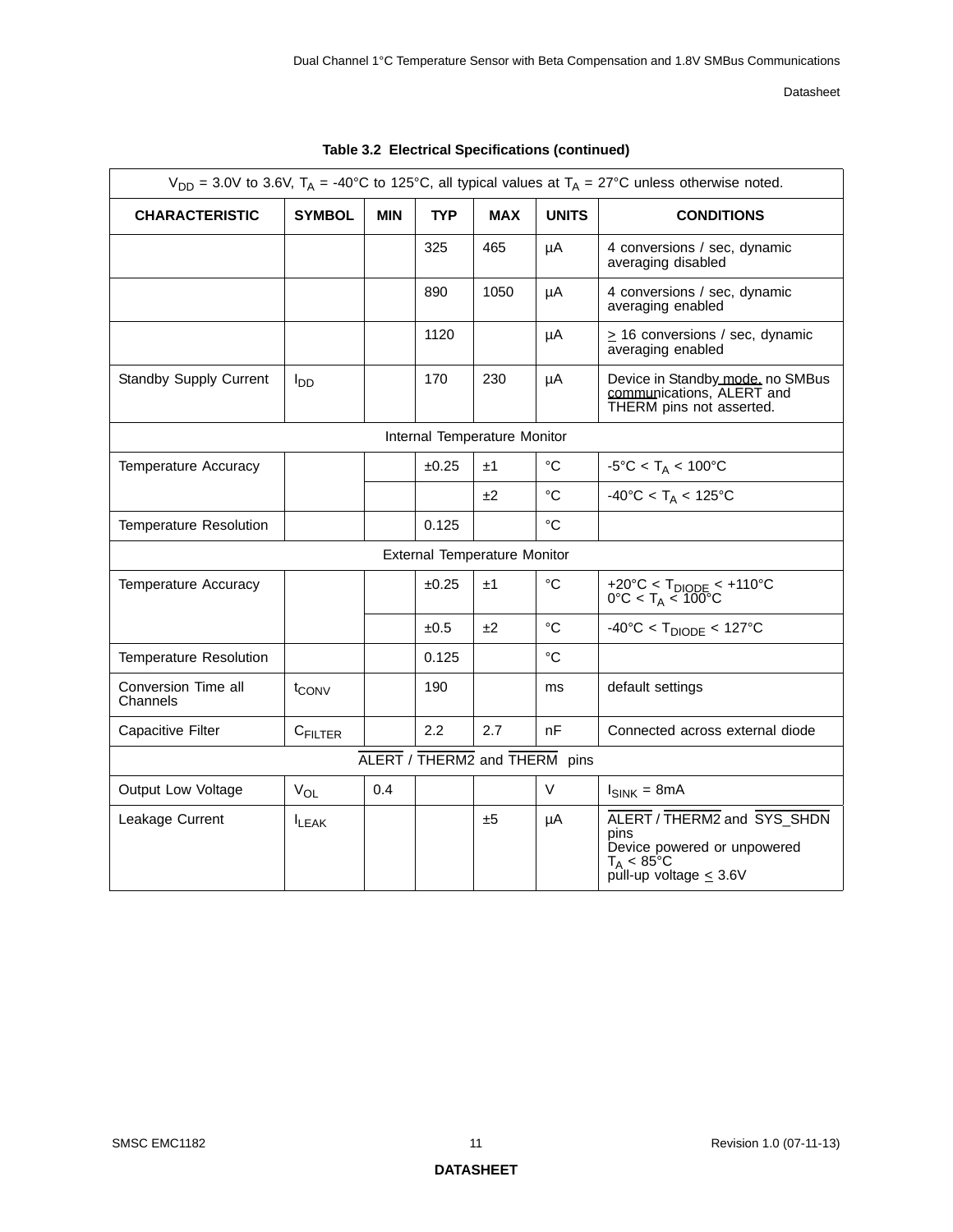**Table 3.2 Electrical Specifications (continued)**

| $V_{DD}$ = 3.0V to 3.6V, $T_A$ = -40°C to 125°C, all typical values at $T_A$ = 27°C unless otherwise noted. | | | | | | |
|---|---|---|---|---|---|---|
| **CHARACTERISTIC** | **SYMBOL** | **MIN** | **TYP** | **MAX** | **UNITS** | **CONDITIONS** |
| | | | 325 | 465 | µA | 4 conversions / sec, dynamic averaging disabled |
| | | | 890 | 1050 | µA | 4 conversions / sec, dynamic averaging enabled |
| | | | 1120 | | µA | ≥ 16 conversions / sec, dynamic averaging enabled |
| Standby Supply Current | $I_{DD}$ | | 170 | 230 | µA | Device in Standby mode, no SMBus communications, ALERT and THERM pins not asserted. |
| Internal Temperature Monitor | | | | | | |
| Temperature Accuracy | | | ±0.25 | ±1 | °C | -5°C < $T_A$ < 100°C |
| | | | | ±2 | °C | -40°C < $T_A$ < 125°C |
| Temperature Resolution | | | 0.125 | | °C | |
| External Temperature Monitor | | | | | | |
| Temperature Accuracy | | | ±0.25 | ±1 | °C | +20°C < $T_{DIODE}$ < +110°C<br>0°C < $T_A$ < 100°C |
| | | | ±0.5 | ±2 | °C | -40°C < $T_{DIODE}$ < 127°C |
| Temperature Resolution | | | 0.125 | | °C | |
| Conversion Time all Channels | $t_{CONV}$ | | 190 | | ms | default settings |
| Capacitive Filter | $C_{FILTER}$ | | 2.2 | 2.7 | nF | Connected across external diode |
| $\overline{ALERT}$ / $\overline{THERM2}$ and $\overline{THERM}$ pins | | | | | | |
| Output Low Voltage | $V_{OL}$ | 0.4 | | | V | $I_{SINK}$ = 8mA |
| Leakage Current | $I_{LEAK}$ | | | ±5 | µA | $\overline{ALERT}$ / $\overline{THERM2}$ and $\overline{SYS\_SHDN}$ pins<br>Device powered or unpowered<br>$T_A$ < 85°C<br>pull-up voltage ≤ 3.6V |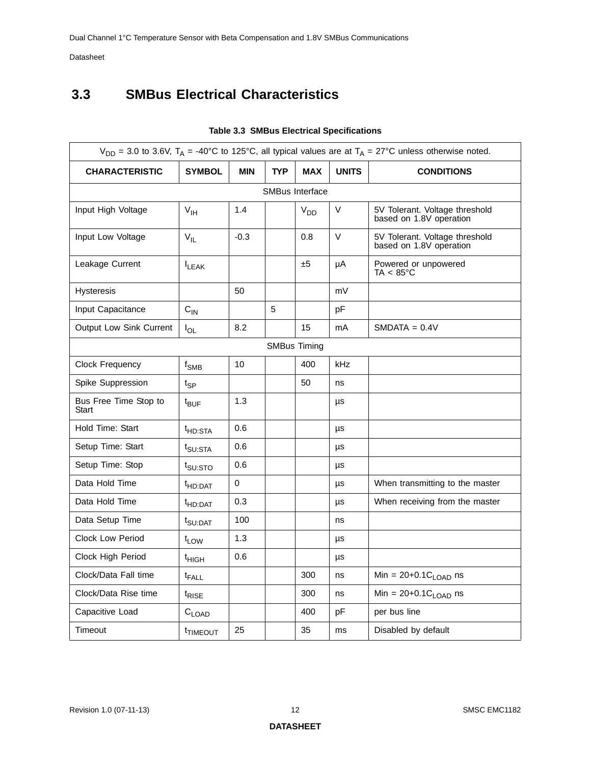## 3.3 SMBus Electrical Characteristics

**Table 3.3 SMBus Electrical Specifications**

| $V_{DD}$ = 3.0 to 3.6V, $T_A$ = -40°C to 125°C, all typical values are at $T_A$ = 27°C unless otherwise noted. | | | | | | |
|---|---|---|---|---|---|---|
| **CHARACTERISTIC** | **SYMBOL** | **MIN** | **TYP** | **MAX** | **UNITS** | **CONDITIONS** |
| SMBus Interface | | | | | | |
| Input High Voltage | $V_{IH}$ | 1.4 | | $V_{DD}$ | V | 5V Tolerant. Voltage threshold based on 1.8V operation |
| Input Low Voltage | $V_{IL}$ | -0.3 | | 0.8 | V | 5V Tolerant. Voltage threshold based on 1.8V operation |
| Leakage Current | $I_{LEAK}$ | | | ±5 | µA | Powered or unpowered TA < 85°C |
| Hysteresis | | 50 | | | mV | |
| Input Capacitance | $C_{IN}$ | | 5 | | pF | |
| Output Low Sink Current | $I_{OL}$ | 8.2 | | 15 | mA | SMDATA = 0.4V |
| SMBus Timing | | | | | | |
| Clock Frequency | $f_{SMB}$ | 10 | | 400 | kHz | |
| Spike Suppression | $t_{SP}$ | | | 50 | ns | |
| Bus Free Time Stop to Start | $t_{BUF}$ | 1.3 | | | µs | |
| Hold Time: Start | $t_{HD:STA}$ | 0.6 | | | µs | |
| Setup Time: Start | $t_{SU:STA}$ | 0.6 | | | µs | |
| Setup Time: Stop | $t_{SU:STO}$ | 0.6 | | | µs | |
| Data Hold Time | $t_{HD:DAT}$ | 0 | | | µs | When transmitting to the master |
| Data Hold Time | $t_{HD:DAT}$ | 0.3 | | | µs | When receiving from the master |
| Data Setup Time | $t_{SU:DAT}$ | 100 | | | ns | |
| Clock Low Period | $t_{LOW}$ | 1.3 | | | µs | |
| Clock High Period | $t_{HIGH}$ | 0.6 | | | µs | |
| Clock/Data Fall time | $t_{FALL}$ | | | 300 | ns | Min = 20+0.1$C_{LOAD}$ ns |
| Clock/Data Rise time | $t_{RISE}$ | | | 300 | ns | Min = 20+0.1$C_{LOAD}$ ns |
| Capacitive Load | $C_{LOAD}$ | | | 400 | pF | per bus line |
| Timeout | $t_{TIMEOUT}$ | 25 | | 35 | ms | Disabled by default |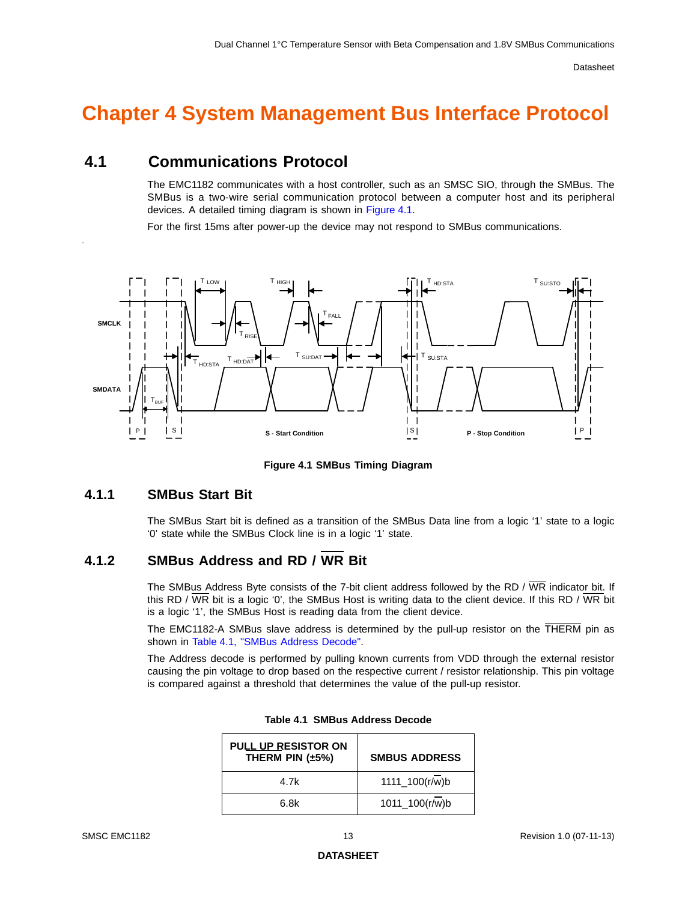# Chapter 4 System Management Bus Interface Protocol

## 4.1 Communications Protocol

The EMC1182 communicates with a host controller, such as an SMSC SIO, through the SMBus. The SMBus is a two-wire serial communication protocol between a computer host and its peripheral devices. A detailed timing diagram is shown in Figure 4.1.

For the first 15ms after power-up the device may not respond to SMBus communications.

**Figure 4.1 SMBus Timing Diagram**

### 4.1.1 SMBus Start Bit

The SMBus Start bit is defined as a transition of the SMBus Data line from a logic ‘1’ state to a logic ‘0’ state while the SMBus Clock line is in a logic ‘1’ state.

### 4.1.2 SMBus Address and RD / $\overline{\text{WR}}$ Bit

The SMBus Address Byte consists of the 7-bit client address followed by the RD / $\overline{\text{WR}}$ indicator bit. If this RD / $\overline{\text{WR}}$ bit is a logic ‘0’, the SMBus Host is writing data to the client device. If this RD / $\overline{\text{WR}}$ bit is a logic ‘1’, the SMBus Host is reading data from the client device.

The EMC1182-A SMBus slave address is determined by the pull-up resistor on the $\overline{\text{THERM}}$ pin as shown in Table 4.1, "SMBus Address Decode".

The Address decode is performed by pulling known currents from VDD through the external resistor causing the pin voltage to drop based on the respective current / resistor relationship. This pin voltage is compared against a threshold that determines the value of the pull-up resistor.

**Table 4.1 SMBus Address Decode**

| PULL UP RESISTOR ON THERM PIN (±5%) | SMBUS ADDRESS |
|---|---|
| 4.7k | 1111_100(r/$\overline{\text{w}}$)b |
| 6.8k | 1011_100(r/$\overline{\text{w}}$)b |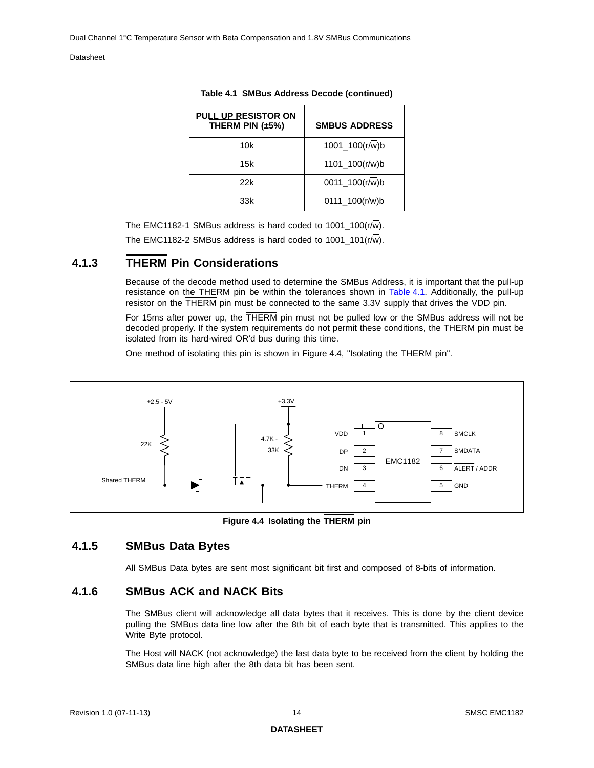**Table 4.1 SMBus Address Decode (continued)**

| PULL UP RESISTOR ON THERM PIN (±5%) | SMBUS ADDRESS |
|---|---|
| 10k | 1001_100(r/w)b |
| 15k | 1101_100(r/w)b |
| 22k | 0011_100(r/w)b |
| 33k | 0111_100(r/w)b |

The EMC1182-1 SMBus address is hard coded to 1001_100(r/w).

The EMC1182-2 SMBus address is hard coded to 1001_101(r/w).

### 4.1.3 THERM Pin Considerations

Because of the decode method used to determine the SMBus Address, it is important that the pull-up resistance on the THERM pin be within the tolerances shown in Table 4.1. Additionally, the pull-up resistor on the THERM pin must be connected to the same 3.3V supply that drives the VDD pin.

For 15ms after power up, the THERM pin must not be pulled low or the SMBus address will not be decoded properly. If the system requirements do not permit these conditions, the THERM pin must be isolated from its hard-wired OR'd bus during this time.

One method of isolating this pin is shown in Figure 4.4, "Isolating the THERM pin".

**Figure 4.4 Isolating the THERM pin**

### 4.1.5 SMBus Data Bytes

All SMBus Data bytes are sent most significant bit first and composed of 8-bits of information.

### 4.1.6 SMBus ACK and NACK Bits

The SMBus client will acknowledge all data bytes that it receives. This is done by the client device pulling the SMBus data line low after the 8th bit of each byte that is transmitted. This applies to the Write Byte protocol.

The Host will NACK (not acknowledge) the last data byte to be received from the client by holding the SMBus data line high after the 8th data bit has been sent.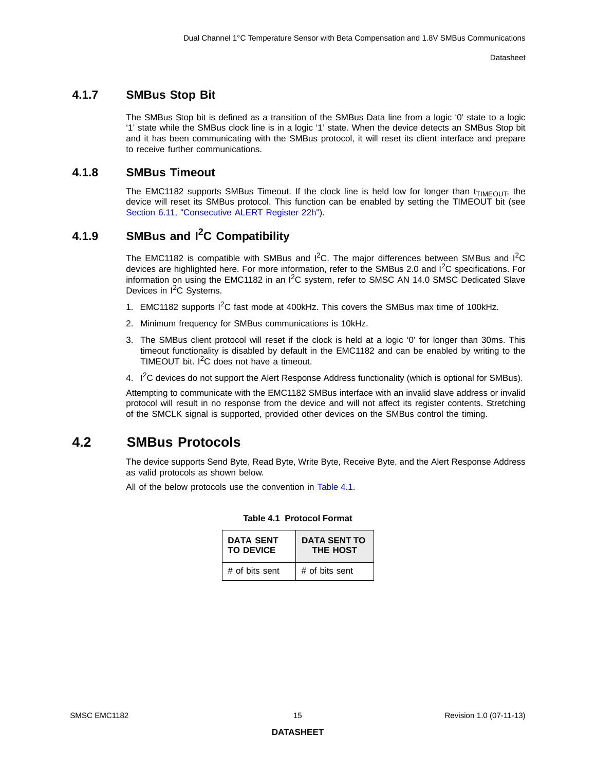### 4.1.7 SMBus Stop Bit

The SMBus Stop bit is defined as a transition of the SMBus Data line from a logic '0' state to a logic '1' state while the SMBus clock line is in a logic '1' state. When the device detects an SMBus Stop bit and it has been communicating with the SMBus protocol, it will reset its client interface and prepare to receive further communications.

### 4.1.8 SMBus Timeout

The EMC1182 supports SMBus Timeout. If the clock line is held low for longer than $t_{TIMEOUT}$, the device will reset its SMBus protocol. This function can be enabled by setting the TIMEOUT bit (see Section 6.11, "Consecutive ALERT Register 22h").

### 4.1.9 SMBus and I$^2$C Compatibility

The EMC1182 is compatible with SMBus and I$^2$C. The major differences between SMBus and I$^2$C devices are highlighted here. For more information, refer to the SMBus 2.0 and I$^2$C specifications. For information on using the EMC1182 in an I$^2$C system, refer to SMSC AN 14.0 SMSC Dedicated Slave Devices in I$^2$C Systems.

1. EMC1182 supports I$^2$C fast mode at 400kHz. This covers the SMBus max time of 100kHz.
2. Minimum frequency for SMBus communications is 10kHz.
3. The SMBus client protocol will reset if the clock is held at a logic '0' for longer than 30ms. This timeout functionality is disabled by default in the EMC1182 and can be enabled by writing to the TIMEOUT bit. I$^2$C does not have a timeout.
4. I$^2$C devices do not support the Alert Response Address functionality (which is optional for SMBus).

Attempting to communicate with the EMC1182 SMBus interface with an invalid slave address or invalid protocol will result in no response from the device and will not affect its register contents. Stretching of the SMCLK signal is supported, provided other devices on the SMBus control the timing.

## 4.2 SMBus Protocols

The device supports Send Byte, Read Byte, Write Byte, Receive Byte, and the Alert Response Address as valid protocols as shown below.

All of the below protocols use the convention in Table 4.1.

**Table 4.1 Protocol Format**

| DATA SENT TO DEVICE | DATA SENT TO THE HOST |
|---|---|
| # of bits sent | # of bits sent |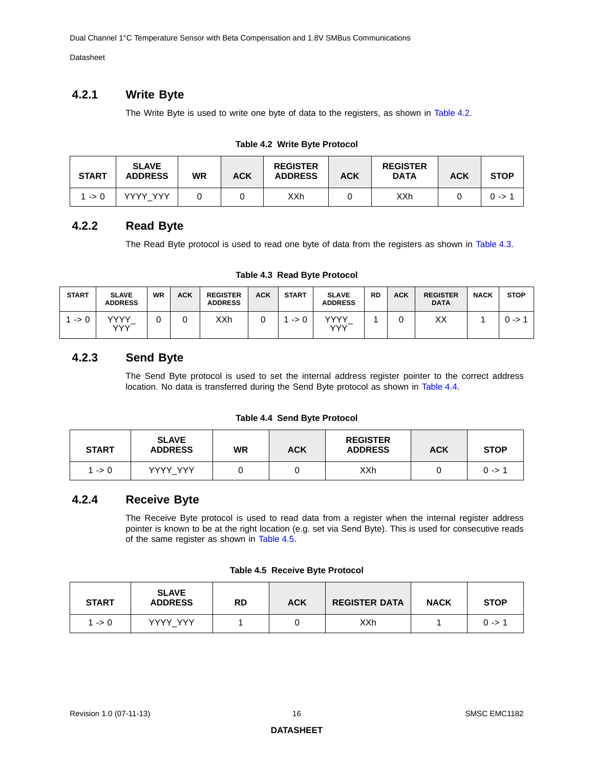### 4.2.1 Write Byte

The Write Byte is used to write one byte of data to the registers, as shown in Table 4.2.

**Table 4.2 Write Byte Protocol**

| START | SLAVE ADDRESS | WR | ACK | REGISTER ADDRESS | ACK | REGISTER DATA | ACK | STOP |
|---|---|---|---|---|---|---|---|---|
| 1 -> 0 | YYYY_YYY | 0 | 0 | XXh | 0 | XXh | 0 | 0 -> 1 |

### 4.2.2 Read Byte

The Read Byte protocol is used to read one byte of data from the registers as shown in Table 4.3.

**Table 4.3 Read Byte Protocol**

| START | SLAVE ADDRESS | WR | ACK | REGISTER ADDRESS | ACK | START | SLAVE ADDRESS | RD | ACK | REGISTER DATA | NACK | STOP |
|---|---|---|---|---|---|---|---|---|---|---|---|---|
| 1 -> 0 | YYYY_YYY | 0 | 0 | XXh | 0 | 1 -> 0 | YYYY_YYY | 1 | 0 | XX | 1 | 0 -> 1 |

### 4.2.3 Send Byte

The Send Byte protocol is used to set the internal address register pointer to the correct address location. No data is transferred during the Send Byte protocol as shown in Table 4.4.

**Table 4.4 Send Byte Protocol**

| START | SLAVE ADDRESS | WR | ACK | REGISTER ADDRESS | ACK | STOP |
|---|---|---|---|---|---|---|
| 1 -> 0 | YYYY_YYY | 0 | 0 | XXh | 0 | 0 -> 1 |

### 4.2.4 Receive Byte

The Receive Byte protocol is used to read data from a register when the internal register address pointer is known to be at the right location (e.g. set via Send Byte). This is used for consecutive reads of the same register as shown in Table 4.5.

**Table 4.5 Receive Byte Protocol**

| START | SLAVE ADDRESS | RD | ACK | REGISTER DATA | NACK | STOP |
|---|---|---|---|---|---|---|
| 1 -> 0 | YYYY_YYY | 1 | 0 | XXh | 1 | 0 -> 1 |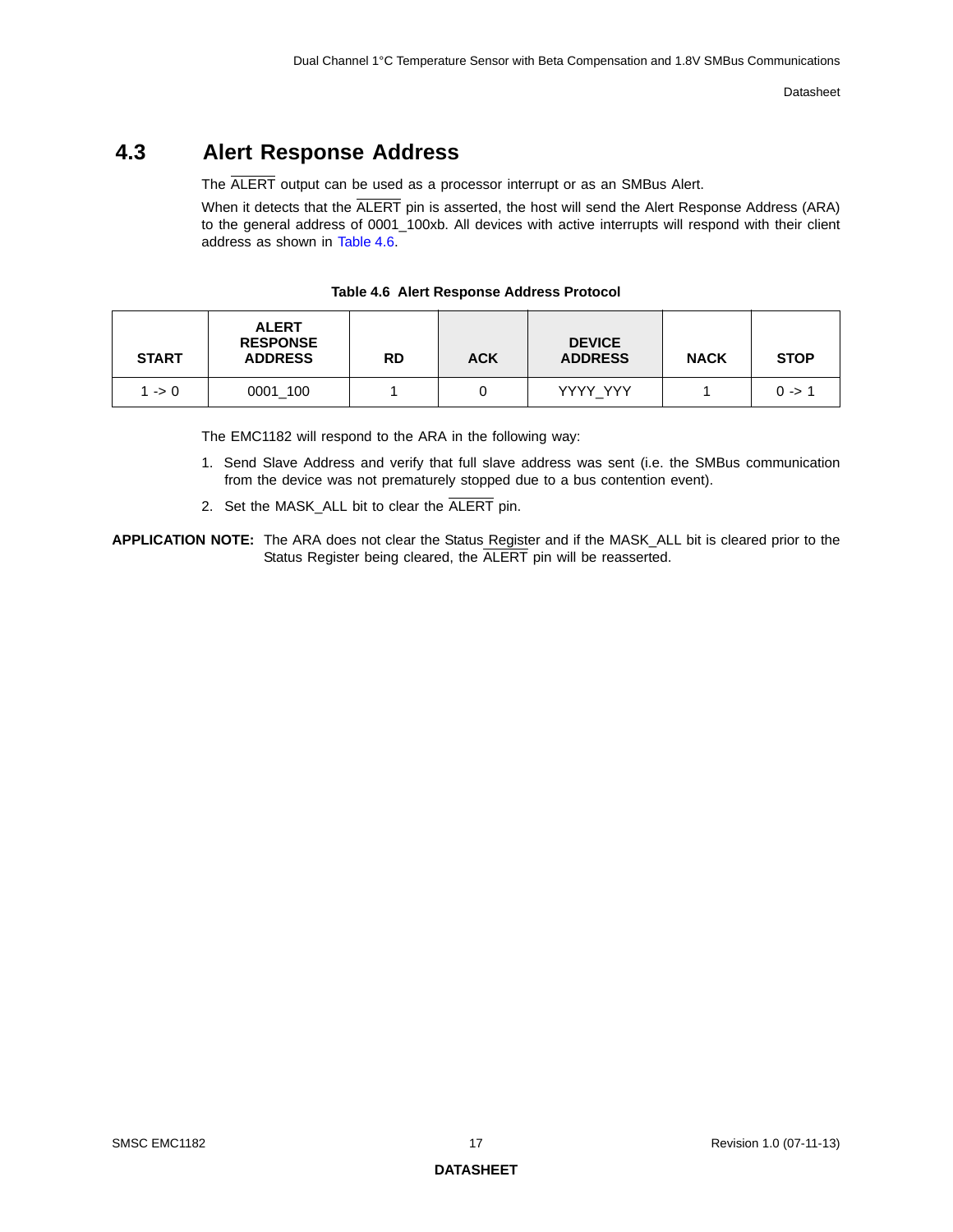## 4.3 Alert Response Address

The ALERT output can be used as a processor interrupt or as an SMBus Alert.

When it detects that the ALERT pin is asserted, the host will send the Alert Response Address (ARA) to the general address of 0001_100xb. All devices with active interrupts will respond with their client address as shown in Table 4.6.

**Table 4.6 Alert Response Address Protocol**

| START | ALERT RESPONSE ADDRESS | RD | ACK | DEVICE ADDRESS | NACK | STOP |
|---|---|---|---|---|---|---|
| 1 -> 0 | 0001_100 | 1 | 0 | YYYY_YYY | 1 | 0 -> 1 |

The EMC1182 will respond to the ARA in the following way:

1. Send Slave Address and verify that full slave address was sent (i.e. the SMBus communication from the device was not prematurely stopped due to a bus contention event).
2. Set the MASK_ALL bit to clear the ALERT pin.

**APPLICATION NOTE:** The ARA does not clear the Status Register and if the MASK_ALL bit is cleared prior to the Status Register being cleared, the ALERT pin will be reasserted.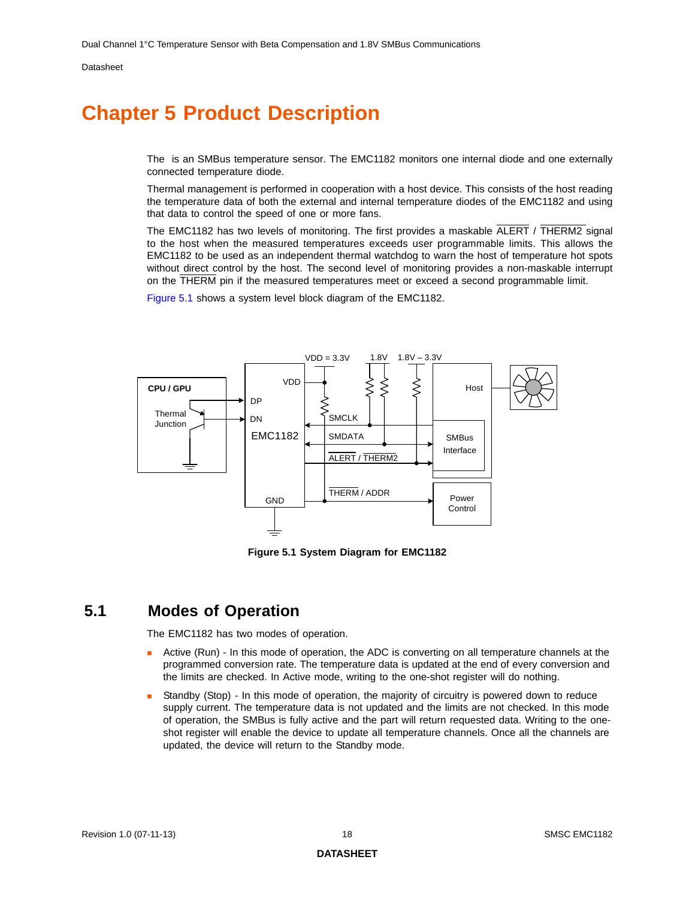# Chapter 5 Product Description

The  is an SMBus temperature sensor. The EMC1182 monitors one internal diode and one externally connected temperature diode.

Thermal management is performed in cooperation with a host device. This consists of the host reading the temperature data of both the external and internal temperature diodes of the EMC1182 and using that data to control the speed of one or more fans.

The EMC1182 has two levels of monitoring. The first provides a maskable ALERT / THERM2 signal to the host when the measured temperatures exceeds user programmable limits. This allows the EMC1182 to be used as an independent thermal watchdog to warn the host of temperature hot spots without direct control by the host. The second level of monitoring provides a non-maskable interrupt on the THERM pin if the measured temperatures meet or exceed a second programmable limit.

Figure 5.1 shows a system level block diagram of the EMC1182.

**Figure 5.1 System Diagram for EMC1182**

## 5.1 Modes of Operation

The EMC1182 has two modes of operation.

- Active (Run) - In this mode of operation, the ADC is converting on all temperature channels at the programmed conversion rate. The temperature data is updated at the end of every conversion and the limits are checked. In Active mode, writing to the one-shot register will do nothing.
- Standby (Stop) - In this mode of operation, the majority of circuitry is powered down to reduce supply current. The temperature data is not updated and the limits are not checked. In this mode of operation, the SMBus is fully active and the part will return requested data. Writing to the one-shot register will enable the device to update all temperature channels. Once all the channels are updated, the device will return to the Standby mode.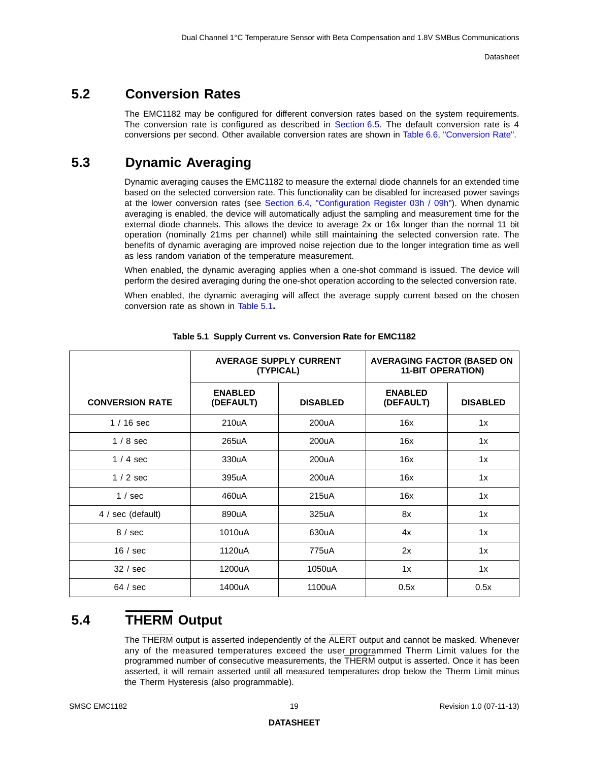## 5.2 Conversion Rates

The EMC1182 may be configured for different conversion rates based on the system requirements. The conversion rate is configured as described in Section 6.5. The default conversion rate is 4 conversions per second. Other available conversion rates are shown in Table 6.6, "Conversion Rate".

## 5.3 Dynamic Averaging

Dynamic averaging causes the EMC1182 to measure the external diode channels for an extended time based on the selected conversion rate. This functionality can be disabled for increased power savings at the lower conversion rates (see Section 6.4, "Configuration Register 03h / 09h"). When dynamic averaging is enabled, the device will automatically adjust the sampling and measurement time for the external diode channels. This allows the device to average 2x or 16x longer than the normal 11 bit operation (nominally 21ms per channel) while still maintaining the selected conversion rate. The benefits of dynamic averaging are improved noise rejection due to the longer integration time as well as less random variation of the temperature measurement.

When enabled, the dynamic averaging applies when a one-shot command is issued. The device will perform the desired averaging during the one-shot operation according to the selected conversion rate.

When enabled, the dynamic averaging will affect the average supply current based on the chosen conversion rate as shown in Table 5.1**.**

**Table 5.1 Supply Current vs. Conversion Rate for EMC1182**

| CONVERSION RATE | AVERAGE SUPPLY CURRENT (TYPICAL) | | AVERAGING FACTOR (BASED ON 11-BIT OPERATION) | |
|---|---|---|---|---|
| | ENABLED (DEFAULT) | DISABLED | ENABLED (DEFAULT) | DISABLED |
| 1 / 16 sec | 210uA | 200uA | 16x | 1x |
| 1 / 8 sec | 265uA | 200uA | 16x | 1x |
| 1 / 4 sec | 330uA | 200uA | 16x | 1x |
| 1 / 2 sec | 395uA | 200uA | 16x | 1x |
| 1 / sec | 460uA | 215uA | 16x | 1x |
| 4 / sec (default) | 890uA | 325uA | 8x | 1x |
| 8 / sec | 1010uA | 630uA | 4x | 1x |
| 16 / sec | 1120uA | 775uA | 2x | 1x |
| 32 / sec | 1200uA | 1050uA | 1x | 1x |
| 64 / sec | 1400uA | 1100uA | 0.5x | 0.5x |

## 5.4 THERM Output

The THERM output is asserted independently of the ALERT output and cannot be masked. Whenever any of the measured temperatures exceed the user programmed Therm Limit values for the programmed number of consecutive measurements, the THERM output is asserted. Once it has been asserted, it will remain asserted until all measured temperatures drop below the Therm Limit minus the Therm Hysteresis (also programmable).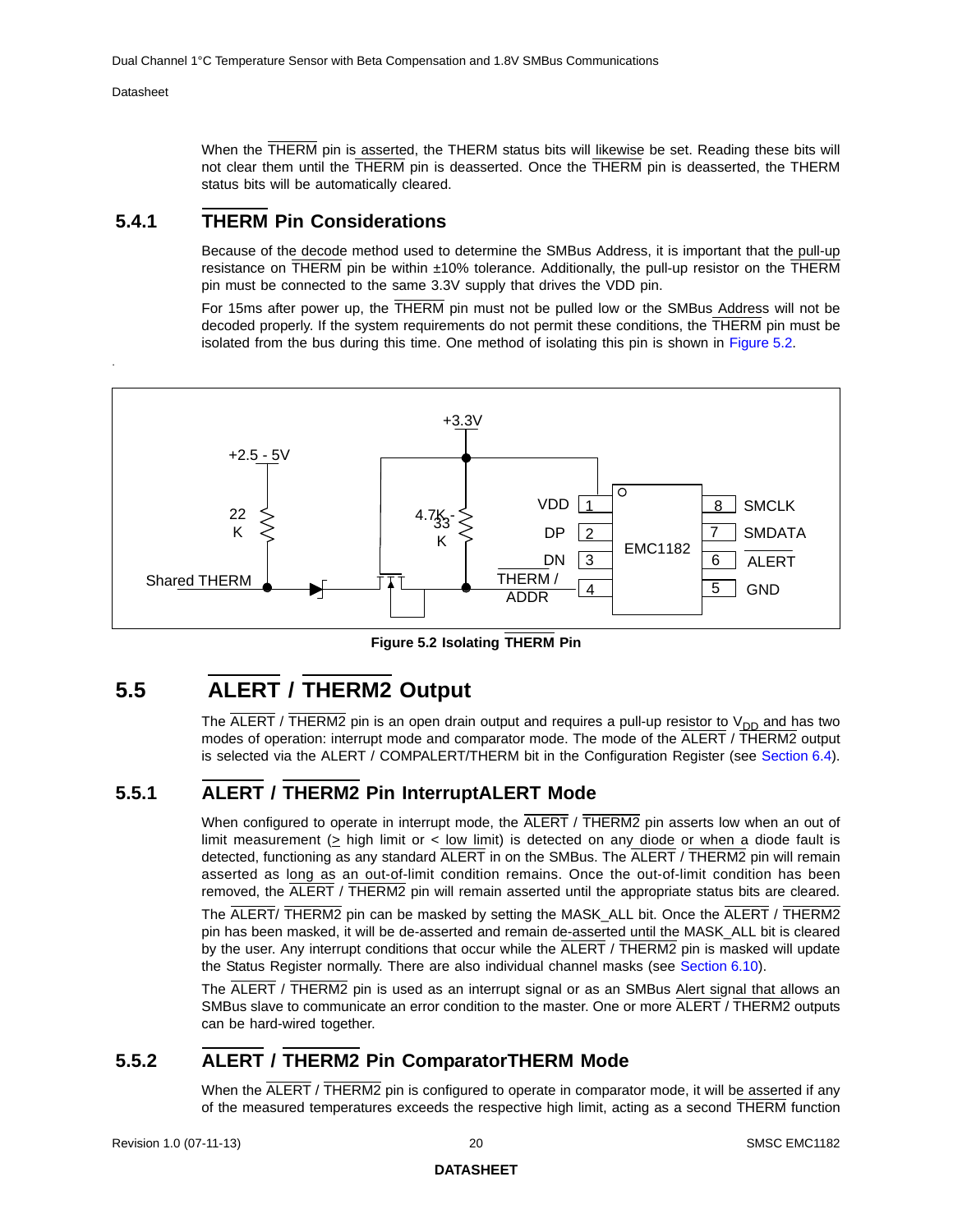When the THERM pin is asserted, the THERM status bits will likewise be set. Reading these bits will not clear them until the THERM pin is deasserted. Once the THERM pin is deasserted, the THERM status bits will be automatically cleared.

### 5.4.1 THERM Pin Considerations

Because of the decode method used to determine the SMBus Address, it is important that the pull-up resistance on THERM pin be within ±10% tolerance. Additionally, the pull-up resistor on the THERM pin must be connected to the same 3.3V supply that drives the VDD pin.

For 15ms after power up, the THERM pin must not be pulled low or the SMBus Address will not be decoded properly. If the system requirements do not permit these conditions, the THERM pin must be isolated from the bus during this time. One method of isolating this pin is shown in Figure 5.2.

**Figure 5.2 Isolating THERM Pin**

## 5.5 ALERT / THERM2 Output

The ALERT / THERM2 pin is an open drain output and requires a pull-up resistor to $V_{DD}$ and has two modes of operation: interrupt mode and comparator mode. The mode of the ALERT / THERM2 output is selected via the ALERT / COMPALERT/THERM bit in the Configuration Register (see Section 6.4).

### 5.5.1 ALERT / THERM2 Pin InterruptALERT Mode

When configured to operate in interrupt mode, the ALERT / THERM2 pin asserts low when an out of limit measurement (≥ high limit or < low limit) is detected on any diode or when a diode fault is detected, functioning as any standard ALERT in on the SMBus. The ALERT / THERM2 pin will remain asserted as long as an out-of-limit condition remains. Once the out-of-limit condition has been removed, the ALERT / THERM2 pin will remain asserted until the appropriate status bits are cleared.

The ALERT/ THERM2 pin can be masked by setting the MASK_ALL bit. Once the ALERT / THERM2 pin has been masked, it will be de-asserted and remain de-asserted until the MASK_ALL bit is cleared by the user. Any interrupt conditions that occur while the ALERT / THERM2 pin is masked will update the Status Register normally. There are also individual channel masks (see Section 6.10).

The ALERT / THERM2 pin is used as an interrupt signal or as an SMBus Alert signal that allows an SMBus slave to communicate an error condition to the master. One or more ALERT / THERM2 outputs can be hard-wired together.

### 5.5.2 ALERT / THERM2 Pin ComparatorTHERM Mode

When the ALERT / THERM2 pin is configured to operate in comparator mode, it will be asserted if any of the measured temperatures exceeds the respective high limit, acting as a second THERM function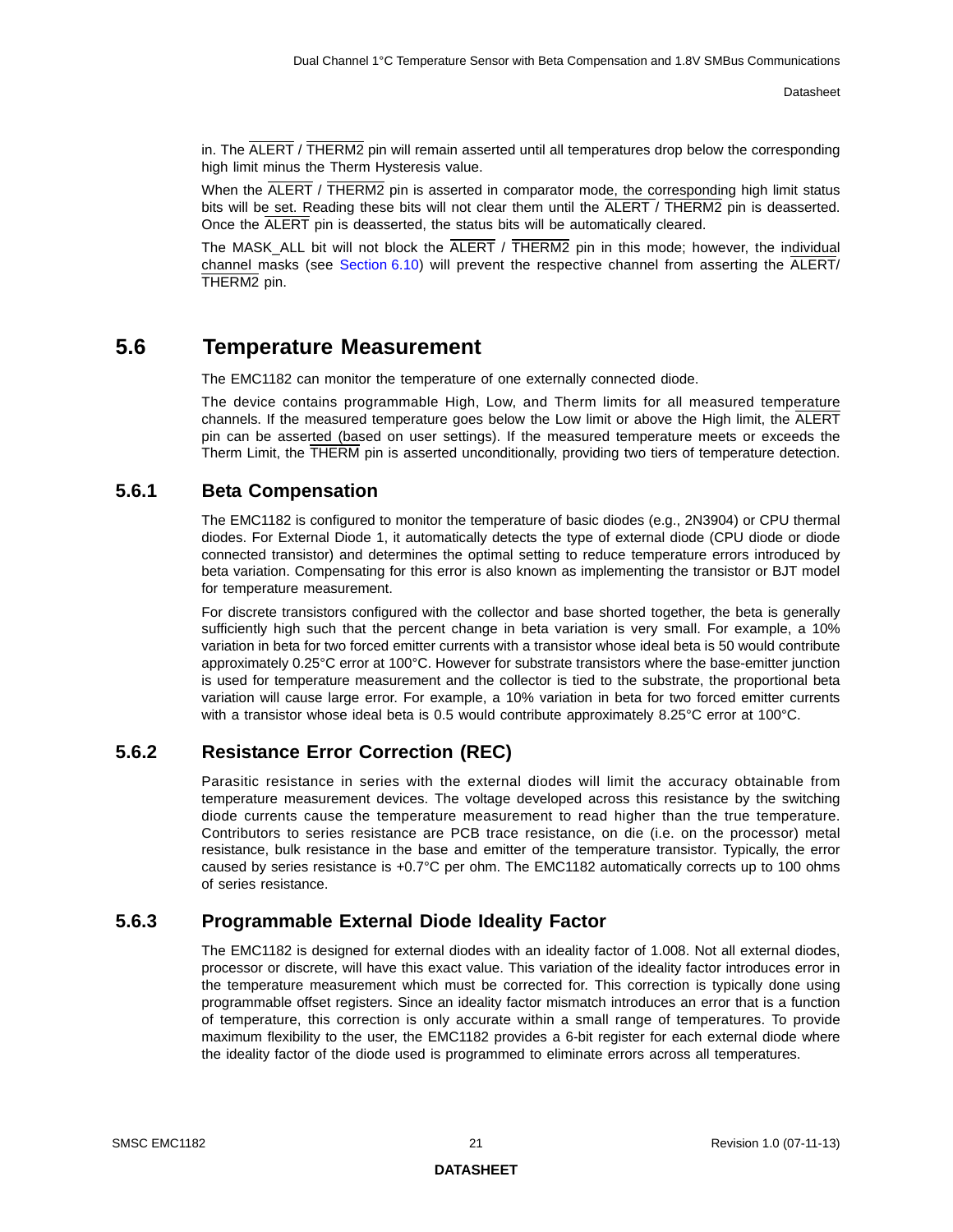in. The ALERT / THERM2 pin will remain asserted until all temperatures drop below the corresponding high limit minus the Therm Hysteresis value.

When the ALERT / THERM2 pin is asserted in comparator mode, the corresponding high limit status bits will be set. Reading these bits will not clear them until the ALERT / THERM2 pin is deasserted. Once the ALERT pin is deasserted, the status bits will be automatically cleared.

The MASK_ALL bit will not block the ALERT / THERM2 pin in this mode; however, the individual channel masks (see Section 6.10) will prevent the respective channel from asserting the ALERT/ THERM2 pin.

## 5.6 Temperature Measurement

The EMC1182 can monitor the temperature of one externally connected diode.

The device contains programmable High, Low, and Therm limits for all measured temperature channels. If the measured temperature goes below the Low limit or above the High limit, the ALERT pin can be asserted (based on user settings). If the measured temperature meets or exceeds the Therm Limit, the THERM pin is asserted unconditionally, providing two tiers of temperature detection.

### 5.6.1 Beta Compensation

The EMC1182 is configured to monitor the temperature of basic diodes (e.g., 2N3904) or CPU thermal diodes. For External Diode 1, it automatically detects the type of external diode (CPU diode or diode connected transistor) and determines the optimal setting to reduce temperature errors introduced by beta variation. Compensating for this error is also known as implementing the transistor or BJT model for temperature measurement.

For discrete transistors configured with the collector and base shorted together, the beta is generally sufficiently high such that the percent change in beta variation is very small. For example, a 10% variation in beta for two forced emitter currents with a transistor whose ideal beta is 50 would contribute approximately 0.25°C error at 100°C. However for substrate transistors where the base-emitter junction is used for temperature measurement and the collector is tied to the substrate, the proportional beta variation will cause large error. For example, a 10% variation in beta for two forced emitter currents with a transistor whose ideal beta is 0.5 would contribute approximately 8.25°C error at 100°C.

### 5.6.2 Resistance Error Correction (REC)

Parasitic resistance in series with the external diodes will limit the accuracy obtainable from temperature measurement devices. The voltage developed across this resistance by the switching diode currents cause the temperature measurement to read higher than the true temperature. Contributors to series resistance are PCB trace resistance, on die (i.e. on the processor) metal resistance, bulk resistance in the base and emitter of the temperature transistor. Typically, the error caused by series resistance is +0.7°C per ohm. The EMC1182 automatically corrects up to 100 ohms of series resistance.

### 5.6.3 Programmable External Diode Ideality Factor

The EMC1182 is designed for external diodes with an ideality factor of 1.008. Not all external diodes, processor or discrete, will have this exact value. This variation of the ideality factor introduces error in the temperature measurement which must be corrected for. This correction is typically done using programmable offset registers. Since an ideality factor mismatch introduces an error that is a function of temperature, this correction is only accurate within a small range of temperatures. To provide maximum flexibility to the user, the EMC1182 provides a 6-bit register for each external diode where the ideality factor of the diode used is programmed to eliminate errors across all temperatures.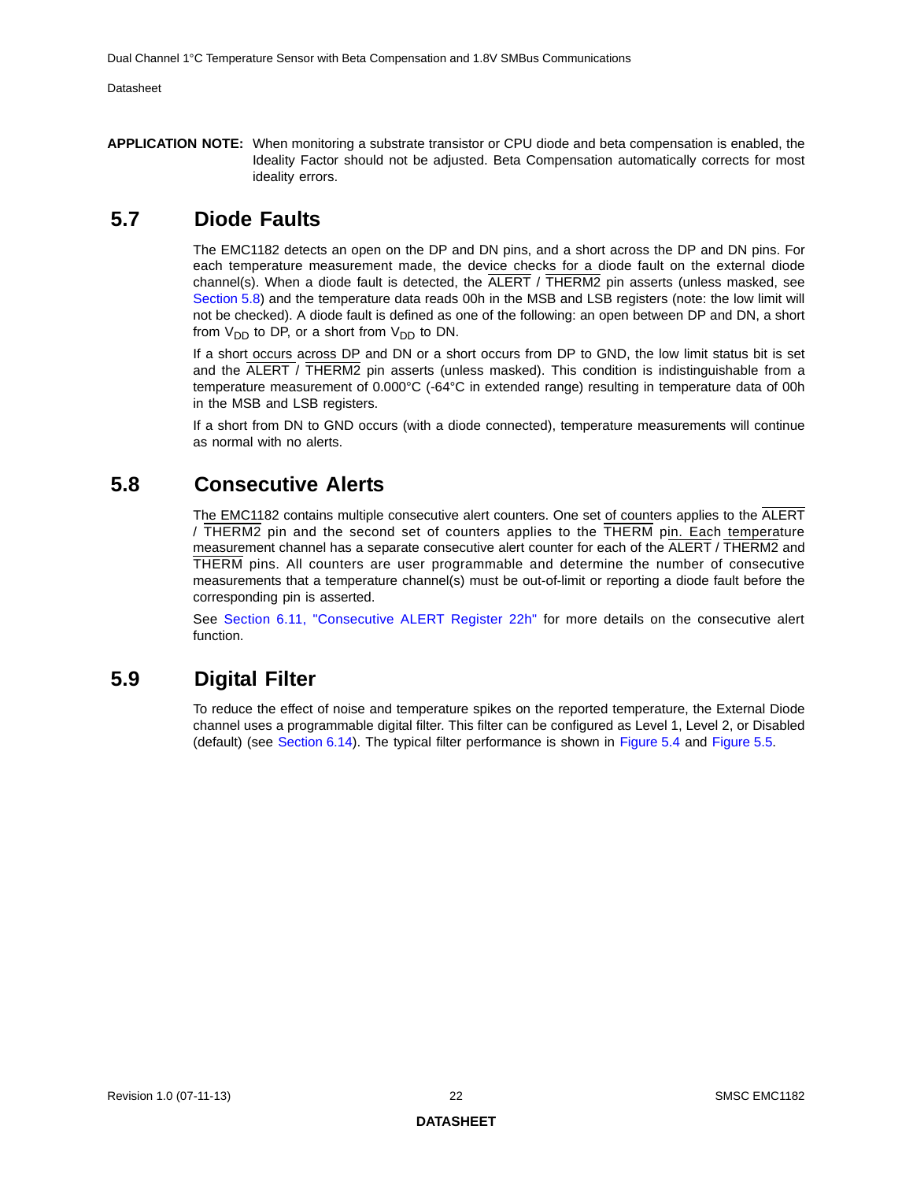**APPLICATION NOTE:** When monitoring a substrate transistor or CPU diode and beta compensation is enabled, the Ideality Factor should not be adjusted. Beta Compensation automatically corrects for most ideality errors.

## 5.7 Diode Faults

The EMC1182 detects an open on the DP and DN pins, and a short across the DP and DN pins. For each temperature measurement made, the device checks for a diode fault on the external diode channel(s). When a diode fault is detected, the ALERT / THERM2 pin asserts (unless masked, see Section 5.8) and the temperature data reads 00h in the MSB and LSB registers (note: the low limit will not be checked). A diode fault is defined as one of the following: an open between DP and DN, a short from $V_{DD}$ to DP, or a short from $V_{DD}$ to DN.

If a short occurs across DP and DN or a short occurs from DP to GND, the low limit status bit is set and the ALERT / THERM2 pin asserts (unless masked). This condition is indistinguishable from a temperature measurement of 0.000°C (-64°C in extended range) resulting in temperature data of 00h in the MSB and LSB registers.

If a short from DN to GND occurs (with a diode connected), temperature measurements will continue as normal with no alerts.

## 5.8 Consecutive Alerts

The EMC1182 contains multiple consecutive alert counters. One set of counters applies to the ALERT / THERM2 pin and the second set of counters applies to the THERM pin. Each temperature measurement channel has a separate consecutive alert counter for each of the ALERT / THERM2 and THERM pins. All counters are user programmable and determine the number of consecutive measurements that a temperature channel(s) must be out-of-limit or reporting a diode fault before the corresponding pin is asserted.

See Section 6.11, "Consecutive ALERT Register 22h" for more details on the consecutive alert function.

## 5.9 Digital Filter

To reduce the effect of noise and temperature spikes on the reported temperature, the External Diode channel uses a programmable digital filter. This filter can be configured as Level 1, Level 2, or Disabled (default) (see Section 6.14). The typical filter performance is shown in Figure 5.4 and Figure 5.5.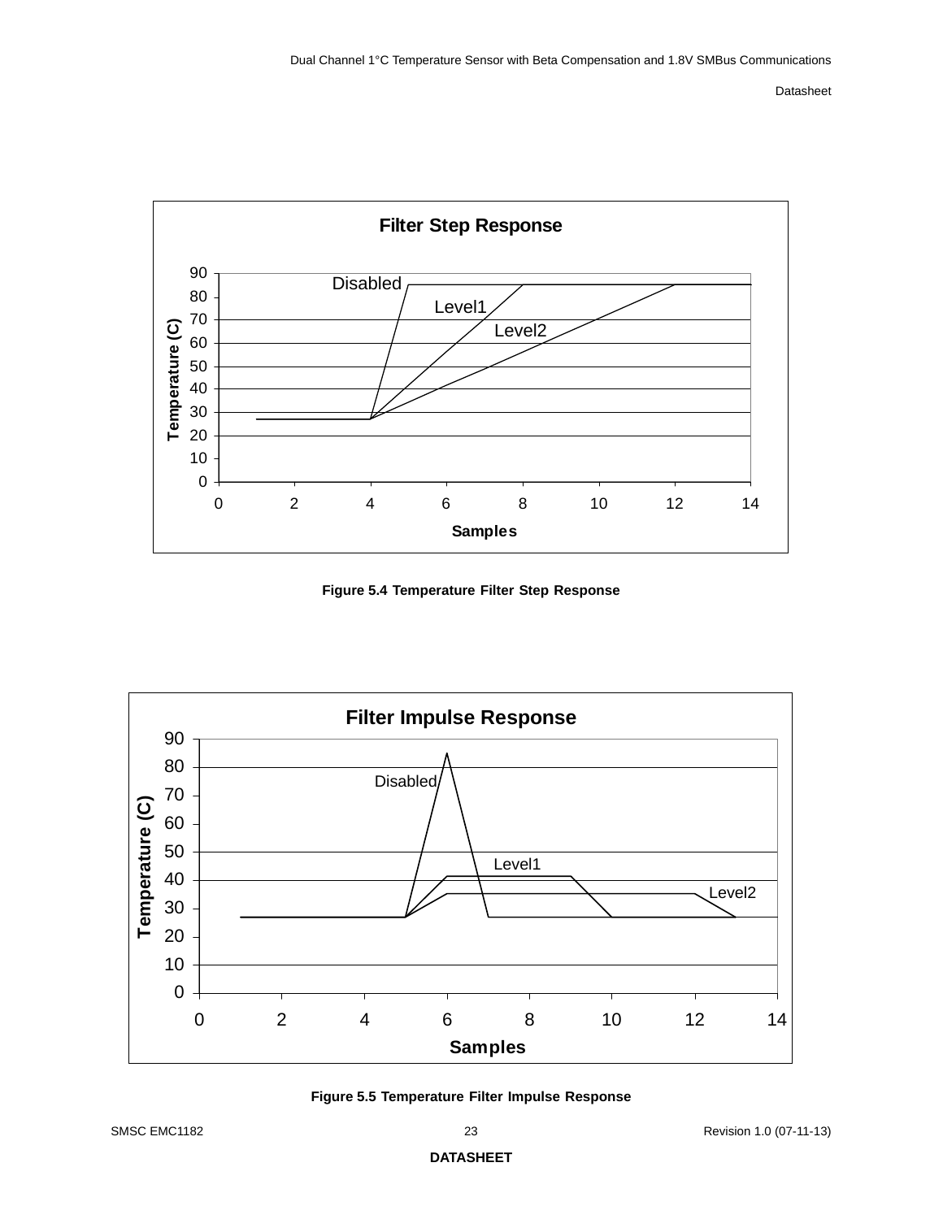Figure 5.4 Temperature Filter Step Response

Figure 5.5 Temperature Filter Impulse Response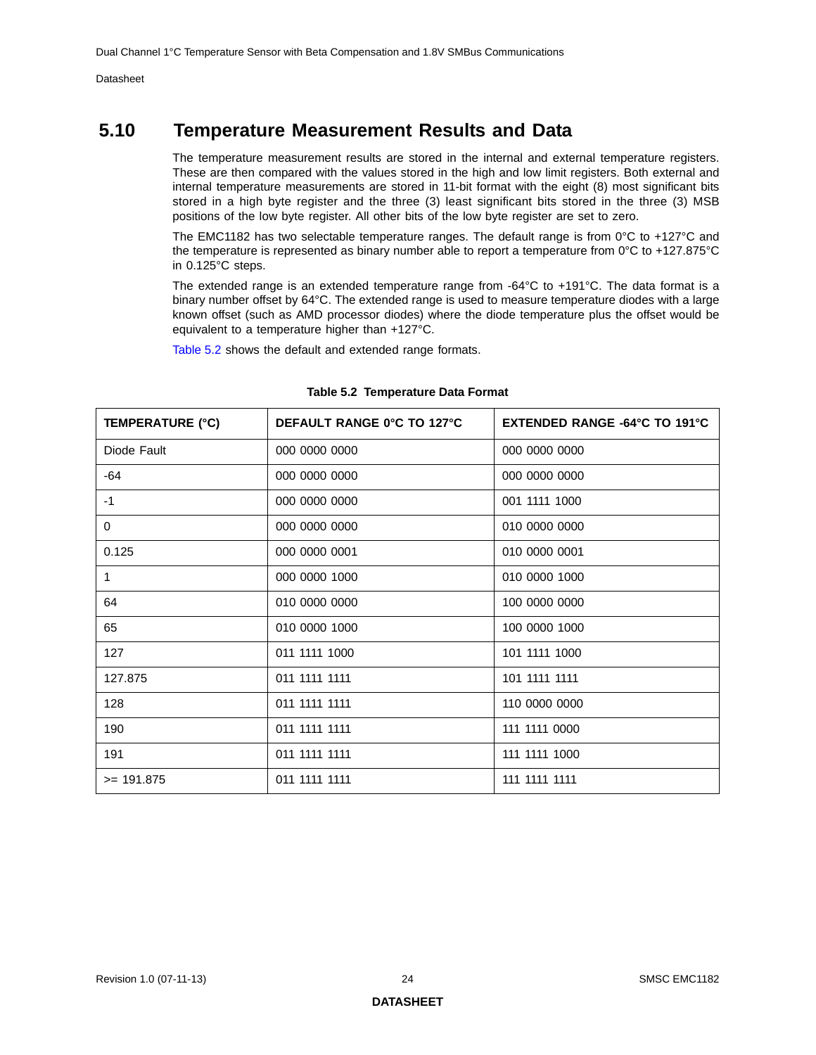## 5.10 Temperature Measurement Results and Data

The temperature measurement results are stored in the internal and external temperature registers. These are then compared with the values stored in the high and low limit registers. Both external and internal temperature measurements are stored in 11-bit format with the eight (8) most significant bits stored in a high byte register and the three (3) least significant bits stored in the three (3) MSB positions of the low byte register. All other bits of the low byte register are set to zero.

The EMC1182 has two selectable temperature ranges. The default range is from 0°C to +127°C and the temperature is represented as binary number able to report a temperature from 0°C to +127.875°C in 0.125°C steps.

The extended range is an extended temperature range from -64°C to +191°C. The data format is a binary number offset by 64°C. The extended range is used to measure temperature diodes with a large known offset (such as AMD processor diodes) where the diode temperature plus the offset would be equivalent to a temperature higher than +127°C.

Table 5.2 shows the default and extended range formats.

**Table 5.2 Temperature Data Format**

| TEMPERATURE (°C) | DEFAULT RANGE 0°C TO 127°C | EXTENDED RANGE -64°C TO 191°C |
|---|---|---|
| Diode Fault | 000 0000 0000 | 000 0000 0000 |
| -64 | 000 0000 0000 | 000 0000 0000 |
| -1 | 000 0000 0000 | 001 1111 1000 |
| 0 | 000 0000 0000 | 010 0000 0000 |
| 0.125 | 000 0000 0001 | 010 0000 0001 |
| 1 | 000 0000 1000 | 010 0000 1000 |
| 64 | 010 0000 0000 | 100 0000 0000 |
| 65 | 010 0000 1000 | 100 0000 1000 |
| 127 | 011 1111 1000 | 101 1111 1000 |
| 127.875 | 011 1111 1111 | 101 1111 1111 |
| 128 | 011 1111 1111 | 110 0000 0000 |
| 190 | 011 1111 1111 | 111 1111 0000 |
| 191 | 011 1111 1111 | 111 1111 1000 |
| >= 191.875 | 011 1111 1111 | 111 1111 1111 |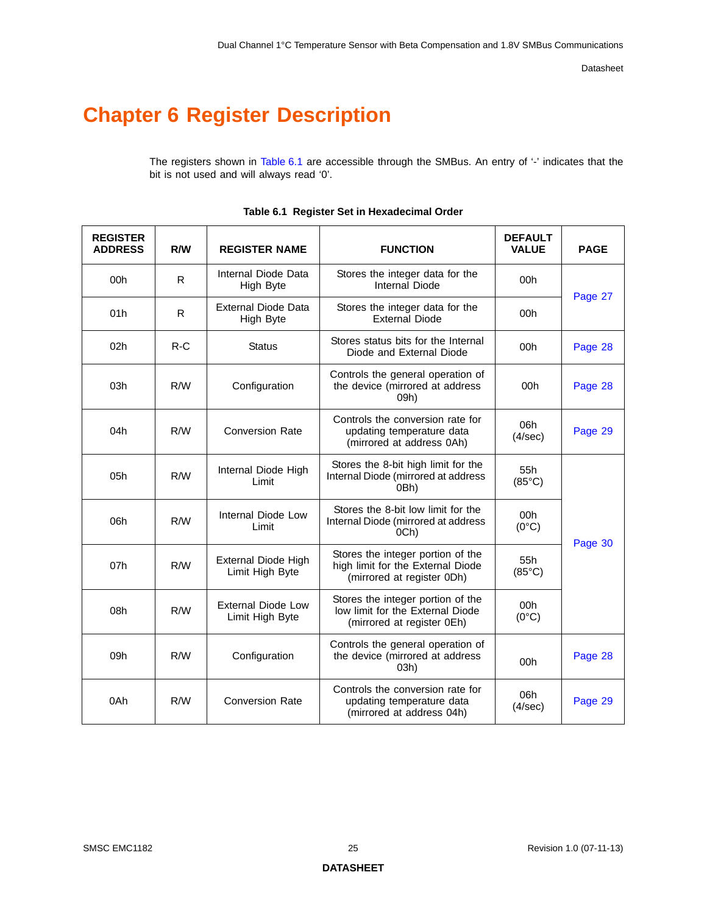# Chapter 6 Register Description

The registers shown in Table 6.1 are accessible through the SMBus. An entry of '-' indicates that the bit is not used and will always read '0'.

**Table 6.1 Register Set in Hexadecimal Order**

| REGISTER ADDRESS | R/W | REGISTER NAME | FUNCTION | DEFAULT VALUE | PAGE |
|---|---|---|---|---|---|
| 00h | R | Internal Diode Data High Byte | Stores the integer data for the Internal Diode | 00h | Page 27 |
| 01h | R | External Diode Data High Byte | Stores the integer data for the External Diode | 00h | Page 27 |
| 02h | R-C | Status | Stores status bits for the Internal Diode and External Diode | 00h | Page 28 |
| 03h | R/W | Configuration | Controls the general operation of the device (mirrored at address 09h) | 00h | Page 28 |
| 04h | R/W | Conversion Rate | Controls the conversion rate for updating temperature data (mirrored at address 0Ah) | 06h (4/sec) | Page 29 |
| 05h | R/W | Internal Diode High Limit | Stores the 8-bit high limit for the Internal Diode (mirrored at address 0Bh) | 55h (85°C) | Page 30 |
| 06h | R/W | Internal Diode Low Limit | Stores the 8-bit low limit for the Internal Diode (mirrored at address 0Ch) | 00h (0°C) | Page 30 |
| 07h | R/W | External Diode High Limit High Byte | Stores the integer portion of the high limit for the External Diode (mirrored at register 0Dh) | 55h (85°C) | Page 30 |
| 08h | R/W | External Diode Low Limit High Byte | Stores the integer portion of the low limit for the External Diode (mirrored at register 0Eh) | 00h (0°C) | Page 30 |
| 09h | R/W | Configuration | Controls the general operation of the device (mirrored at address 03h) | 00h | Page 28 |
| 0Ah | R/W | Conversion Rate | Controls the conversion rate for updating temperature data (mirrored at address 04h) | 06h (4/sec) | Page 29 |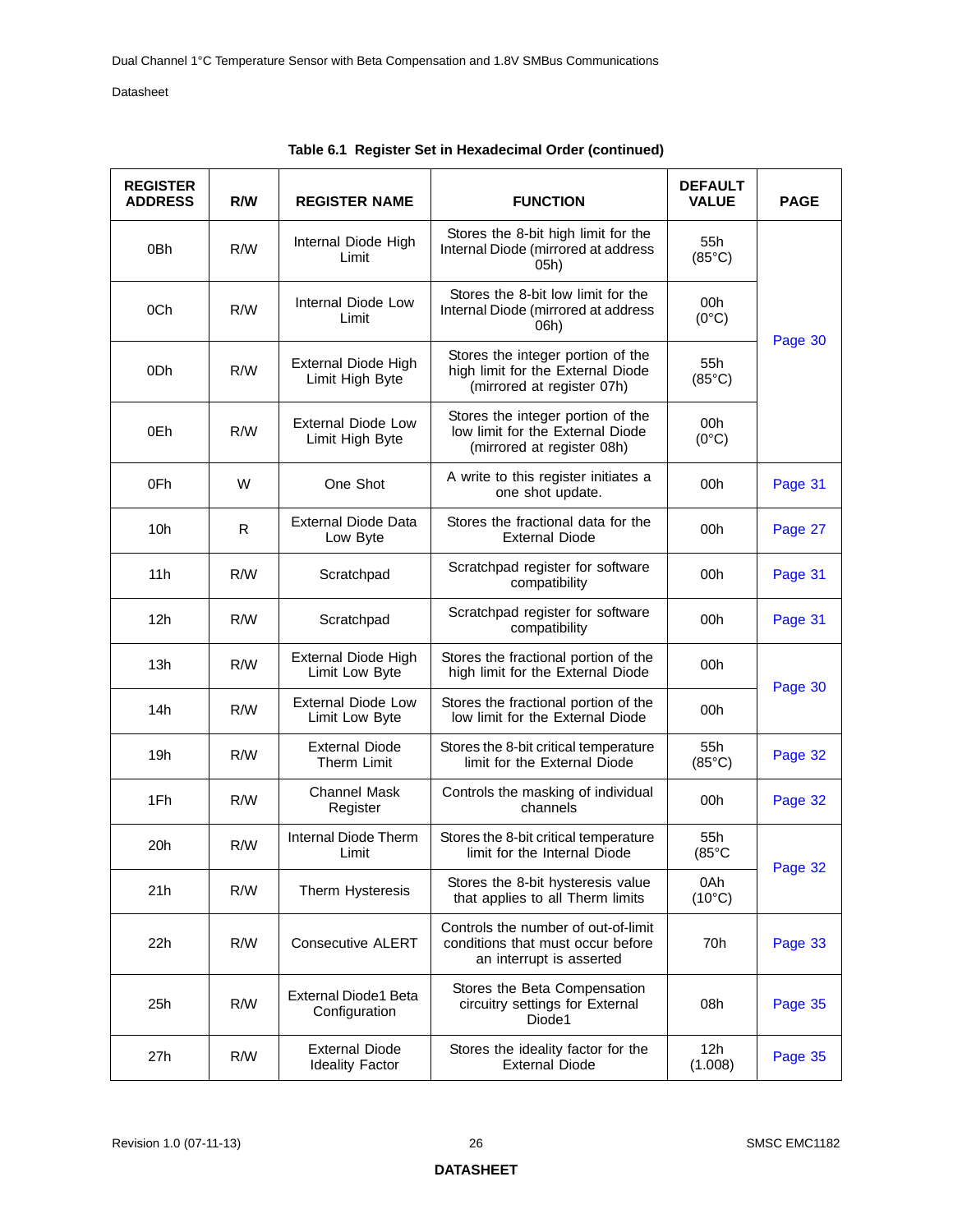**Table 6.1 Register Set in Hexadecimal Order (continued)**

| REGISTER ADDRESS | R/W | REGISTER NAME | FUNCTION | DEFAULT VALUE | PAGE |
|---|---|---|---|---|---|
| 0Bh | R/W | Internal Diode High Limit | Stores the 8-bit high limit for the Internal Diode (mirrored at address 05h) | 55h (85°C) | Page 30 |
| 0Ch | R/W | Internal Diode Low Limit | Stores the 8-bit low limit for the Internal Diode (mirrored at address 06h) | 00h (0°C) | Page 30 |
| 0Dh | R/W | External Diode High Limit High Byte | Stores the integer portion of the high limit for the External Diode (mirrored at register 07h) | 55h (85°C) | Page 30 |
| 0Eh | R/W | External Diode Low Limit High Byte | Stores the integer portion of the low limit for the External Diode (mirrored at register 08h) | 00h (0°C) | Page 30 |
| 0Fh | W | One Shot | A write to this register initiates a one shot update. | 00h | Page 31 |
| 10h | R | External Diode Data Low Byte | Stores the fractional data for the External Diode | 00h | Page 27 |
| 11h | R/W | Scratchpad | Scratchpad register for software compatibility | 00h | Page 31 |
| 12h | R/W | Scratchpad | Scratchpad register for software compatibility | 00h | Page 31 |
| 13h | R/W | External Diode High Limit Low Byte | Stores the fractional portion of the high limit for the External Diode | 00h | Page 30 |
| 14h | R/W | External Diode Low Limit Low Byte | Stores the fractional portion of the low limit for the External Diode | 00h | Page 30 |
| 19h | R/W | External Diode Therm Limit | Stores the 8-bit critical temperature limit for the External Diode | 55h (85°C) | Page 32 |
| 1Fh | R/W | Channel Mask Register | Controls the masking of individual channels | 00h | Page 32 |
| 20h | R/W | Internal Diode Therm Limit | Stores the 8-bit critical temperature limit for the Internal Diode | 55h (85°C | Page 32 |
| 21h | R/W | Therm Hysteresis | Stores the 8-bit hysteresis value that applies to all Therm limits | 0Ah (10°C) | Page 32 |
| 22h | R/W | Consecutive ALERT | Controls the number of out-of-limit conditions that must occur before an interrupt is asserted | 70h | Page 33 |
| 25h | R/W | External Diode1 Beta Configuration | Stores the Beta Compensation circuitry settings for External Diode1 | 08h | Page 35 |
| 27h | R/W | External Diode Ideality Factor | Stores the ideality factor for the External Diode | 12h (1.008) | Page 35 |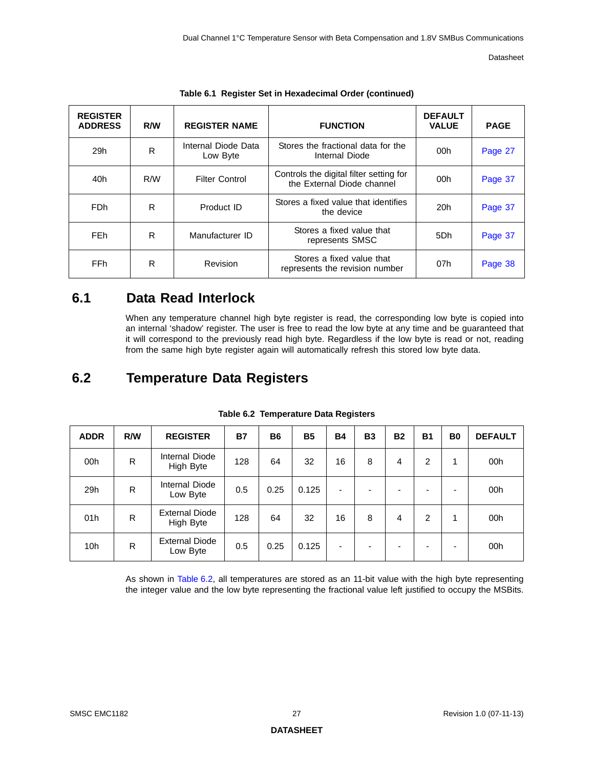**Table 6.1 Register Set in Hexadecimal Order (continued)**

| REGISTER ADDRESS | R/W | REGISTER NAME | FUNCTION | DEFAULT VALUE | PAGE |
|---|---|---|---|---|---|
| 29h | R | Internal Diode Data Low Byte | Stores the fractional data for the Internal Diode | 00h | Page 27 |
| 40h | R/W | Filter Control | Controls the digital filter setting for the External Diode channel | 00h | Page 37 |
| FDh | R | Product ID | Stores a fixed value that identifies the device | 20h | Page 37 |
| FEh | R | Manufacturer ID | Stores a fixed value that represents SMSC | 5Dh | Page 37 |
| FFh | R | Revision | Stores a fixed value that represents the revision number | 07h | Page 38 |

## 6.1 Data Read Interlock

When any temperature channel high byte register is read, the corresponding low byte is copied into an internal 'shadow' register. The user is free to read the low byte at any time and be guaranteed that it will correspond to the previously read high byte. Regardless if the low byte is read or not, reading from the same high byte register again will automatically refresh this stored low byte data.

## 6.2 Temperature Data Registers

**Table 6.2 Temperature Data Registers**

| ADDR | R/W | REGISTER | B7 | B6 | B5 | B4 | B3 | B2 | B1 | B0 | DEFAULT |
|---|---|---|---|---|---|---|---|---|---|---|---|
| 00h | R | Internal Diode High Byte | 128 | 64 | 32 | 16 | 8 | 4 | 2 | 1 | 00h |
| 29h | R | Internal Diode Low Byte | 0.5 | 0.25 | 0.125 | - | - | - | - | - | 00h |
| 01h | R | External Diode High Byte | 128 | 64 | 32 | 16 | 8 | 4 | 2 | 1 | 00h |
| 10h | R | External Diode Low Byte | 0.5 | 0.25 | 0.125 | - | - | - | - | - | 00h |

As shown in Table 6.2, all temperatures are stored as an 11-bit value with the high byte representing the integer value and the low byte representing the fractional value left justified to occupy the MSBits.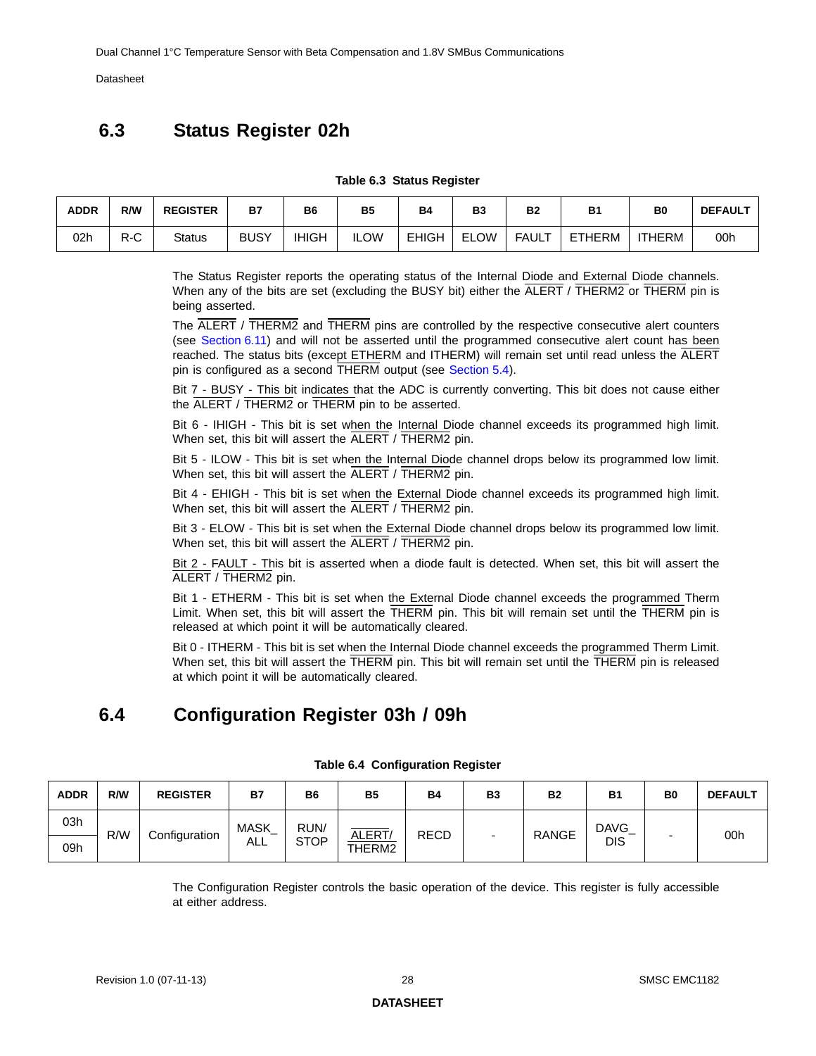## 6.3 Status Register 02h

**Table 6.3 Status Register**

| ADDR | R/W | REGISTER | B7 | B6 | B5 | B4 | B3 | B2 | B1 | B0 | DEFAULT |
|---|---|---|---|---|---|---|---|---|---|---|---|
| 02h | R-C | Status | BUSY | IHIGH | ILOW | EHIGH | ELOW | FAULT | ETHERM | ITHERM | 00h |

The Status Register reports the operating status of the Internal Diode and External Diode channels. When any of the bits are set (excluding the BUSY bit) either the ALERT / THERM2 or THERM pin is being asserted.

The ALERT / THERM2 and THERM pins are controlled by the respective consecutive alert counters (see Section 6.11) and will not be asserted until the programmed consecutive alert count has been reached. The status bits (except ETHERM and ITHERM) will remain set until read unless the ALERT pin is configured as a second THERM output (see Section 5.4).

Bit 7 - BUSY - This bit indicates that the ADC is currently converting. This bit does not cause either the ALERT / THERM2 or THERM pin to be asserted.

Bit 6 - IHIGH - This bit is set when the Internal Diode channel exceeds its programmed high limit. When set, this bit will assert the ALERT / THERM2 pin.

Bit 5 - ILOW - This bit is set when the Internal Diode channel drops below its programmed low limit. When set, this bit will assert the ALERT / THERM2 pin.

Bit 4 - EHIGH - This bit is set when the External Diode channel exceeds its programmed high limit. When set, this bit will assert the ALERT / THERM2 pin.

Bit 3 - ELOW - This bit is set when the External Diode channel drops below its programmed low limit. When set, this bit will assert the ALERT / THERM2 pin.

Bit 2 - FAULT - This bit is asserted when a diode fault is detected. When set, this bit will assert the ALERT / THERM2 pin.

Bit 1 - ETHERM - This bit is set when the External Diode channel exceeds the programmed Therm Limit. When set, this bit will assert the THERM pin. This bit will remain set until the THERM pin is released at which point it will be automatically cleared.

Bit 0 - ITHERM - This bit is set when the Internal Diode channel exceeds the programmed Therm Limit. When set, this bit will assert the THERM pin. This bit will remain set until the THERM pin is released at which point it will be automatically cleared.

## 6.4 Configuration Register 03h / 09h

**Table 6.4 Configuration Register**

| ADDR | R/W | REGISTER | B7 | B6 | B5 | B4 | B3 | B2 | B1 | B0 | DEFAULT |
|---|---|---|---|---|---|---|---|---|---|---|---|
| 03h / 09h | R/W | Configuration | MASK_ ALL | RUN/ STOP | ALERT/ THERM2 | RECD | - | RANGE | DAVG_ DIS | - | 00h |

The Configuration Register controls the basic operation of the device. This register is fully accessible at either address.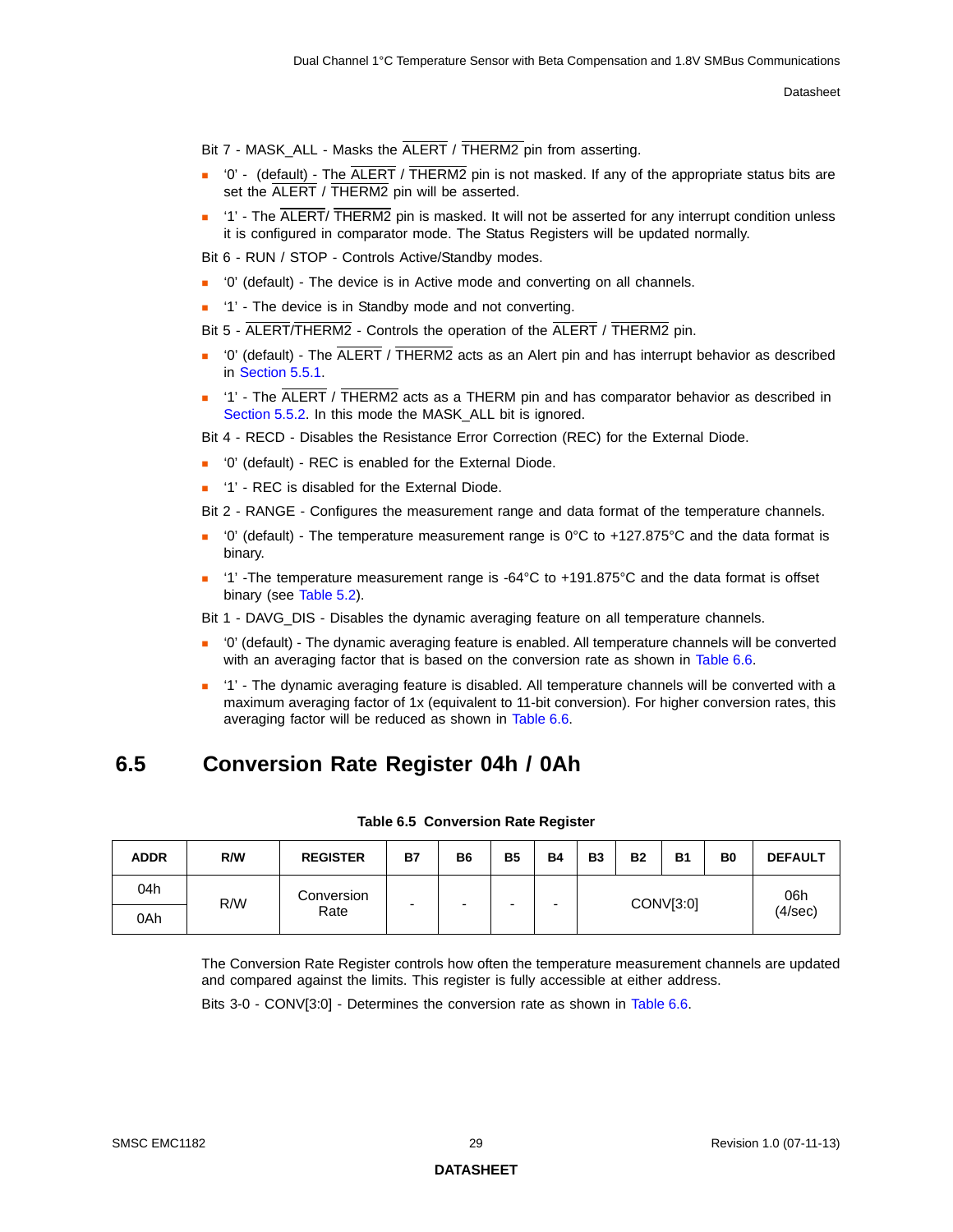Bit 7 - MASK_ALL - Masks the ALERT / THERM2 pin from asserting.

- '0' - (default) - The ALERT / THERM2 pin is not masked. If any of the appropriate status bits are set the ALERT / THERM2 pin will be asserted.
- '1' - The ALERT/ THERM2 pin is masked. It will not be asserted for any interrupt condition unless it is configured in comparator mode. The Status Registers will be updated normally.

Bit 6 - RUN / STOP - Controls Active/Standby modes.

- '0' (default) - The device is in Active mode and converting on all channels.
- '1' - The device is in Standby mode and not converting.

Bit 5 - ALERT/THERM2 - Controls the operation of the ALERT / THERM2 pin.

- '0' (default) - The ALERT / THERM2 acts as an Alert pin and has interrupt behavior as described in Section 5.5.1.
- '1' - The ALERT / THERM2 acts as a THERM pin and has comparator behavior as described in Section 5.5.2. In this mode the MASK_ALL bit is ignored.

Bit 4 - RECD - Disables the Resistance Error Correction (REC) for the External Diode.

- '0' (default) - REC is enabled for the External Diode.
- '1' - REC is disabled for the External Diode.

Bit 2 - RANGE - Configures the measurement range and data format of the temperature channels.

- '0' (default) - The temperature measurement range is 0°C to +127.875°C and the data format is binary.
- '1' -The temperature measurement range is -64°C to +191.875°C and the data format is offset binary (see Table 5.2).

Bit 1 - DAVG_DIS - Disables the dynamic averaging feature on all temperature channels.

- '0' (default) - The dynamic averaging feature is enabled. All temperature channels will be converted with an averaging factor that is based on the conversion rate as shown in Table 6.6.
- '1' - The dynamic averaging feature is disabled. All temperature channels will be converted with a maximum averaging factor of 1x (equivalent to 11-bit conversion). For higher conversion rates, this averaging factor will be reduced as shown in Table 6.6.

## 6.5 Conversion Rate Register 04h / 0Ah

**Table 6.5 Conversion Rate Register**

| ADDR | R/W | REGISTER | B7 | B6 | B5 | B4 | B3 | B2 | B1 | B0 | DEFAULT |
|---|---|---|---|---|---|---|---|---|---|---|---|
| 04h / 0Ah | R/W | Conversion Rate | - | - | - | - | CONV[3:0] | | | | 06h (4/sec) |

The Conversion Rate Register controls how often the temperature measurement channels are updated and compared against the limits. This register is fully accessible at either address.

Bits 3-0 - CONV[3:0] - Determines the conversion rate as shown in Table 6.6.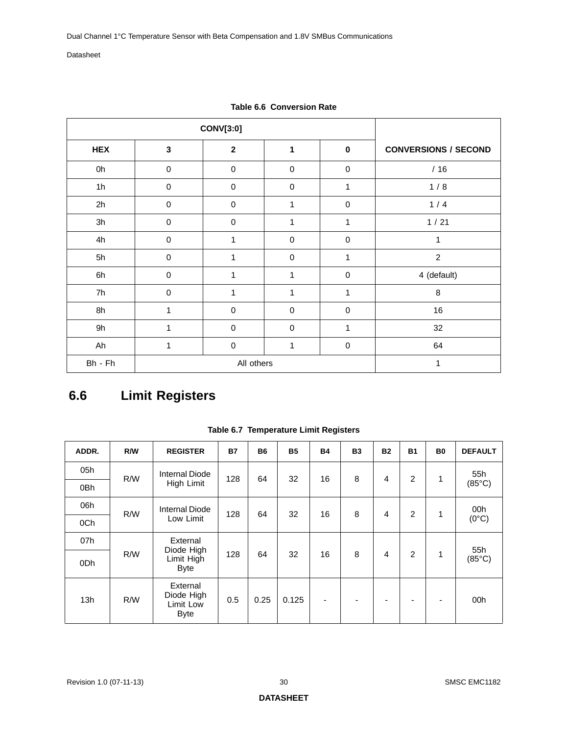**Table 6.6 Conversion Rate**

| CONV[3:0] | | | | | CONVERSIONS / SECOND |
|---|---|---|---|---|---|
| HEX | 3 | 2 | 1 | 0 | |
| 0h | 0 | 0 | 0 | 0 | / 16 |
| 1h | 0 | 0 | 0 | 1 | 1 / 8 |
| 2h | 0 | 0 | 1 | 0 | 1 / 4 |
| 3h | 0 | 0 | 1 | 1 | 1 / 21 |
| 4h | 0 | 1 | 0 | 0 | 1 |
| 5h | 0 | 1 | 0 | 1 | 2 |
| 6h | 0 | 1 | 1 | 0 | 4 (default) |
| 7h | 0 | 1 | 1 | 1 | 8 |
| 8h | 1 | 0 | 0 | 0 | 16 |
| 9h | 1 | 0 | 0 | 1 | 32 |
| Ah | 1 | 0 | 1 | 0 | 64 |
| Bh - Fh | All others | | | | 1 |

## 6.6 Limit Registers

**Table 6.7 Temperature Limit Registers**

| ADDR. | R/W | REGISTER | B7 | B6 | B5 | B4 | B3 | B2 | B1 | B0 | DEFAULT |
|---|---|---|---|---|---|---|---|---|---|---|---|
| 05h<br>0Bh | R/W | Internal Diode High Limit | 128 | 64 | 32 | 16 | 8 | 4 | 2 | 1 | 55h (85°C) |
| 06h<br>0Ch | R/W | Internal Diode Low Limit | 128 | 64 | 32 | 16 | 8 | 4 | 2 | 1 | 00h (0°C) |
| 07h<br>0Dh | R/W | External Diode High Limit High Byte | 128 | 64 | 32 | 16 | 8 | 4 | 2 | 1 | 55h (85°C) |
| 13h | R/W | External Diode High Limit Low Byte | 0.5 | 0.25 | 0.125 | - | - | - | - | - | 00h |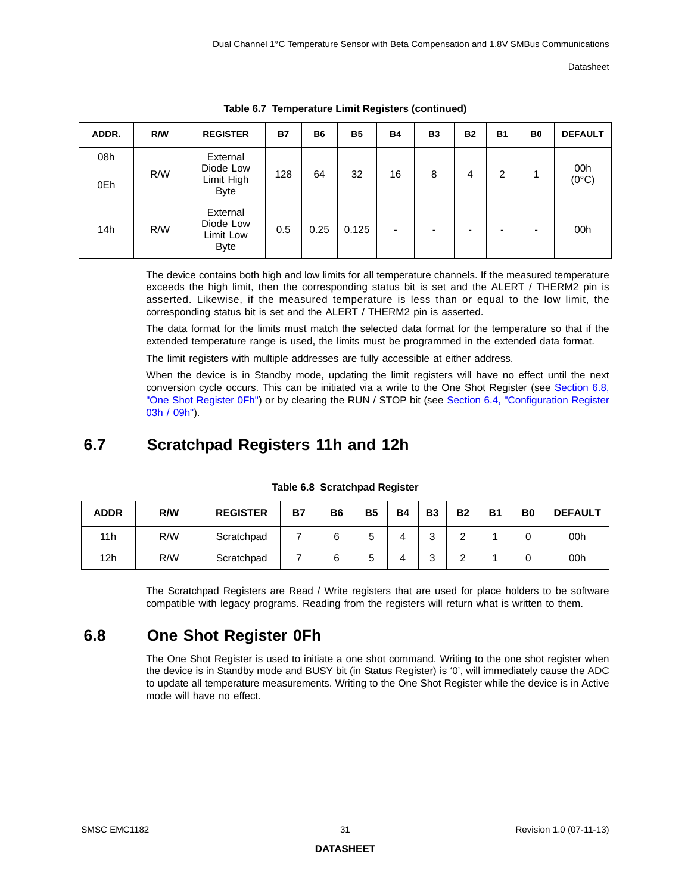**Table 6.7 Temperature Limit Registers (continued)**

| ADDR. | R/W | REGISTER | B7 | B6 | B5 | B4 | B3 | B2 | B1 | B0 | DEFAULT |
|---|---|---|---|---|---|---|---|---|---|---|---|
| 08h | R/W | External Diode Low Limit High Byte | 128 | 64 | 32 | 16 | 8 | 4 | 2 | 1 | 00h (0°C) |
| 0Eh | | | | | | | | | | | |
| 14h | R/W | External Diode Low Limit Low Byte | 0.5 | 0.25 | 0.125 | - | - | - | - | - | 00h |

The device contains both high and low limits for all temperature channels. If the measured temperature exceeds the high limit, then the corresponding status bit is set and the ALERT / THERM2 pin is asserted. Likewise, if the measured temperature is less than or equal to the low limit, the corresponding status bit is set and the ALERT / THERM2 pin is asserted.

The data format for the limits must match the selected data format for the temperature so that if the extended temperature range is used, the limits must be programmed in the extended data format.

The limit registers with multiple addresses are fully accessible at either address.

When the device is in Standby mode, updating the limit registers will have no effect until the next conversion cycle occurs. This can be initiated via a write to the One Shot Register (see Section 6.8, "One Shot Register 0Fh") or by clearing the RUN / STOP bit (see Section 6.4, "Configuration Register 03h / 09h").

## 6.7 Scratchpad Registers 11h and 12h

**Table 6.8 Scratchpad Register**

| ADDR | R/W | REGISTER | B7 | B6 | B5 | B4 | B3 | B2 | B1 | B0 | DEFAULT |
|---|---|---|---|---|---|---|---|---|---|---|---|
| 11h | R/W | Scratchpad | 7 | 6 | 5 | 4 | 3 | 2 | 1 | 0 | 00h |
| 12h | R/W | Scratchpad | 7 | 6 | 5 | 4 | 3 | 2 | 1 | 0 | 00h |

The Scratchpad Registers are Read / Write registers that are used for place holders to be software compatible with legacy programs. Reading from the registers will return what is written to them.

## 6.8 One Shot Register 0Fh

The One Shot Register is used to initiate a one shot command. Writing to the one shot register when the device is in Standby mode and BUSY bit (in Status Register) is '0', will immediately cause the ADC to update all temperature measurements. Writing to the One Shot Register while the device is in Active mode will have no effect.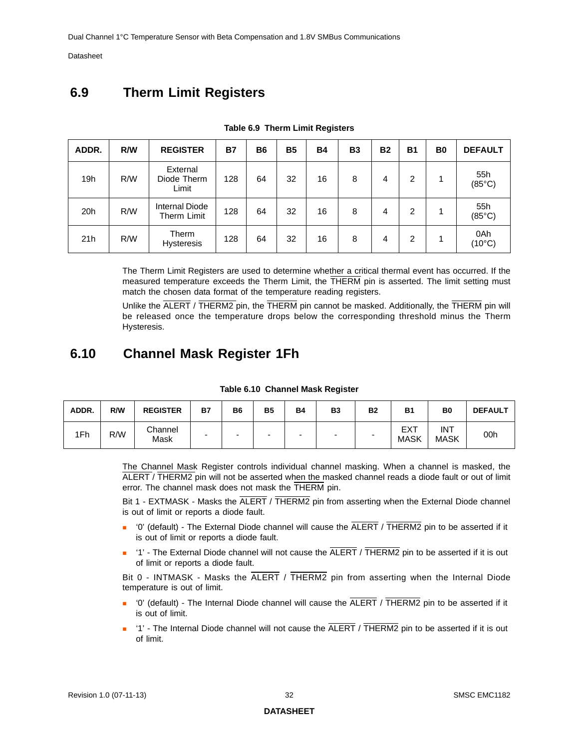## 6.9 Therm Limit Registers

**Table 6.9 Therm Limit Registers**

| ADDR. | R/W | REGISTER | B7 | B6 | B5 | B4 | B3 | B2 | B1 | B0 | DEFAULT |
|---|---|---|---|---|---|---|---|---|---|---|---|
| 19h | R/W | External Diode Therm Limit | 128 | 64 | 32 | 16 | 8 | 4 | 2 | 1 | 55h (85°C) |
| 20h | R/W | Internal Diode Therm Limit | 128 | 64 | 32 | 16 | 8 | 4 | 2 | 1 | 55h (85°C) |
| 21h | R/W | Therm Hysteresis | 128 | 64 | 32 | 16 | 8 | 4 | 2 | 1 | 0Ah (10°C) |

The Therm Limit Registers are used to determine whether a critical thermal event has occurred. If the measured temperature exceeds the Therm Limit, the THERM pin is asserted. The limit setting must match the chosen data format of the temperature reading registers.

Unlike the ALERT / THERM2 pin, the THERM pin cannot be masked. Additionally, the THERM pin will be released once the temperature drops below the corresponding threshold minus the Therm Hysteresis.

## 6.10 Channel Mask Register 1Fh

**Table 6.10 Channel Mask Register**

| ADDR. | R/W | REGISTER | B7 | B6 | B5 | B4 | B3 | B2 | B1 | B0 | DEFAULT |
|---|---|---|---|---|---|---|---|---|---|---|---|
| 1Fh | R/W | Channel Mask | - | - | - | - | - | - | EXT MASK | INT MASK | 00h |

The Channel Mask Register controls individual channel masking. When a channel is masked, the ALERT / THERM2 pin will not be asserted when the masked channel reads a diode fault or out of limit error. The channel mask does not mask the THERM pin.

Bit 1 - EXTMASK - Masks the ALERT / THERM2 pin from asserting when the External Diode channel is out of limit or reports a diode fault.

- '0' (default) - The External Diode channel will cause the ALERT / THERM2 pin to be asserted if it is out of limit or reports a diode fault.
- '1' - The External Diode channel will not cause the ALERT / THERM2 pin to be asserted if it is out of limit or reports a diode fault.

Bit 0 - INTMASK - Masks the ALERT / THERM2 pin from asserting when the Internal Diode temperature is out of limit.

- '0' (default) - The Internal Diode channel will cause the ALERT / THERM2 pin to be asserted if it is out of limit.
- '1' - The Internal Diode channel will not cause the ALERT / THERM2 pin to be asserted if it is out of limit.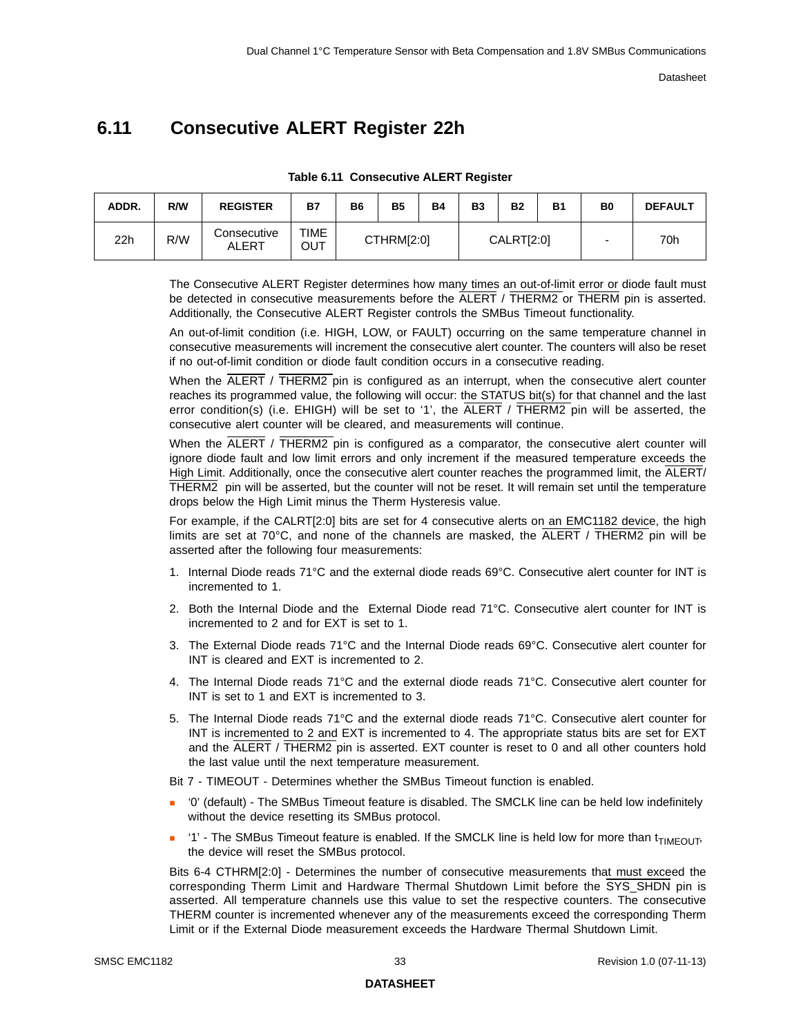## 6.11 Consecutive ALERT Register 22h

**Table 6.11 Consecutive ALERT Register**

| ADDR. | R/W | REGISTER | B7 | B6 | B5 | B4 | B3 | B2 | B1 | B0 | DEFAULT |
|---|---|---|---|---|---|---|---|---|---|---|---|
| 22h | R/W | Consecutive ALERT | TIME OUT | CTHRM[2:0] | | | CALRT[2:0] | | | - | 70h |

The Consecutive ALERT Register determines how many times an out-of-limit error or diode fault must be detected in consecutive measurements before the ALERT / THERM2 or THERM pin is asserted. Additionally, the Consecutive ALERT Register controls the SMBus Timeout functionality.

An out-of-limit condition (i.e. HIGH, LOW, or FAULT) occurring on the same temperature channel in consecutive measurements will increment the consecutive alert counter. The counters will also be reset if no out-of-limit condition or diode fault condition occurs in a consecutive reading.

When the ALERT / THERM2 pin is configured as an interrupt, when the consecutive alert counter reaches its programmed value, the following will occur: the STATUS bit(s) for that channel and the last error condition(s) (i.e. EHIGH) will be set to '1', the ALERT / THERM2 pin will be asserted, the consecutive alert counter will be cleared, and measurements will continue.

When the ALERT / THERM2 pin is configured as a comparator, the consecutive alert counter will ignore diode fault and low limit errors and only increment if the measured temperature exceeds the High Limit. Additionally, once the consecutive alert counter reaches the programmed limit, the ALERT/ THERM2 pin will be asserted, but the counter will not be reset. It will remain set until the temperature drops below the High Limit minus the Therm Hysteresis value.

For example, if the CALRT[2:0] bits are set for 4 consecutive alerts on an EMC1182 device, the high limits are set at 70°C, and none of the channels are masked, the ALERT / THERM2 pin will be asserted after the following four measurements:

1. Internal Diode reads 71°C and the external diode reads 69°C. Consecutive alert counter for INT is incremented to 1.
2. Both the Internal Diode and the External Diode read 71°C. Consecutive alert counter for INT is incremented to 2 and for EXT is set to 1.
3. The External Diode reads 71°C and the Internal Diode reads 69°C. Consecutive alert counter for INT is cleared and EXT is incremented to 2.
4. The Internal Diode reads 71°C and the external diode reads 71°C. Consecutive alert counter for INT is set to 1 and EXT is incremented to 3.
5. The Internal Diode reads 71°C and the external diode reads 71°C. Consecutive alert counter for INT is incremented to 2 and EXT is incremented to 4. The appropriate status bits are set for EXT and the ALERT / THERM2 pin is asserted. EXT counter is reset to 0 and all other counters hold the last value until the next temperature measurement.

Bit 7 - TIMEOUT - Determines whether the SMBus Timeout function is enabled.

- '0' (default) - The SMBus Timeout feature is disabled. The SMCLK line can be held low indefinitely without the device resetting its SMBus protocol.
- '1' - The SMBus Timeout feature is enabled. If the SMCLK line is held low for more than $t_{TIMEOUT}$, the device will reset the SMBus protocol.

Bits 6-4 CTHRM[2:0] - Determines the number of consecutive measurements that must exceed the corresponding Therm Limit and Hardware Thermal Shutdown Limit before the SYS_SHDN pin is asserted. All temperature channels use this value to set the respective counters. The consecutive THERM counter is incremented whenever any of the measurements exceed the corresponding Therm Limit or if the External Diode measurement exceeds the Hardware Thermal Shutdown Limit.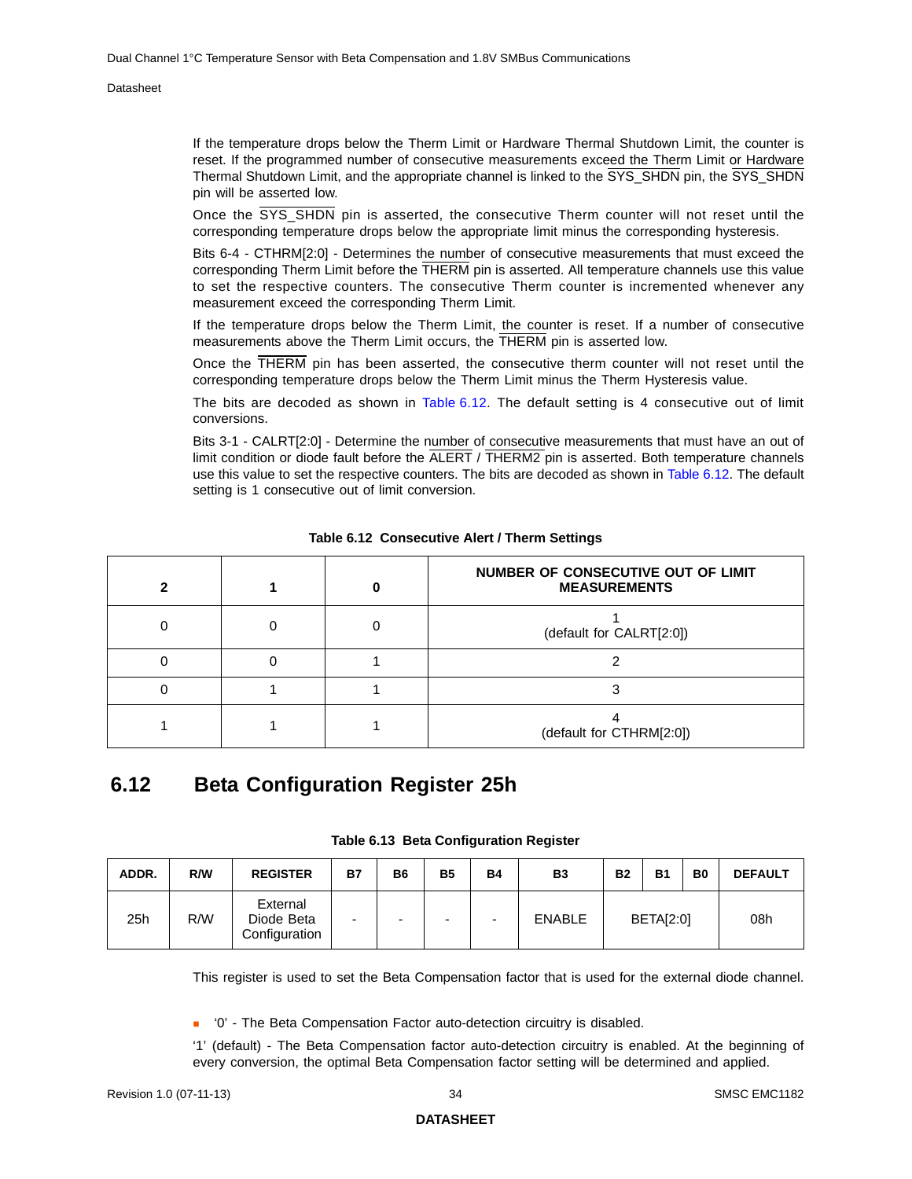If the temperature drops below the Therm Limit or Hardware Thermal Shutdown Limit, the counter is reset. If the programmed number of consecutive measurements exceed the Therm Limit or Hardware Thermal Shutdown Limit, and the appropriate channel is linked to the SYS_SHDN pin, the SYS_SHDN pin will be asserted low.

Once the SYS_SHDN pin is asserted, the consecutive Therm counter will not reset until the corresponding temperature drops below the appropriate limit minus the corresponding hysteresis.

Bits 6-4 - CTHRM[2:0] - Determines the number of consecutive measurements that must exceed the corresponding Therm Limit before the THERM pin is asserted. All temperature channels use this value to set the respective counters. The consecutive Therm counter is incremented whenever any measurement exceed the corresponding Therm Limit.

If the temperature drops below the Therm Limit, the counter is reset. If a number of consecutive measurements above the Therm Limit occurs, the THERM pin is asserted low.

Once the THERM pin has been asserted, the consecutive therm counter will not reset until the corresponding temperature drops below the Therm Limit minus the Therm Hysteresis value.

The bits are decoded as shown in Table 6.12. The default setting is 4 consecutive out of limit conversions.

Bits 3-1 - CALRT[2:0] - Determine the number of consecutive measurements that must have an out of limit condition or diode fault before the ALERT / THERM2 pin is asserted. Both temperature channels use this value to set the respective counters. The bits are decoded as shown in Table 6.12. The default setting is 1 consecutive out of limit conversion.

**Table 6.12 Consecutive Alert / Therm Settings**

| 2 | 1 | 0 | NUMBER OF CONSECUTIVE OUT OF LIMIT MEASUREMENTS |
|---|---|---|---|
| 0 | 0 | 0 | 1 (default for CALRT[2:0]) |
| 0 | 0 | 1 | 2 |
| 0 | 1 | 1 | 3 |
| 1 | 1 | 1 | 4 (default for CTHRM[2:0]) |

## 6.12 Beta Configuration Register 25h

**Table 6.13 Beta Configuration Register**

| ADDR. | R/W | REGISTER | B7 | B6 | B5 | B4 | B3 | B2 | B1 | B0 | DEFAULT |
|---|---|---|---|---|---|---|---|---|---|---|---|
| 25h | R/W | External Diode Beta Configuration | - | - | - | - | ENABLE | BETA[2:0] | | | 08h |

This register is used to set the Beta Compensation factor that is used for the external diode channel.

- ‘0’ - The Beta Compensation Factor auto-detection circuitry is disabled.

‘1’ (default) - The Beta Compensation factor auto-detection circuitry is enabled. At the beginning of every conversion, the optimal Beta Compensation factor setting will be determined and applied.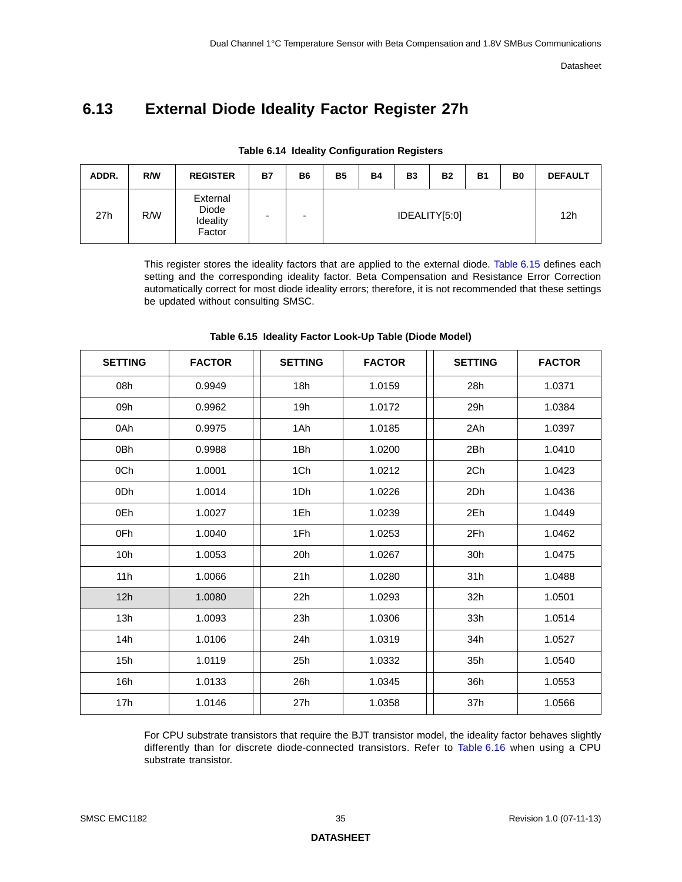## 6.13 External Diode Ideality Factor Register 27h

**Table 6.14 Ideality Configuration Registers**

| ADDR. | R/W | REGISTER | B7 | B6 | B5 | B4 | B3 | B2 | B1 | B0 | DEFAULT |
|---|---|---|---|---|---|---|---|---|---|---|---|
| 27h | R/W | External Diode Ideality Factor | - | - | IDEALITY[5:0] | | | | | | 12h |

This register stores the ideality factors that are applied to the external diode. Table 6.15 defines each setting and the corresponding ideality factor. Beta Compensation and Resistance Error Correction automatically correct for most diode ideality errors; therefore, it is not recommended that these settings be updated without consulting SMSC.

**Table 6.15 Ideality Factor Look-Up Table (Diode Model)**

| SETTING | FACTOR | SETTING | FACTOR | SETTING | FACTOR |
|---|---|---|---|---|---|
| 08h | 0.9949 | 18h | 1.0159 | 28h | 1.0371 |
| 09h | 0.9962 | 19h | 1.0172 | 29h | 1.0384 |
| 0Ah | 0.9975 | 1Ah | 1.0185 | 2Ah | 1.0397 |
| 0Bh | 0.9988 | 1Bh | 1.0200 | 2Bh | 1.0410 |
| 0Ch | 1.0001 | 1Ch | 1.0212 | 2Ch | 1.0423 |
| 0Dh | 1.0014 | 1Dh | 1.0226 | 2Dh | 1.0436 |
| 0Eh | 1.0027 | 1Eh | 1.0239 | 2Eh | 1.0449 |
| 0Fh | 1.0040 | 1Fh | 1.0253 | 2Fh | 1.0462 |
| 10h | 1.0053 | 20h | 1.0267 | 30h | 1.0475 |
| 11h | 1.0066 | 21h | 1.0280 | 31h | 1.0488 |
| 12h | 1.0080 | 22h | 1.0293 | 32h | 1.0501 |
| 13h | 1.0093 | 23h | 1.0306 | 33h | 1.0514 |
| 14h | 1.0106 | 24h | 1.0319 | 34h | 1.0527 |
| 15h | 1.0119 | 25h | 1.0332 | 35h | 1.0540 |
| 16h | 1.0133 | 26h | 1.0345 | 36h | 1.0553 |
| 17h | 1.0146 | 27h | 1.0358 | 37h | 1.0566 |

For CPU substrate transistors that require the BJT transistor model, the ideality factor behaves slightly differently than for discrete diode-connected transistors. Refer to Table 6.16 when using a CPU substrate transistor.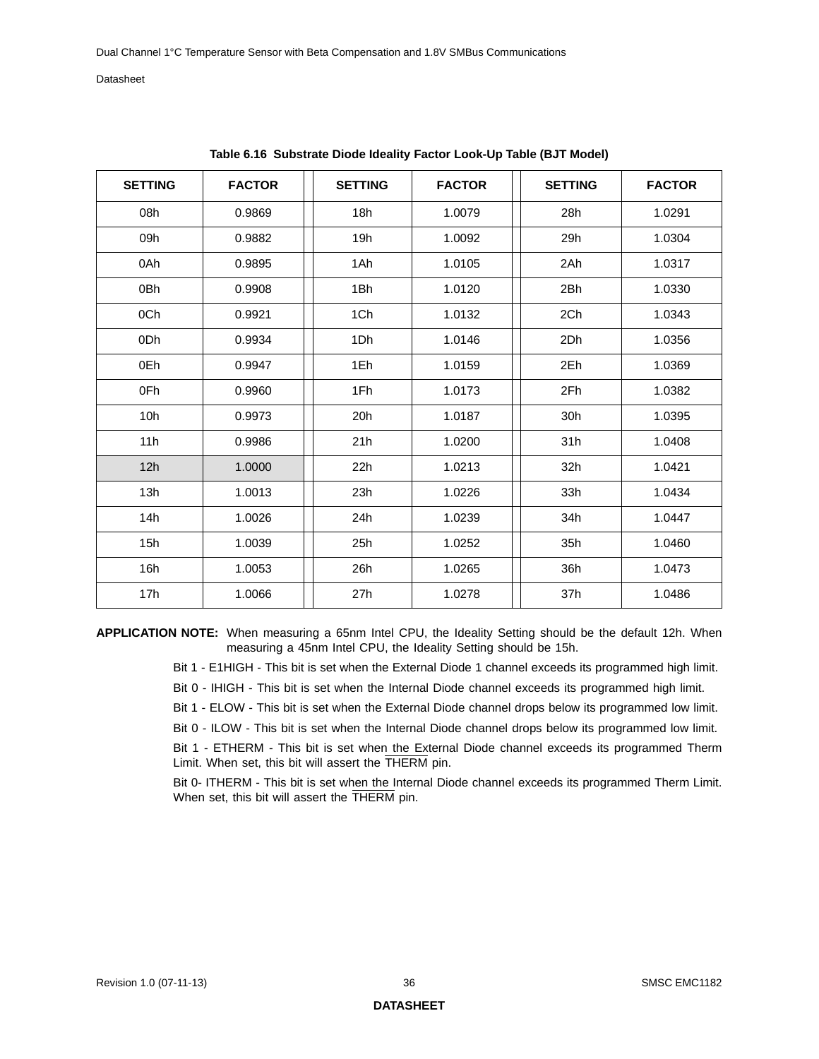**Table 6.16 Substrate Diode Ideality Factor Look-Up Table (BJT Model)**

| SETTING | FACTOR | SETTING | FACTOR | SETTING | FACTOR |
|---|---|---|---|---|---|
| 08h | 0.9869 | 18h | 1.0079 | 28h | 1.0291 |
| 09h | 0.9882 | 19h | 1.0092 | 29h | 1.0304 |
| 0Ah | 0.9895 | 1Ah | 1.0105 | 2Ah | 1.0317 |
| 0Bh | 0.9908 | 1Bh | 1.0120 | 2Bh | 1.0330 |
| 0Ch | 0.9921 | 1Ch | 1.0132 | 2Ch | 1.0343 |
| 0Dh | 0.9934 | 1Dh | 1.0146 | 2Dh | 1.0356 |
| 0Eh | 0.9947 | 1Eh | 1.0159 | 2Eh | 1.0369 |
| 0Fh | 0.9960 | 1Fh | 1.0173 | 2Fh | 1.0382 |
| 10h | 0.9973 | 20h | 1.0187 | 30h | 1.0395 |
| 11h | 0.9986 | 21h | 1.0200 | 31h | 1.0408 |
| 12h | 1.0000 | 22h | 1.0213 | 32h | 1.0421 |
| 13h | 1.0013 | 23h | 1.0226 | 33h | 1.0434 |
| 14h | 1.0026 | 24h | 1.0239 | 34h | 1.0447 |
| 15h | 1.0039 | 25h | 1.0252 | 35h | 1.0460 |
| 16h | 1.0053 | 26h | 1.0265 | 36h | 1.0473 |
| 17h | 1.0066 | 27h | 1.0278 | 37h | 1.0486 |

**APPLICATION NOTE:** When measuring a 65nm Intel CPU, the Ideality Setting should be the default 12h. When measuring a 45nm Intel CPU, the Ideality Setting should be 15h.

Bit 1 - E1HIGH - This bit is set when the External Diode 1 channel exceeds its programmed high limit.

Bit 0 - IHIGH - This bit is set when the Internal Diode channel exceeds its programmed high limit.

Bit 1 - ELOW - This bit is set when the External Diode channel drops below its programmed low limit.

Bit 0 - ILOW - This bit is set when the Internal Diode channel drops below its programmed low limit.

Bit 1 - ETHERM - This bit is set when the External Diode channel exceeds its programmed Therm Limit. When set, this bit will assert the $\overline{\text{THERM}}$ pin.

Bit 0- ITHERM - This bit is set when the Internal Diode channel exceeds its programmed Therm Limit. When set, this bit will assert the $\overline{\text{THERM}}$ pin.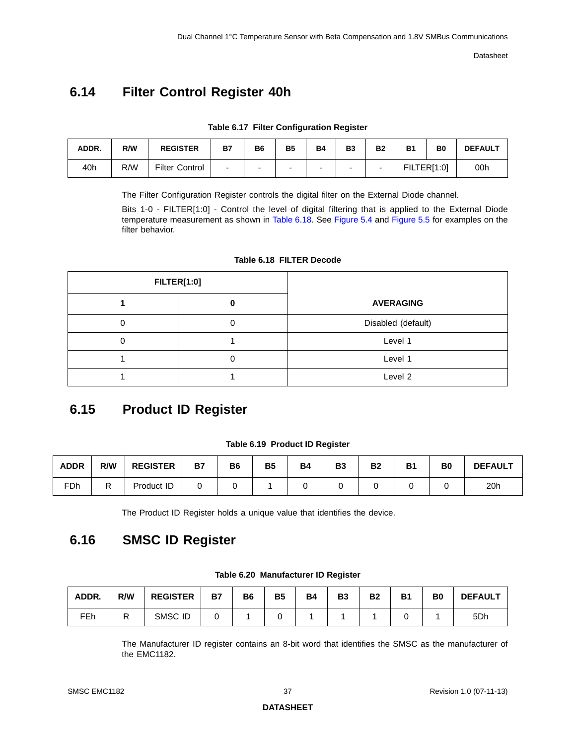## 6.14 Filter Control Register 40h

**Table 6.17 Filter Configuration Register**

| ADDR. | R/W | REGISTER | B7 | B6 | B5 | B4 | B3 | B2 | B1 | B0 | DEFAULT |
|---|---|---|---|---|---|---|---|---|---|---|---|
| 40h | R/W | Filter Control | - | - | - | - | - | - | FILTER[1:0] | | 00h |

The Filter Configuration Register controls the digital filter on the External Diode channel.

Bits 1-0 - FILTER[1:0] - Control the level of digital filtering that is applied to the External Diode temperature measurement as shown in Table 6.18. See Figure 5.4 and Figure 5.5 for examples on the filter behavior.

**Table 6.18 FILTER Decode**

| FILTER[1:0] | | |
|---|---|---|
| **1** | **0** | **AVERAGING** |
| 0 | 0 | Disabled (default) |
| 0 | 1 | Level 1 |
| 1 | 0 | Level 1 |
| 1 | 1 | Level 2 |

## 6.15 Product ID Register

**Table 6.19 Product ID Register**

| ADDR | R/W | REGISTER | B7 | B6 | B5 | B4 | B3 | B2 | B1 | B0 | DEFAULT |
|---|---|---|---|---|---|---|---|---|---|---|---|
| FDh | R | Product ID | 0 | 0 | 1 | 0 | 0 | 0 | 0 | 0 | 20h |

The Product ID Register holds a unique value that identifies the device.

## 6.16 SMSC ID Register

**Table 6.20 Manufacturer ID Register**

| ADDR. | R/W | REGISTER | B7 | B6 | B5 | B4 | B3 | B2 | B1 | B0 | DEFAULT |
|---|---|---|---|---|---|---|---|---|---|---|---|
| FEh | R | SMSC ID | 0 | 1 | 0 | 1 | 1 | 1 | 0 | 1 | 5Dh |

The Manufacturer ID register contains an 8-bit word that identifies the SMSC as the manufacturer of the EMC1182.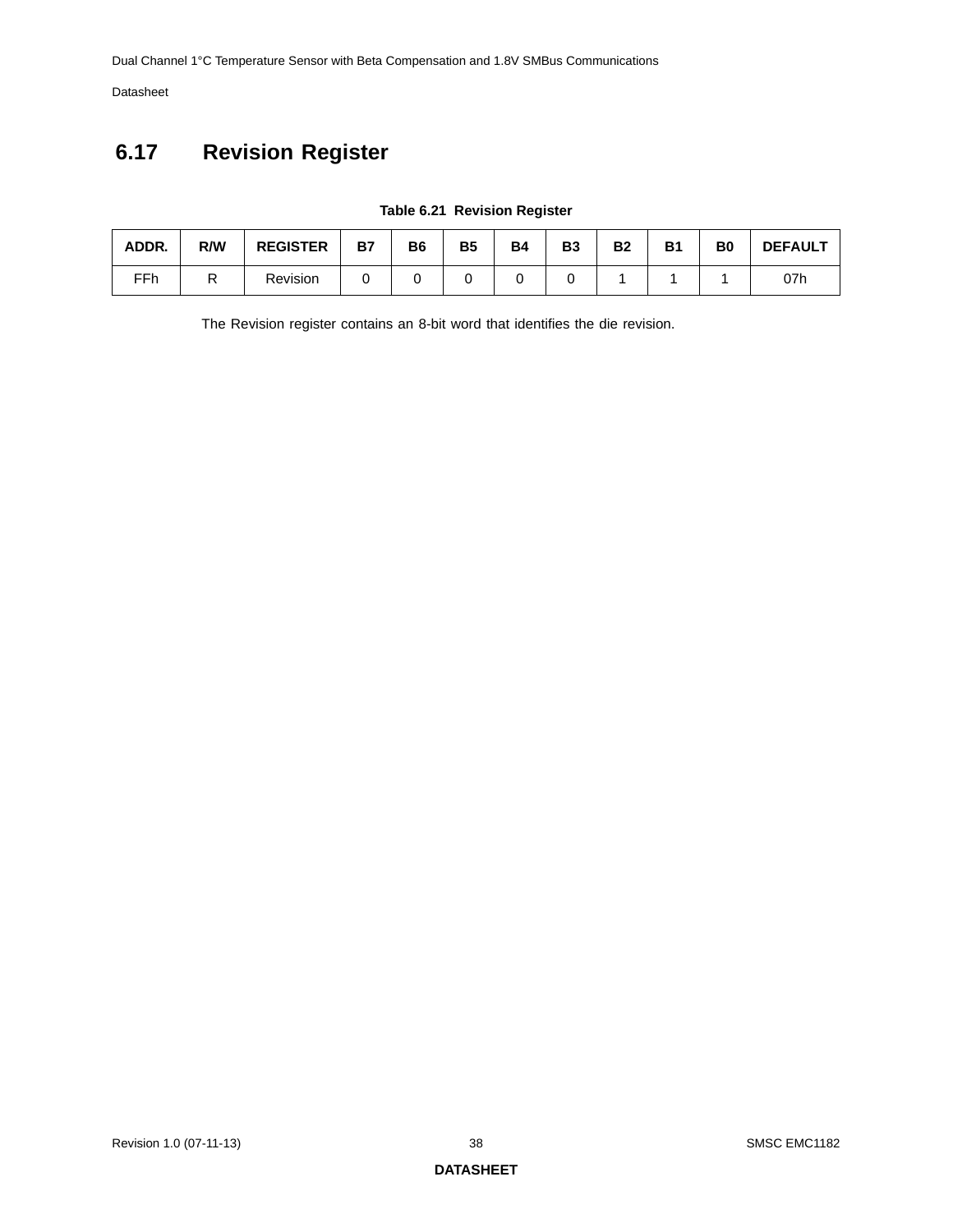## 6.17 Revision Register

**Table 6.21 Revision Register**

| ADDR. | R/W | REGISTER | B7 | B6 | B5 | B4 | B3 | B2 | B1 | B0 | DEFAULT |
|---|---|---|---|---|---|---|---|---|---|---|---|
| FFh | R | Revision | 0 | 0 | 0 | 0 | 0 | 1 | 1 | 1 | 07h |

The Revision register contains an 8-bit word that identifies the die revision.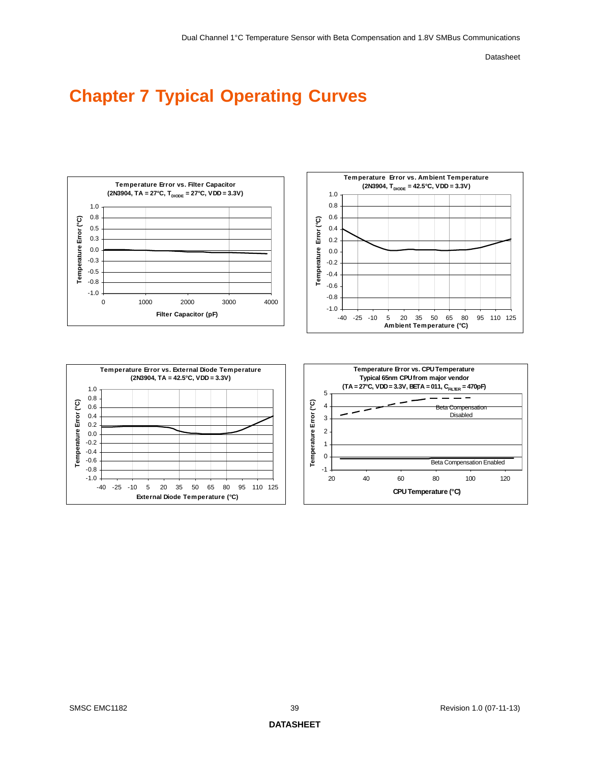# Chapter 7 Typical Operating Curves

**Temperature Error vs. Filter Capacitor**
**(2N3904, TA = 27°C, $T_{DIODE}$ = 27°C, VDD = 3.3V)**

**Temperature Error vs. Ambient Temperature**
**(2N3904, $T_{DIODE}$ = 42.5°C, VDD = 3.3V)**

**Temperature Error vs. External Diode Temperature**
**(2N3904, TA = 42.5°C, VDD = 3.3V)**

**Temperature Error vs. CPU Temperature**
**Typical 65nm CPU from major vendor**
**(TA = 27°C, VDD = 3.3V, BETA = 011, $C_{FILTER}$ = 470pF)**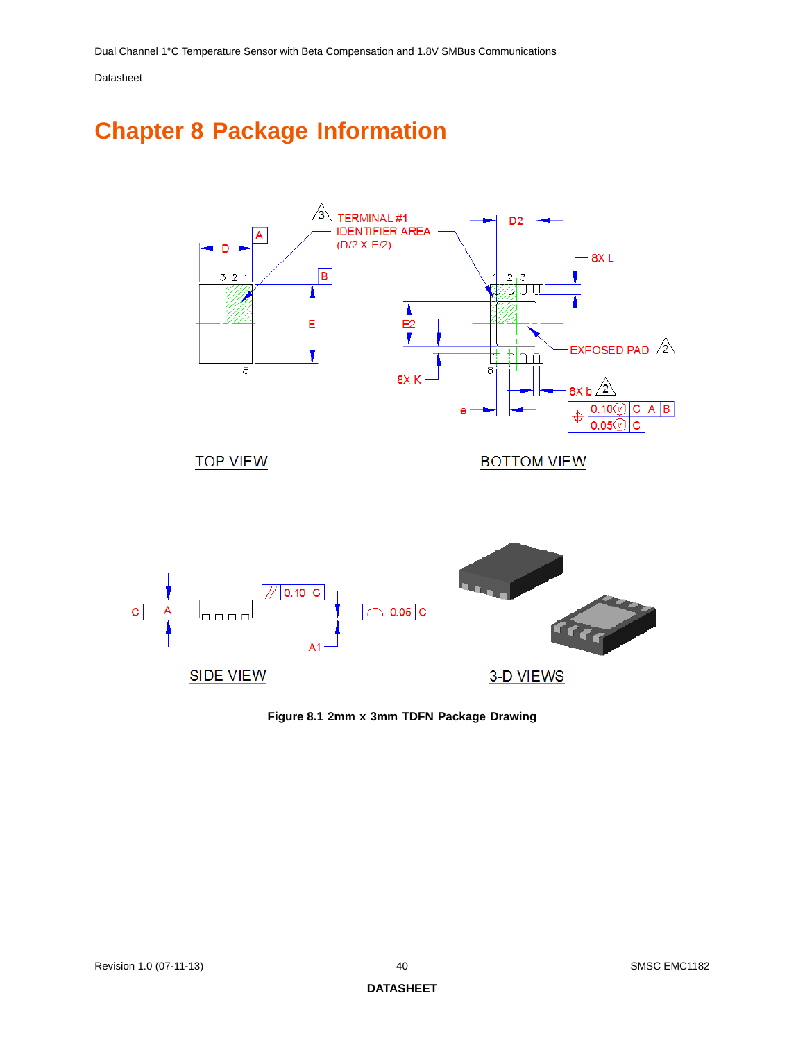# Chapter 8 Package Information

**Figure 8.1 2mm x 3mm TDFN Package Drawing**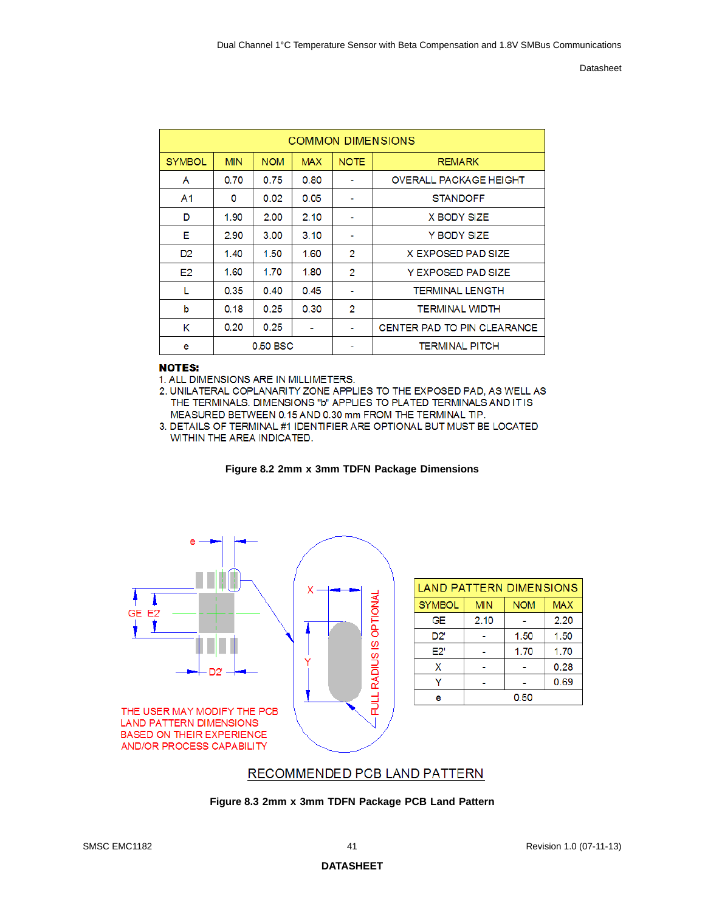| COMMON DIMENSIONS | | | | | |
|---|---|---|---|---|---|
| SYMBOL | MIN | NOM | MAX | NOTE | REMARK |
| A | 0.70 | 0.75 | 0.80 | - | OVERALL PACKAGE HEIGHT |
| A1 | 0 | 0.02 | 0.05 | - | STANDOFF |
| D | 1.90 | 2.00 | 2.10 | - | X BODY SIZE |
| E | 2.90 | 3.00 | 3.10 | - | Y BODY SIZE |
| D2 | 1.40 | 1.50 | 1.60 | 2 | X EXPOSED PAD SIZE |
| E2 | 1.60 | 1.70 | 1.80 | 2 | Y EXPOSED PAD SIZE |
| L | 0.35 | 0.40 | 0.45 | - | TERMINAL LENGTH |
| b | 0.18 | 0.25 | 0.30 | 2 | TERMINAL WIDTH |
| K | 0.20 | 0.25 | - | - | CENTER PAD TO PIN CLEARANCE |
| e | 0.50 BSC | | | - | TERMINAL PITCH |

**NOTES:**

1. ALL DIMENSIONS ARE IN MILLIMETERS.
2. UNILATERAL COPLANARITY ZONE APPLIES TO THE EXPOSED PAD, AS WELL AS THE TERMINALS. DIMENSIONS "b" APPLIES TO PLATED TERMINALS AND IT IS MEASURED BETWEEN 0.15 AND 0.30 mm FROM THE TERMINAL TIP.
3. DETAILS OF TERMINAL #1 IDENTIFIER ARE OPTIONAL BUT MUST BE LOCATED WITHIN THE AREA INDICATED.

**Figure 8.2 2mm x 3mm TDFN Package Dimensions**

e, GE, E2, D2, X, Y, FULL RADIUS IS OPTIONAL

THE USER MAY MODIFY THE PCB LAND PATTERN DIMENSIONS BASED ON THEIR EXPERIENCE AND/OR PROCESS CAPABILITY

| LAND PATTERN DIMENSIONS | | | |
|---|---|---|---|
| SYMBOL | MIN | NOM | MAX |
| GE | 2.10 | - | 2.20 |
| D2' | - | 1.50 | 1.50 |
| E2' | - | 1.70 | 1.70 |
| X | - | - | 0.28 |
| Y | - | - | 0.69 |
| e | 0.50 | | |

RECOMMENDED PCB LAND PATTERN

**Figure 8.3 2mm x 3mm TDFN Package PCB Land Pattern**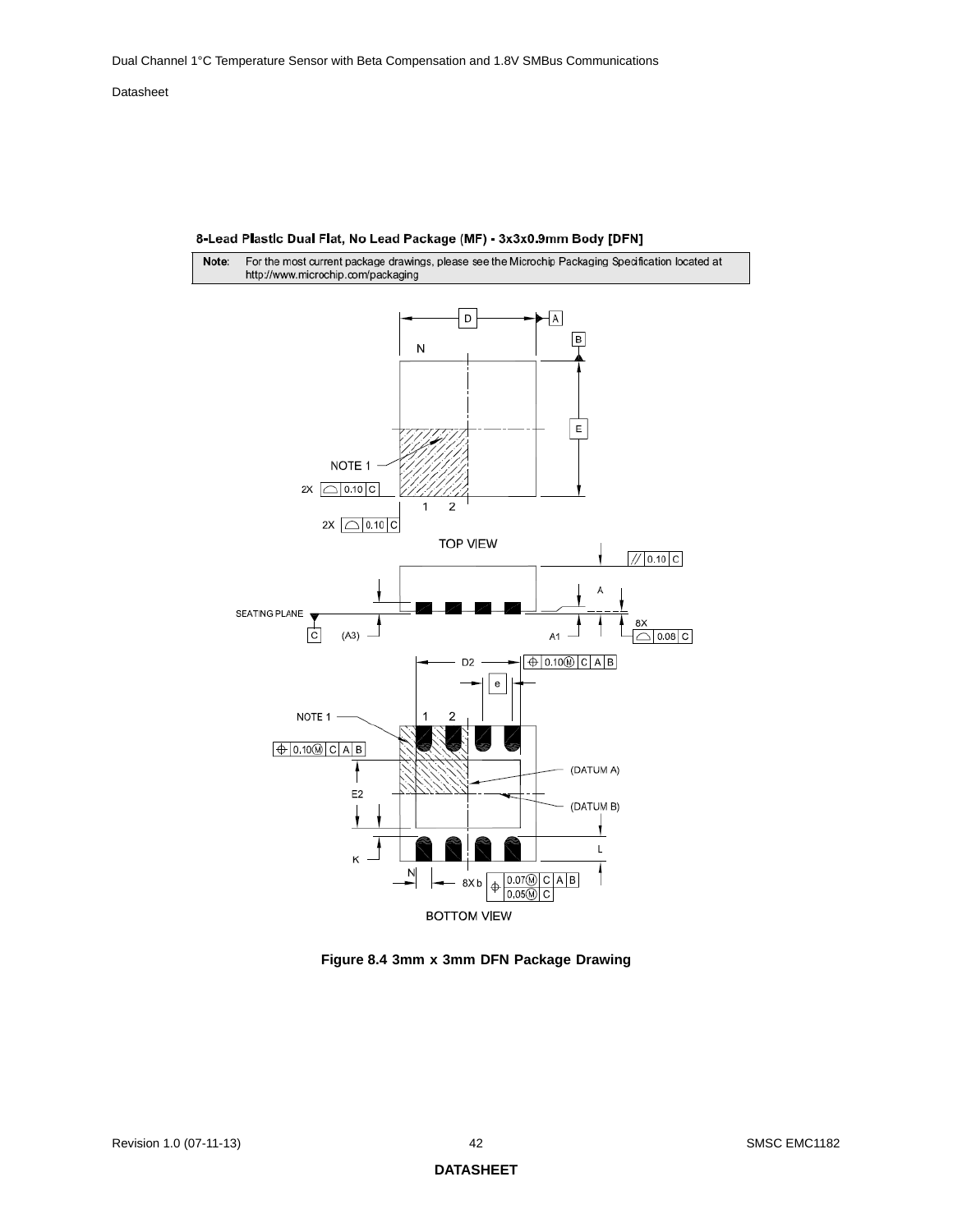8-Lead Plastic Dual Flat, No Lead Package (MF) - 3x3x0.9mm Body [DFN]

| Note: | For the most current package drawings, please see the Microchip Packaging Specification located at http://www.microchip.com/packaging |
|---|---|

D A B N E NOTE 1 2X 0.10 C 1 2 2X 0.10 C

TOP VIEW

0.10 C A SEATING PLANE C (A3) A1 8X 0.08 C

D2 0.10Ⓜ C A B e NOTE 1 1 2 0.10Ⓜ C A B (DATUM A) E2 (DATUM B) K L N 8X b 0.07Ⓜ C A B 0.05Ⓜ C

BOTTOM VIEW

**Figure 8.4 3mm x 3mm DFN Package Drawing**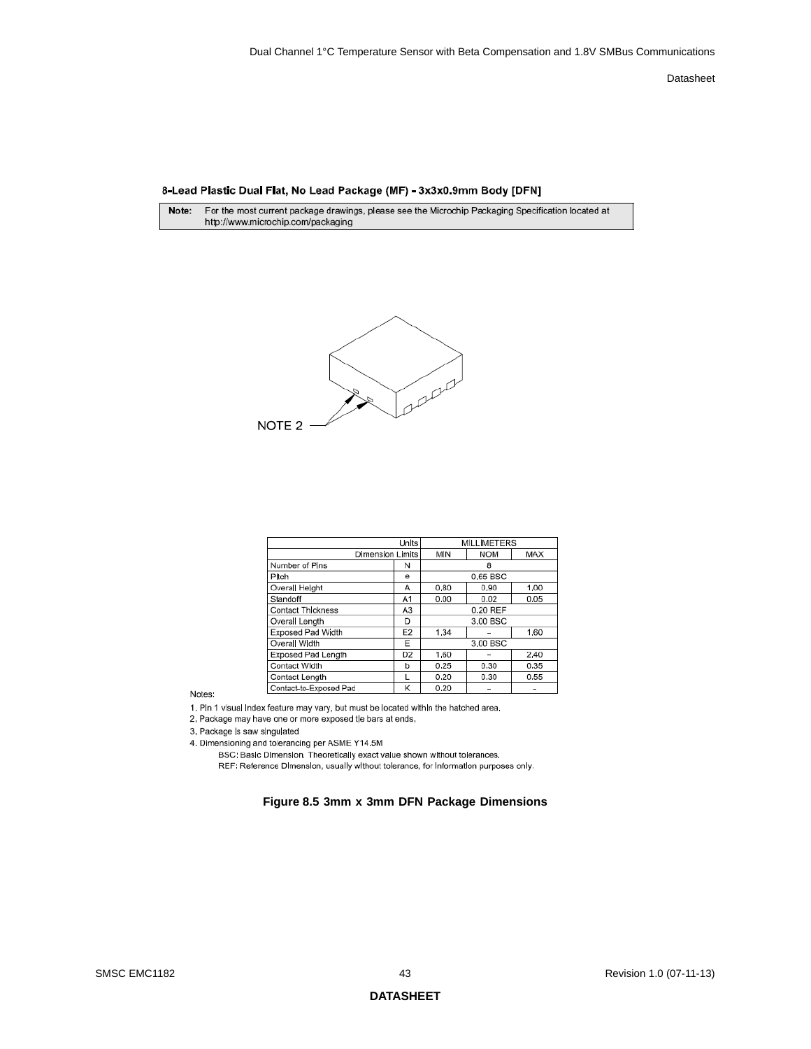### 8-Lead Plastic Dual Flat, No Lead Package (MF) - 3x3x0.9mm Body [DFN]

| **Note:** | For the most current package drawings, please see the Microchip Packaging Specification located at http://www.microchip.com/packaging |
|---|---|

NOTE 2

| Units | | MILLIMETERS | | |
|---|---|---|---|---|
| Dimension Limits | | MIN | NOM | MAX |
| Number of Pins | N | | 8 | |
| Pitch | e | | 0.65 BSC | |
| Overall Height | A | 0.80 | 0.90 | 1.00 |
| Standoff | A1 | 0.00 | 0.02 | 0.05 |
| Contact Thickness | A3 | | 0.20 REF | |
| Overall Length | D | | 3.00 BSC | |
| Exposed Pad Width | E2 | 1.34 | – | 1.60 |
| Overall Width | E | | 3.00 BSC | |
| Exposed Pad Length | D2 | 1.60 | – | 2.40 |
| Contact Width | b | 0.25 | 0.30 | 0.35 |
| Contact Length | L | 0.20 | 0.30 | 0.55 |
| Contact-to-Exposed Pad | K | 0.20 | – | – |

Notes:

1. Pin 1 visual index feature may vary, but must be located within the hatched area.
2. Package may have one or more exposed tie bars at ends.
3. Package is saw singulated
4. Dimensioning and tolerancing per ASME Y14.5M

   BSC: Basic Dimension. Theoretically exact value shown without tolerances.

   REF: Reference Dimension, usually without tolerance, for information purposes only.

**Figure 8.5 3mm x 3mm DFN Package Dimensions**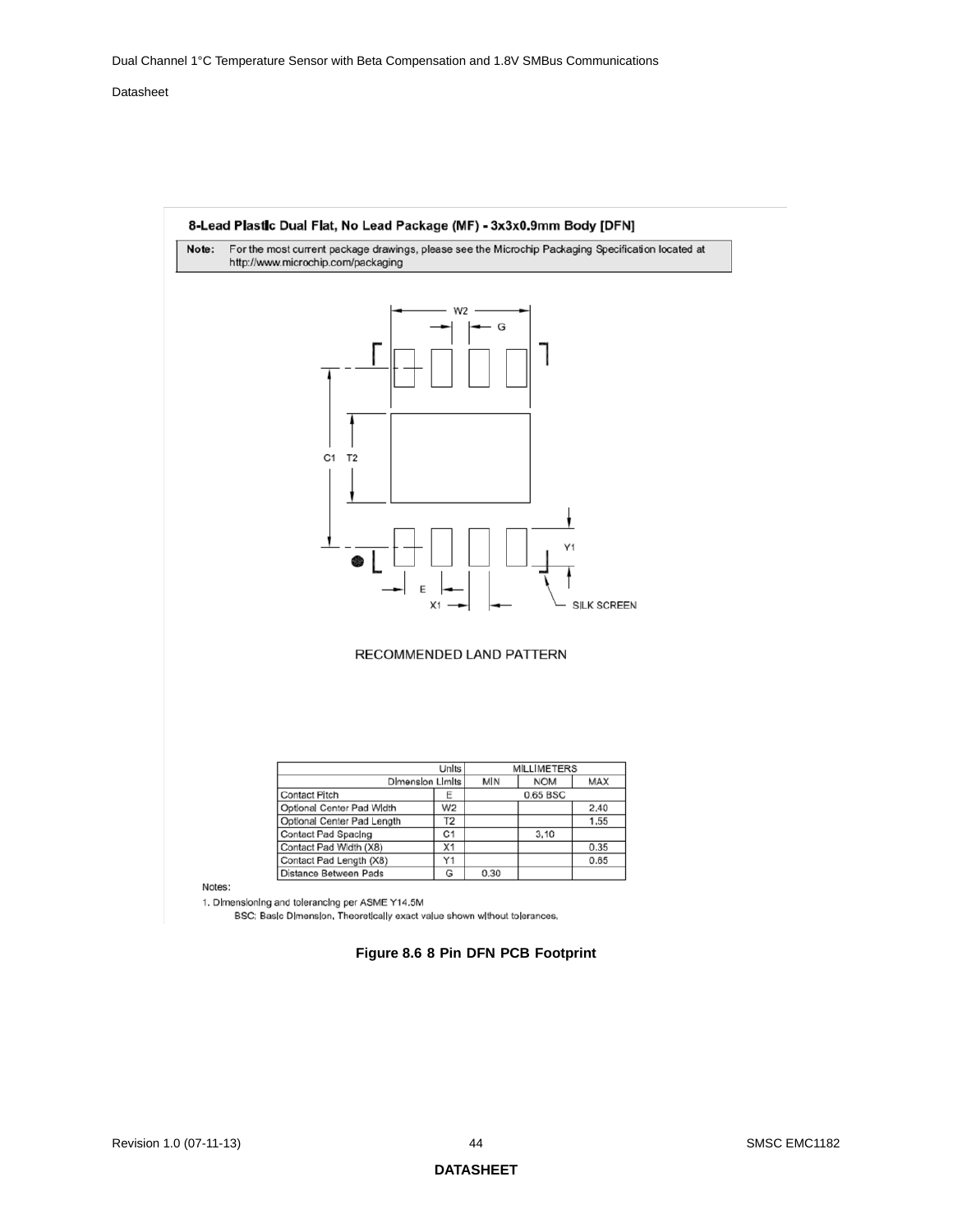8-Lead Plastic Dual Flat, No Lead Package (MF) - 3x3x0.9mm Body [DFN]

**Note:** For the most current package drawings, please see the Microchip Packaging Specification located at http://www.microchip.com/packaging

RECOMMENDED LAND PATTERN

| Units | | MILLIMETERS | | |
|---|---|---|---|---|
| Dimension Limits | | MIN | NOM | MAX |
| Contact Pitch | E | | 0.65 BSC | |
| Optional Center Pad Width | W2 | | | 2.40 |
| Optional Center Pad Length | T2 | | | 1.55 |
| Contact Pad Spacing | C1 | | 3.10 | |
| Contact Pad Width (X8) | X1 | | | 0.35 |
| Contact Pad Length (X8) | Y1 | | | 0.65 |
| Distance Between Pads | G | 0.30 | | |

Notes:

1. Dimensioning and tolerancing per ASME Y14.5M

   BSC: Basic Dimension, Theoretically exact value shown without tolerances.

**Figure 8.6 8 Pin DFN PCB Footprint**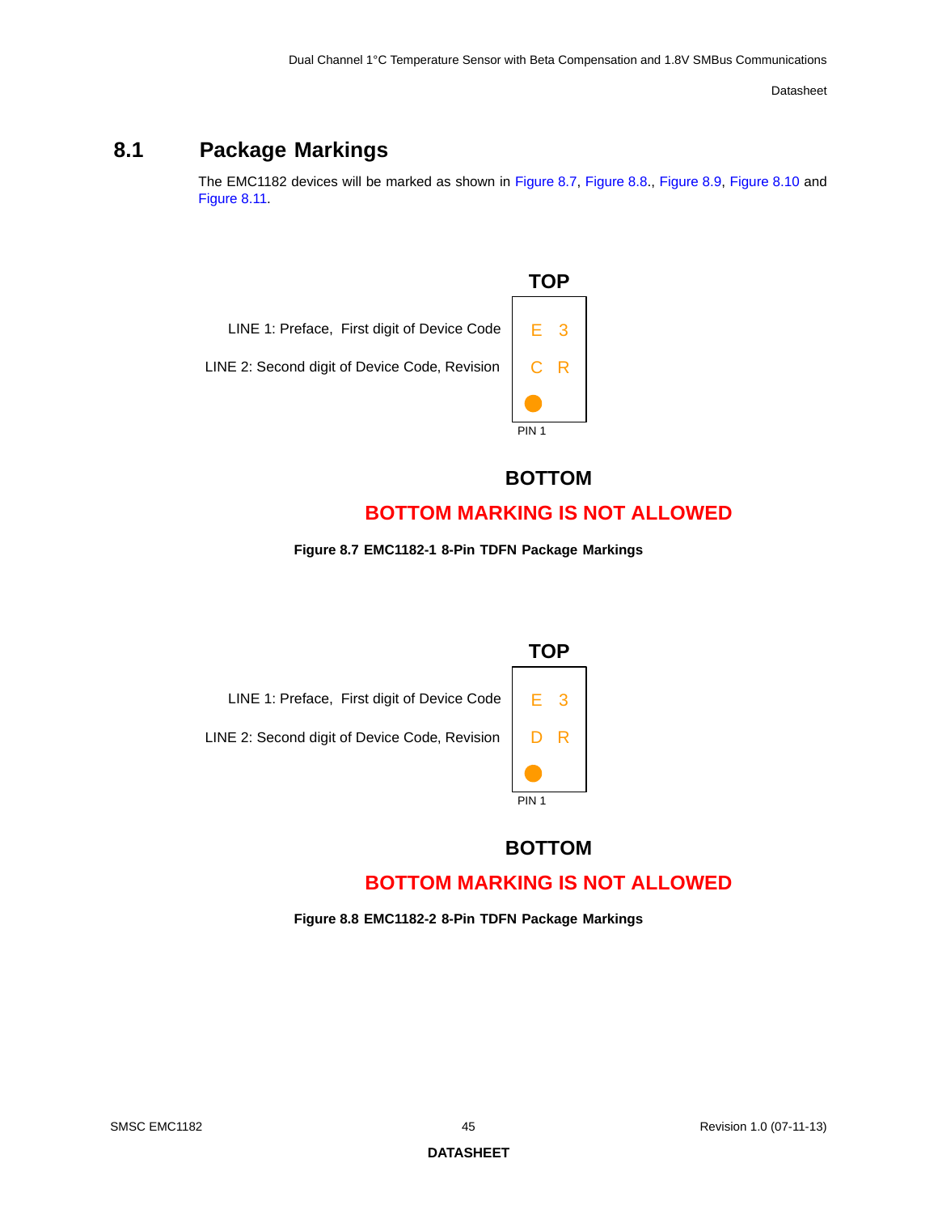## 8.1 Package Markings

The EMC1182 devices will be marked as shown in Figure 8.7, Figure 8.8., Figure 8.9, Figure 8.10 and Figure 8.11.

**TOP**

LINE 1: Preface, First digit of Device Code — E 3

LINE 2: Second digit of Device Code, Revision — C R

PIN 1

**BOTTOM**

**BOTTOM MARKING IS NOT ALLOWED**

**Figure 8.7 EMC1182-1 8-Pin TDFN Package Markings**

**TOP**

LINE 1: Preface, First digit of Device Code — E 3

LINE 2: Second digit of Device Code, Revision — D R

PIN 1

**BOTTOM**

**BOTTOM MARKING IS NOT ALLOWED**

**Figure 8.8 EMC1182-2 8-Pin TDFN Package Markings**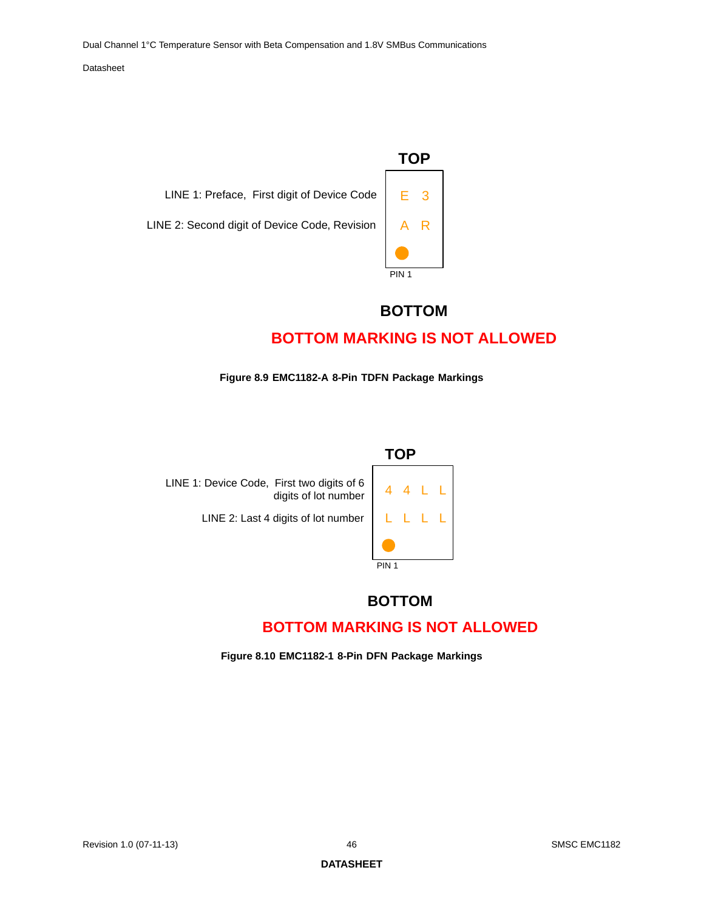TOP

LINE 1: Preface, First digit of Device Code

LINE 2: Second digit of Device Code, Revision

E 3

A R

PIN 1

**BOTTOM**

**BOTTOM MARKING IS NOT ALLOWED**

**Figure 8.9 EMC1182-A 8-Pin TDFN Package Markings**

TOP

LINE 1: Device Code, First two digits of 6 digits of lot number

LINE 2: Last 4 digits of lot number

4 4 L L

L L L L

PIN 1

**BOTTOM**

**BOTTOM MARKING IS NOT ALLOWED**

**Figure 8.10 EMC1182-1 8-Pin DFN Package Markings**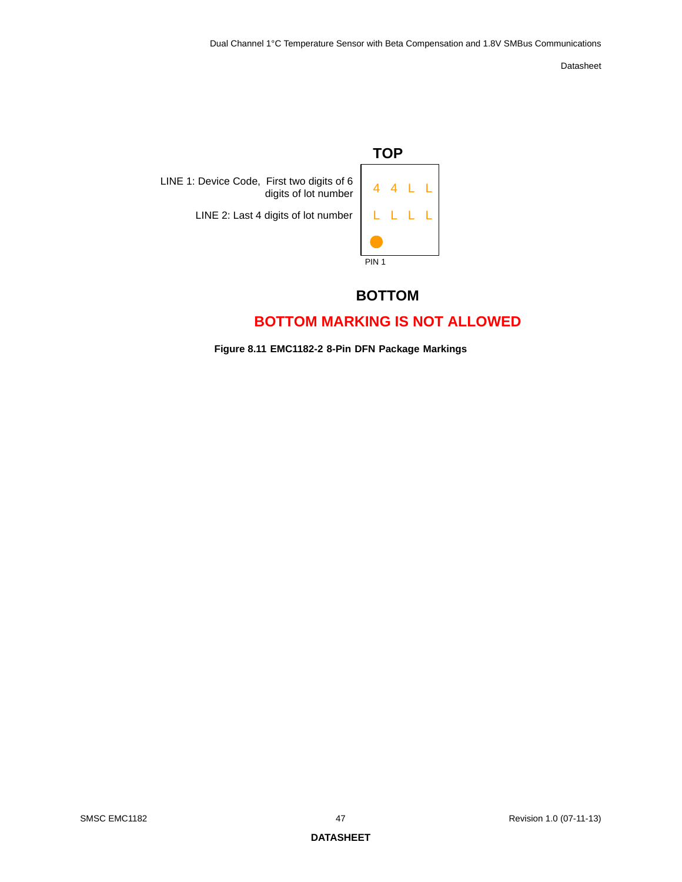**TOP**

LINE 1: Device Code, First two digits of 6 digits of lot number

LINE 2: Last 4 digits of lot number

4 4 L L

L L L L

PIN 1

**BOTTOM**

**BOTTOM MARKING IS NOT ALLOWED**

**Figure 8.11 EMC1182-2 8-Pin DFN Package Markings**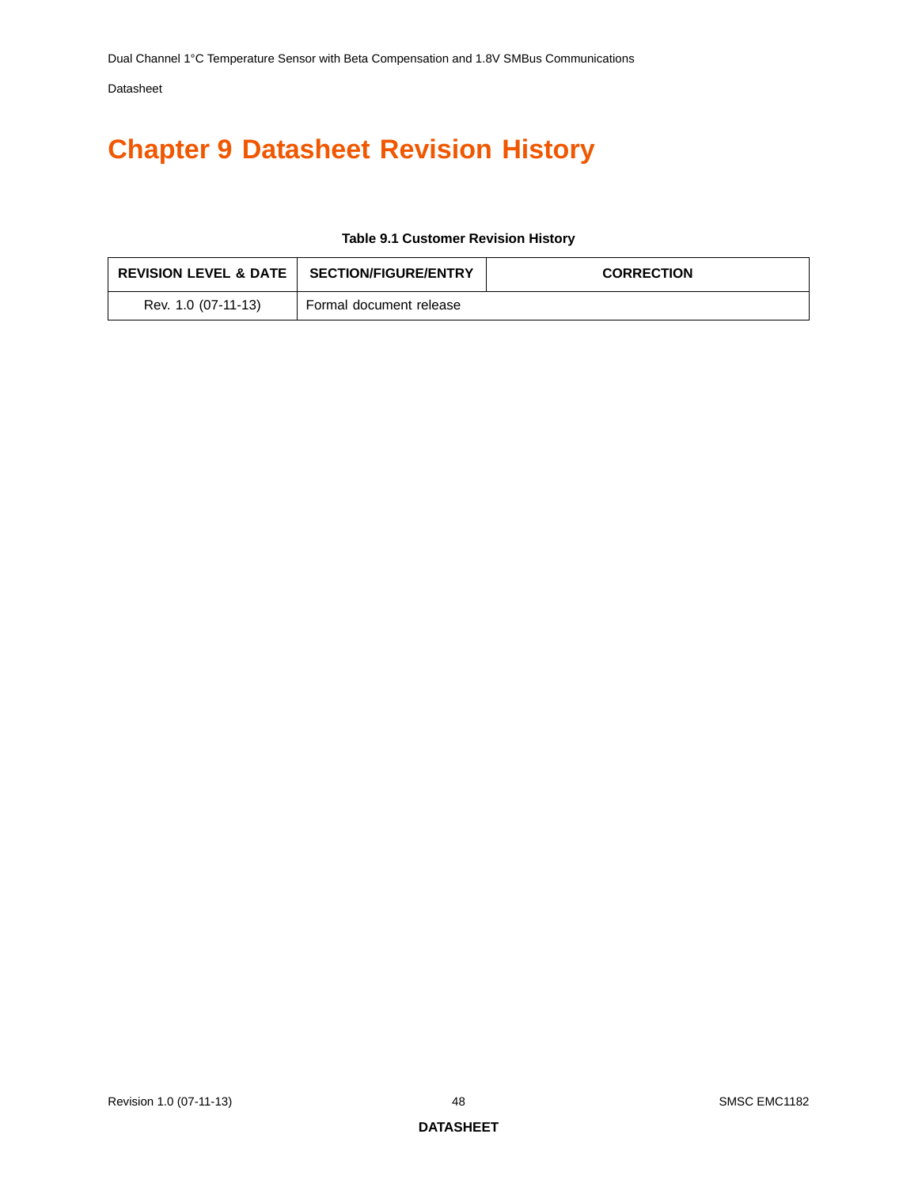# Chapter 9 Datasheet Revision History

**Table 9.1 Customer Revision History**

| REVISION LEVEL & DATE | SECTION/FIGURE/ENTRY | CORRECTION |
|---|---|---|
| Rev. 1.0 (07-11-13) | Formal document release | |